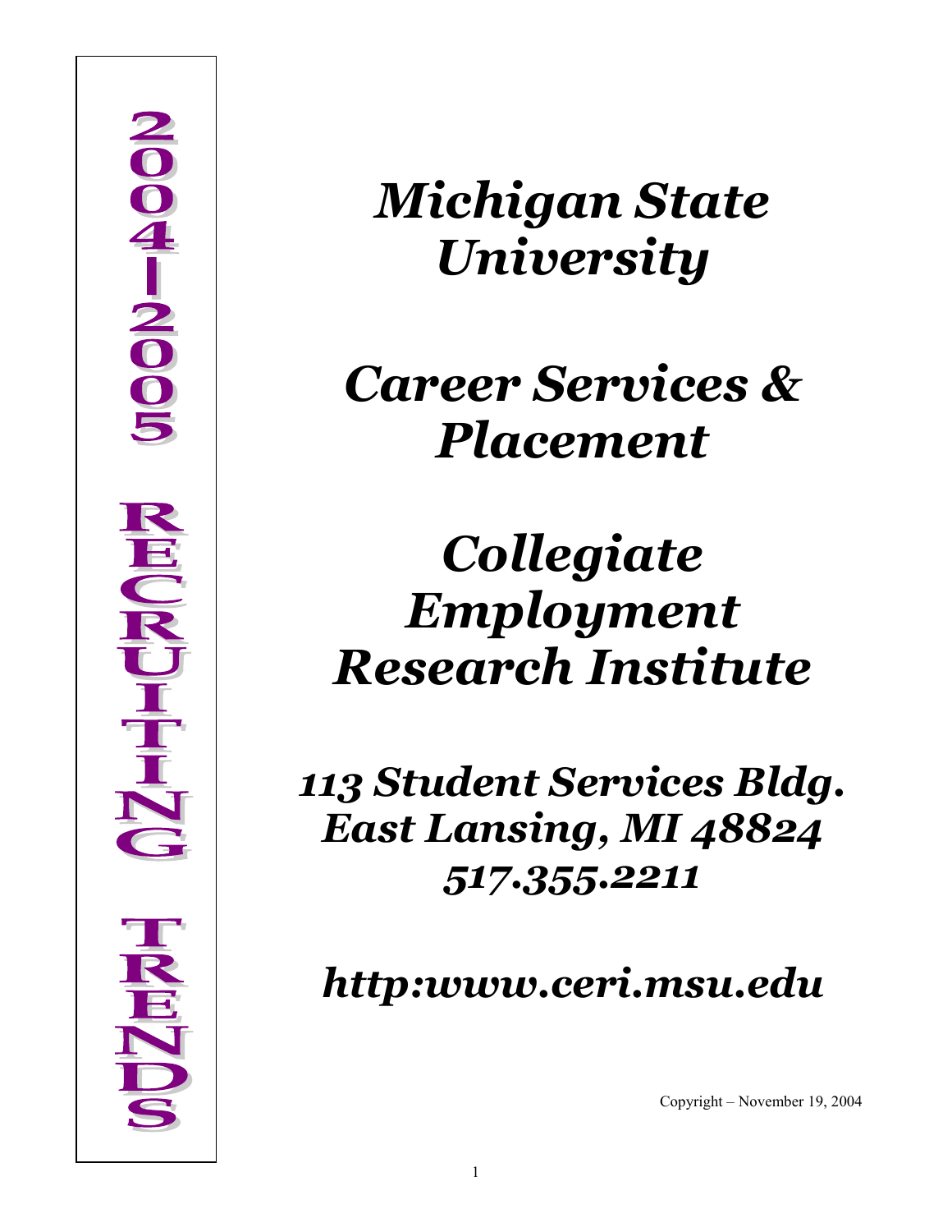# 2004-2005 RECRUITING TRENDS

# *Michigan State University*

## *Career Services & Placement*

## *Collegiate Employment Research Institute*

### *113 Student Services Bldg.*
### *East Lansing, MI 48824*
### *517.355.2211*

### *http:www.ceri.msu.edu*

Copyright – November 19, 2004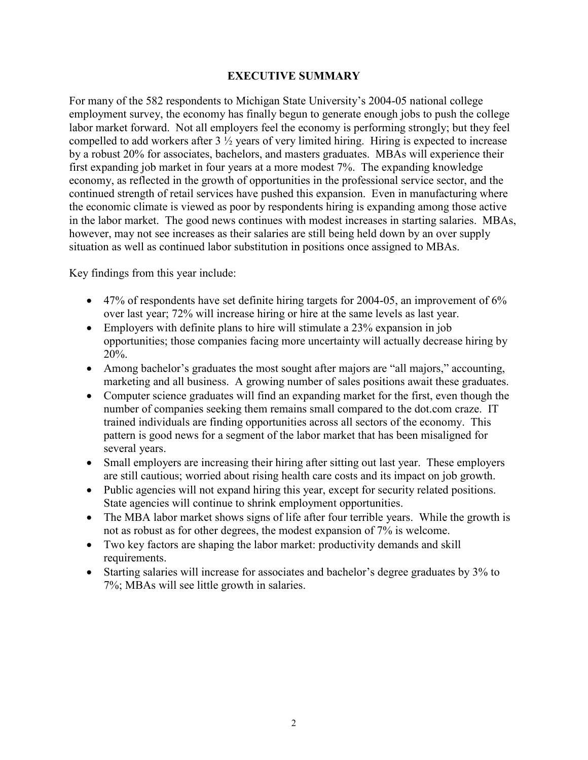## EXECUTIVE SUMMARY

For many of the 582 respondents to Michigan State University's 2004-05 national college employment survey, the economy has finally begun to generate enough jobs to push the college labor market forward. Not all employers feel the economy is performing strongly; but they feel compelled to add workers after 3 ½ years of very limited hiring. Hiring is expected to increase by a robust 20% for associates, bachelors, and masters graduates. MBAs will experience their first expanding job market in four years at a more modest 7%. The expanding knowledge economy, as reflected in the growth of opportunities in the professional service sector, and the continued strength of retail services have pushed this expansion. Even in manufacturing where the economic climate is viewed as poor by respondents hiring is expanding among those active in the labor market. The good news continues with modest increases in starting salaries. MBAs, however, may not see increases as their salaries are still being held down by an over supply situation as well as continued labor substitution in positions once assigned to MBAs.

Key findings from this year include:

- 47% of respondents have set definite hiring targets for 2004-05, an improvement of 6% over last year; 72% will increase hiring or hire at the same levels as last year.
- Employers with definite plans to hire will stimulate a 23% expansion in job opportunities; those companies facing more uncertainty will actually decrease hiring by 20%.
- Among bachelor's graduates the most sought after majors are "all majors," accounting, marketing and all business. A growing number of sales positions await these graduates.
- Computer science graduates will find an expanding market for the first, even though the number of companies seeking them remains small compared to the dot.com craze. IT trained individuals are finding opportunities across all sectors of the economy. This pattern is good news for a segment of the labor market that has been misaligned for several years.
- Small employers are increasing their hiring after sitting out last year. These employers are still cautious; worried about rising health care costs and its impact on job growth.
- Public agencies will not expand hiring this year, except for security related positions. State agencies will continue to shrink employment opportunities.
- The MBA labor market shows signs of life after four terrible years. While the growth is not as robust as for other degrees, the modest expansion of 7% is welcome.
- Two key factors are shaping the labor market: productivity demands and skill requirements.
- Starting salaries will increase for associates and bachelor's degree graduates by 3% to 7%; MBAs will see little growth in salaries.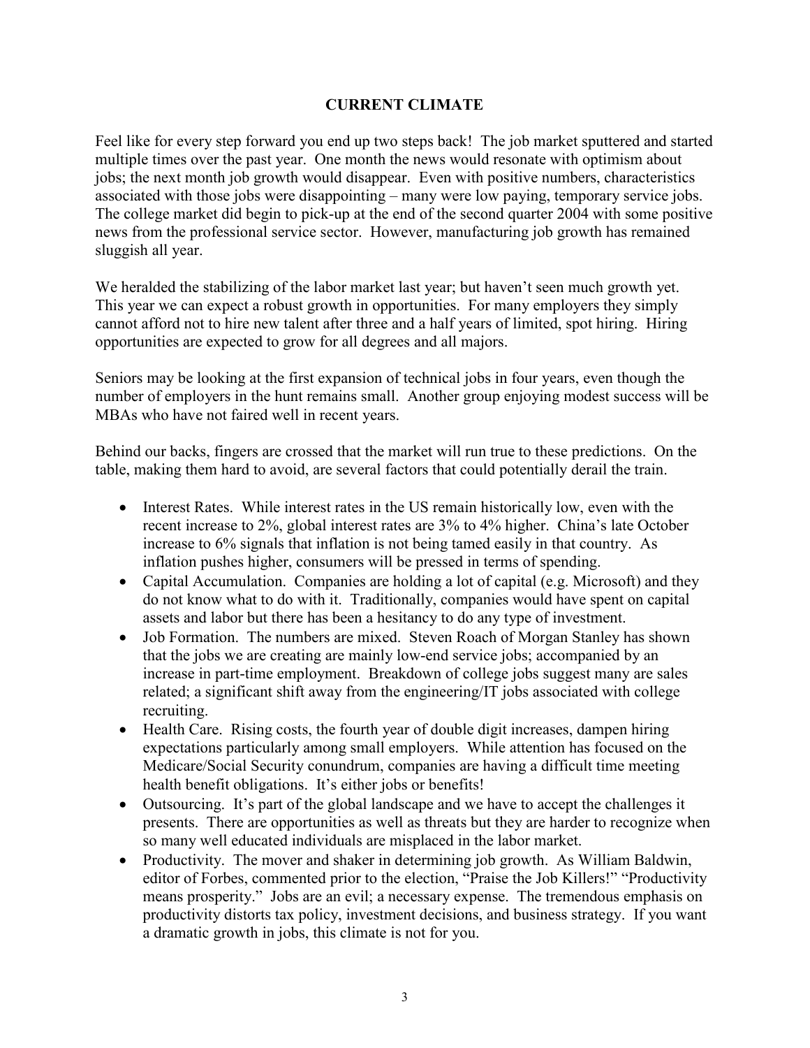## CURRENT CLIMATE

Feel like for every step forward you end up two steps back! The job market sputtered and started multiple times over the past year. One month the news would resonate with optimism about jobs; the next month job growth would disappear. Even with positive numbers, characteristics associated with those jobs were disappointing – many were low paying, temporary service jobs. The college market did begin to pick-up at the end of the second quarter 2004 with some positive news from the professional service sector. However, manufacturing job growth has remained sluggish all year.

We heralded the stabilizing of the labor market last year; but haven't seen much growth yet. This year we can expect a robust growth in opportunities. For many employers they simply cannot afford not to hire new talent after three and a half years of limited, spot hiring. Hiring opportunities are expected to grow for all degrees and all majors.

Seniors may be looking at the first expansion of technical jobs in four years, even though the number of employers in the hunt remains small. Another group enjoying modest success will be MBAs who have not faired well in recent years.

Behind our backs, fingers are crossed that the market will run true to these predictions. On the table, making them hard to avoid, are several factors that could potentially derail the train.

- Interest Rates. While interest rates in the US remain historically low, even with the recent increase to 2%, global interest rates are 3% to 4% higher. China's late October increase to 6% signals that inflation is not being tamed easily in that country. As inflation pushes higher, consumers will be pressed in terms of spending.
- Capital Accumulation. Companies are holding a lot of capital (e.g. Microsoft) and they do not know what to do with it. Traditionally, companies would have spent on capital assets and labor but there has been a hesitancy to do any type of investment.
- Job Formation. The numbers are mixed. Steven Roach of Morgan Stanley has shown that the jobs we are creating are mainly low-end service jobs; accompanied by an increase in part-time employment. Breakdown of college jobs suggest many are sales related; a significant shift away from the engineering/IT jobs associated with college recruiting.
- Health Care. Rising costs, the fourth year of double digit increases, dampen hiring expectations particularly among small employers. While attention has focused on the Medicare/Social Security conundrum, companies are having a difficult time meeting health benefit obligations. It's either jobs or benefits!
- Outsourcing. It's part of the global landscape and we have to accept the challenges it presents. There are opportunities as well as threats but they are harder to recognize when so many well educated individuals are misplaced in the labor market.
- Productivity. The mover and shaker in determining job growth. As William Baldwin, editor of Forbes, commented prior to the election, "Praise the Job Killers!" "Productivity means prosperity." Jobs are an evil; a necessary expense. The tremendous emphasis on productivity distorts tax policy, investment decisions, and business strategy. If you want a dramatic growth in jobs, this climate is not for you.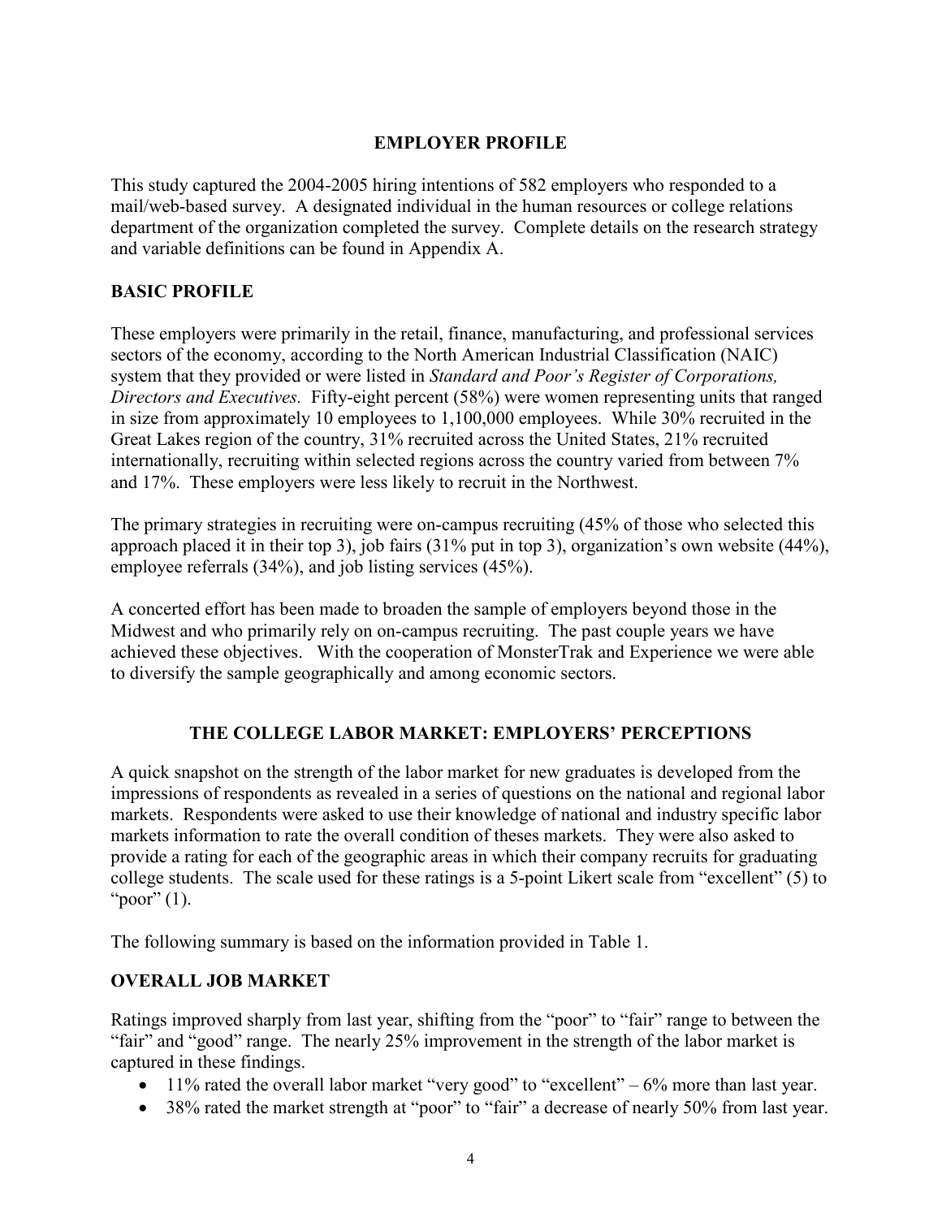## EMPLOYER PROFILE

This study captured the 2004-2005 hiring intentions of 582 employers who responded to a mail/web-based survey. A designated individual in the human resources or college relations department of the organization completed the survey. Complete details on the research strategy and variable definitions can be found in Appendix A.

### BASIC PROFILE

These employers were primarily in the retail, finance, manufacturing, and professional services sectors of the economy, according to the North American Industrial Classification (NAIC) system that they provided or were listed in *Standard and Poor's Register of Corporations, Directors and Executives.* Fifty-eight percent (58%) were women representing units that ranged in size from approximately 10 employees to 1,100,000 employees. While 30% recruited in the Great Lakes region of the country, 31% recruited across the United States, 21% recruited internationally, recruiting within selected regions across the country varied from between 7% and 17%. These employers were less likely to recruit in the Northwest.

The primary strategies in recruiting were on-campus recruiting (45% of those who selected this approach placed it in their top 3), job fairs (31% put in top 3), organization's own website (44%), employee referrals (34%), and job listing services (45%).

A concerted effort has been made to broaden the sample of employers beyond those in the Midwest and who primarily rely on on-campus recruiting. The past couple years we have achieved these objectives. With the cooperation of MonsterTrak and Experience we were able to diversify the sample geographically and among economic sectors.

## THE COLLEGE LABOR MARKET: EMPLOYERS' PERCEPTIONS

A quick snapshot on the strength of the labor market for new graduates is developed from the impressions of respondents as revealed in a series of questions on the national and regional labor markets. Respondents were asked to use their knowledge of national and industry specific labor markets information to rate the overall condition of theses markets. They were also asked to provide a rating for each of the geographic areas in which their company recruits for graduating college students. The scale used for these ratings is a 5-point Likert scale from "excellent" (5) to "poor" (1).

The following summary is based on the information provided in Table 1.

### OVERALL JOB MARKET

Ratings improved sharply from last year, shifting from the "poor" to "fair" range to between the "fair" and "good" range. The nearly 25% improvement in the strength of the labor market is captured in these findings.

- 11% rated the overall labor market "very good" to "excellent" – 6% more than last year.
- 38% rated the market strength at "poor" to "fair" a decrease of nearly 50% from last year.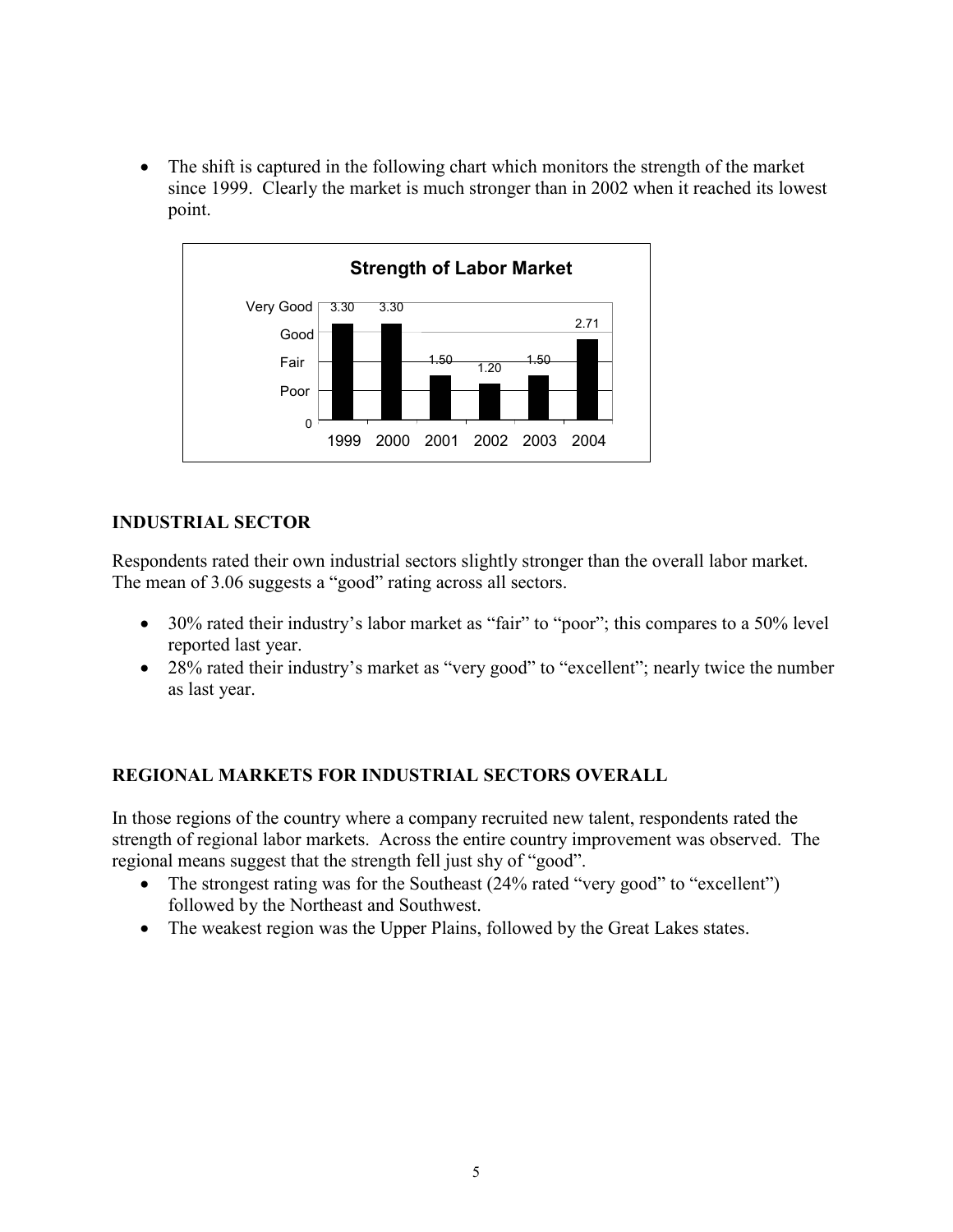- The shift is captured in the following chart which monitors the strength of the market since 1999. Clearly the market is much stronger than in 2002 when it reached its lowest point.

**Strength of Labor Market**

| Year | 1999 | 2000 | 2001 | 2002 | 2003 | 2004 |
|---|---|---|---|---|---|---|
| Rating | 3.30 | 3.30 | 1.50 | 1.20 | 1.50 | 2.71 |

(Scale: 0, Poor, Fair, Good, Very Good)

## INDUSTRIAL SECTOR

Respondents rated their own industrial sectors slightly stronger than the overall labor market. The mean of 3.06 suggests a "good" rating across all sectors.

- 30% rated their industry's labor market as "fair" to "poor"; this compares to a 50% level reported last year.
- 28% rated their industry's market as "very good" to "excellent"; nearly twice the number as last year.

## REGIONAL MARKETS FOR INDUSTRIAL SECTORS OVERALL

In those regions of the country where a company recruited new talent, respondents rated the strength of regional labor markets. Across the entire country improvement was observed. The regional means suggest that the strength fell just shy of "good".

- The strongest rating was for the Southeast (24% rated "very good" to "excellent") followed by the Northeast and Southwest.
- The weakest region was the Upper Plains, followed by the Great Lakes states.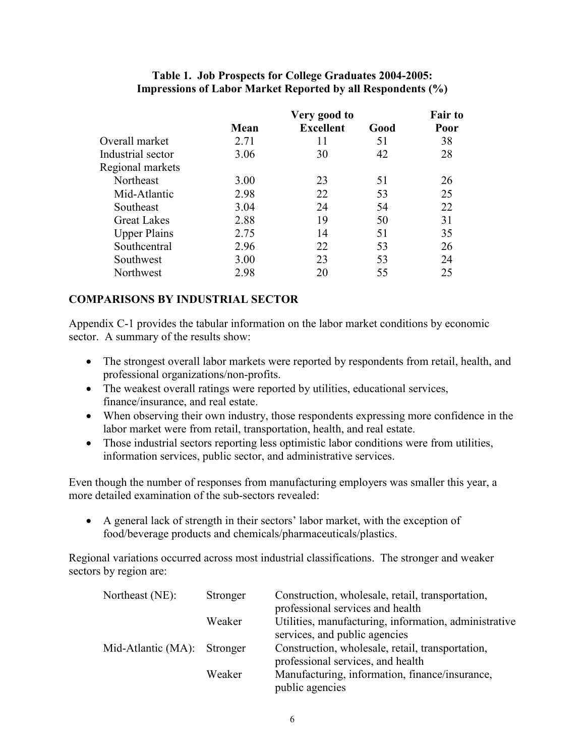**Table 1. Job Prospects for College Graduates 2004-2005: Impressions of Labor Market Reported by all Respondents (%)**

| | Mean | Very good to Excellent | Good | Fair to Poor |
|---|---|---|---|---|
| Overall market | 2.71 | 11 | 51 | 38 |
| Industrial sector | 3.06 | 30 | 42 | 28 |
| Regional markets | | | | |
| Northeast | 3.00 | 23 | 51 | 26 |
| Mid-Atlantic | 2.98 | 22 | 53 | 25 |
| Southeast | 3.04 | 24 | 54 | 22 |
| Great Lakes | 2.88 | 19 | 50 | 31 |
| Upper Plains | 2.75 | 14 | 51 | 35 |
| Southcentral | 2.96 | 22 | 53 | 26 |
| Southwest | 3.00 | 23 | 53 | 24 |
| Northwest | 2.98 | 20 | 55 | 25 |

## COMPARISONS BY INDUSTRIAL SECTOR

Appendix C-1 provides the tabular information on the labor market conditions by economic sector. A summary of the results show:

- The strongest overall labor markets were reported by respondents from retail, health, and professional organizations/non-profits.
- The weakest overall ratings were reported by utilities, educational services, finance/insurance, and real estate.
- When observing their own industry, those respondents expressing more confidence in the labor market were from retail, transportation, health, and real estate.
- Those industrial sectors reporting less optimistic labor conditions were from utilities, information services, public sector, and administrative services.

Even though the number of responses from manufacturing employers was smaller this year, a more detailed examination of the sub-sectors revealed:

- A general lack of strength in their sectors' labor market, with the exception of food/beverage products and chemicals/pharmaceuticals/plastics.

Regional variations occurred across most industrial classifications. The stronger and weaker sectors by region are:

| | | |
|---|---|---|
| Northeast (NE): | Stronger | Construction, wholesale, retail, transportation, professional services and health |
| | Weaker | Utilities, manufacturing, information, administrative services, and public agencies |
| Mid-Atlantic (MA): | Stronger | Construction, wholesale, retail, transportation, professional services, and health |
| | Weaker | Manufacturing, information, finance/insurance, public agencies |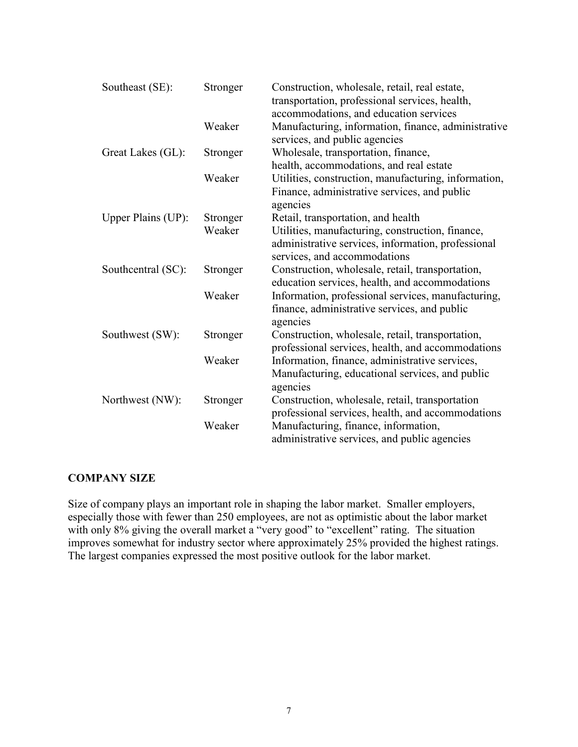| | | |
|---|---|---|
| Southeast (SE): | Stronger | Construction, wholesale, retail, real estate, transportation, professional services, health, accommodations, and education services |
| | Weaker | Manufacturing, information, finance, administrative services, and public agencies |
| Great Lakes (GL): | Stronger | Wholesale, transportation, finance, health, accommodations, and real estate |
| | Weaker | Utilities, construction, manufacturing, information, Finance, administrative services, and public agencies |
| Upper Plains (UP): | Stronger | Retail, transportation, and health |
| | Weaker | Utilities, manufacturing, construction, finance, administrative services, information, professional services, and accommodations |
| Southcentral (SC): | Stronger | Construction, wholesale, retail, transportation, education services, health, and accommodations |
| | Weaker | Information, professional services, manufacturing, finance, administrative services, and public agencies |
| Southwest (SW): | Stronger | Construction, wholesale, retail, transportation, professional services, health, and accommodations |
| | Weaker | Information, finance, administrative services, Manufacturing, educational services, and public agencies |
| Northwest (NW): | Stronger | Construction, wholesale, retail, transportation professional services, health, and accommodations |
| | Weaker | Manufacturing, finance, information, administrative services, and public agencies |

## COMPANY SIZE

Size of company plays an important role in shaping the labor market. Smaller employers, especially those with fewer than 250 employees, are not as optimistic about the labor market with only 8% giving the overall market a "very good" to "excellent" rating. The situation improves somewhat for industry sector where approximately 25% provided the highest ratings. The largest companies expressed the most positive outlook for the labor market.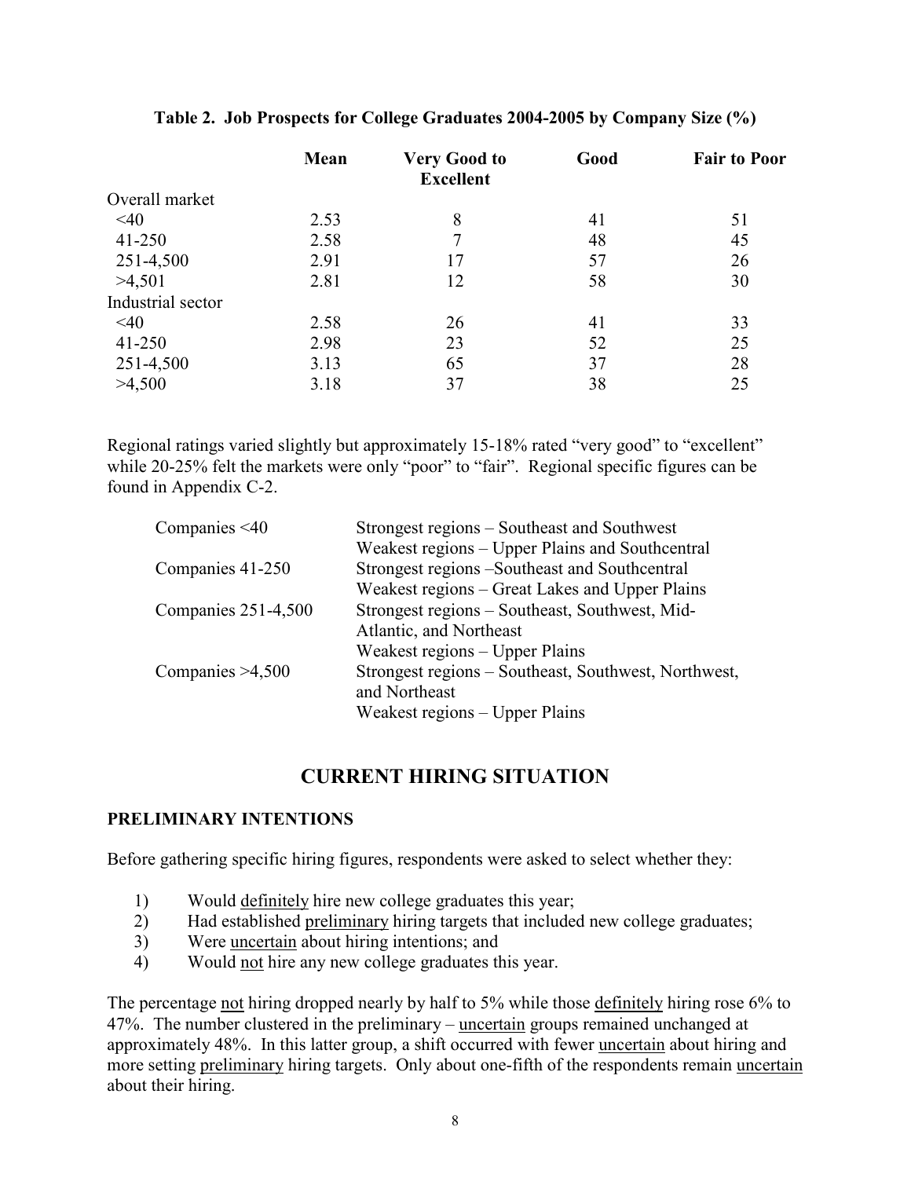**Table 2. Job Prospects for College Graduates 2004-2005 by Company Size (%)**

| | Mean | Very Good to Excellent | Good | Fair to Poor |
|---|---|---|---|---|
| Overall market | | | | |
| <40 | 2.53 | 8 | 41 | 51 |
| 41-250 | 2.58 | 7 | 48 | 45 |
| 251-4,500 | 2.91 | 17 | 57 | 26 |
| >4,501 | 2.81 | 12 | 58 | 30 |
| Industrial sector | | | | |
| <40 | 2.58 | 26 | 41 | 33 |
| 41-250 | 2.98 | 23 | 52 | 25 |
| 251-4,500 | 3.13 | 65 | 37 | 28 |
| >4,500 | 3.18 | 37 | 38 | 25 |

Regional ratings varied slightly but approximately 15-18% rated "very good" to "excellent" while 20-25% felt the markets were only "poor" to "fair". Regional specific figures can be found in Appendix C-2.

| | |
|---|---|
| Companies <40 | Strongest regions – Southeast and Southwest<br>Weakest regions – Upper Plains and Southcentral |
| Companies 41-250 | Strongest regions –Southeast and Southcentral<br>Weakest regions – Great Lakes and Upper Plains |
| Companies 251-4,500 | Strongest regions – Southeast, Southwest, Mid-Atlantic, and Northeast<br>Weakest regions – Upper Plains |
| Companies >4,500 | Strongest regions – Southeast, Southwest, Northwest, and Northeast<br>Weakest regions – Upper Plains |

## CURRENT HIRING SITUATION

### PRELIMINARY INTENTIONS

Before gathering specific hiring figures, respondents were asked to select whether they:

1) Would definitely hire new college graduates this year;
2) Had established preliminary hiring targets that included new college graduates;
3) Were uncertain about hiring intentions; and
4) Would not hire any new college graduates this year.

The percentage not hiring dropped nearly by half to 5% while those definitely hiring rose 6% to 47%. The number clustered in the preliminary – uncertain groups remained unchanged at approximately 48%. In this latter group, a shift occurred with fewer uncertain about hiring and more setting preliminary hiring targets. Only about one-fifth of the respondents remain uncertain about their hiring.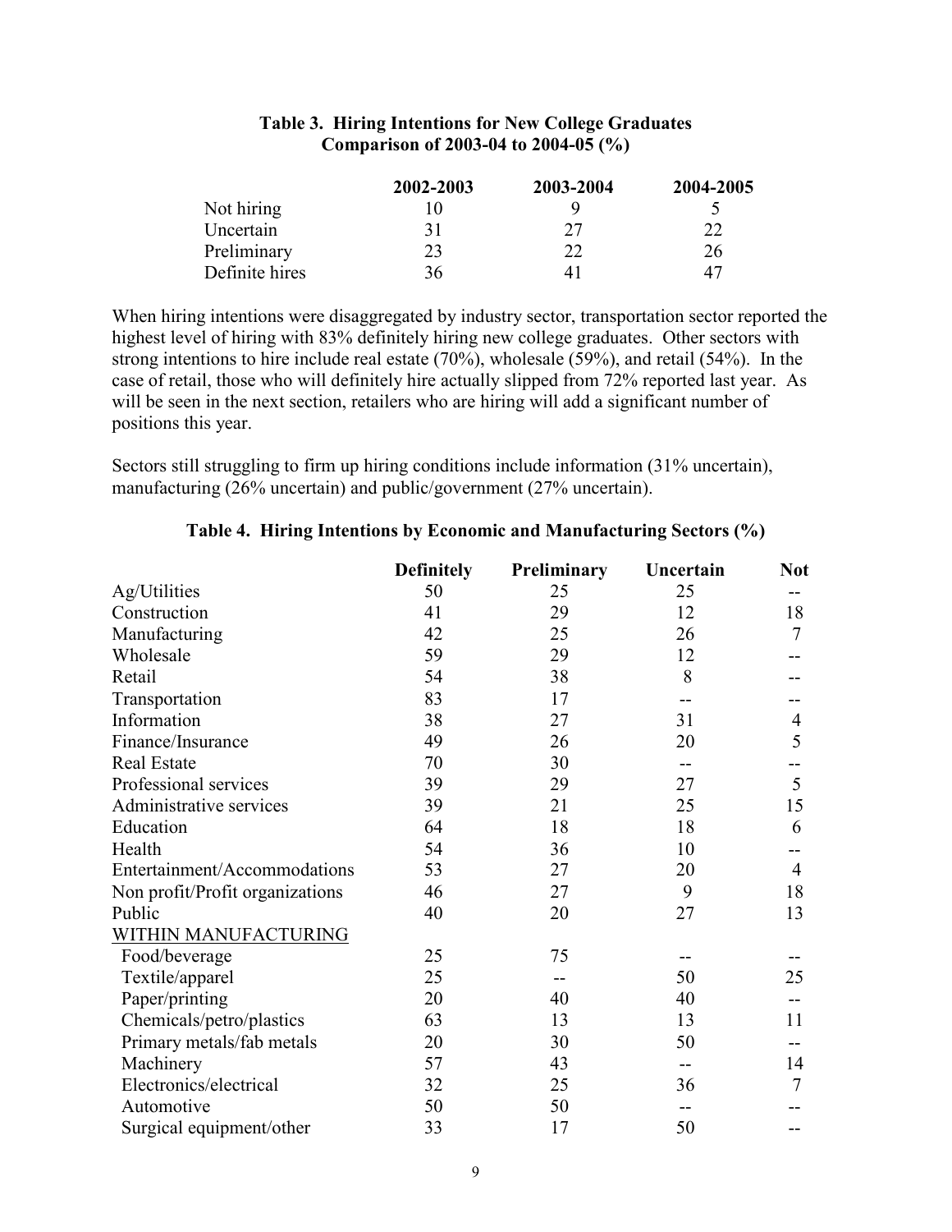**Table 3. Hiring Intentions for New College Graduates**
**Comparison of 2003-04 to 2004-05 (%)**

| | 2002-2003 | 2003-2004 | 2004-2005 |
|---|---|---|---|
| Not hiring | 10 | 9 | 5 |
| Uncertain | 31 | 27 | 22 |
| Preliminary | 23 | 22 | 26 |
| Definite hires | 36 | 41 | 47 |

When hiring intentions were disaggregated by industry sector, transportation sector reported the highest level of hiring with 83% definitely hiring new college graduates. Other sectors with strong intentions to hire include real estate (70%), wholesale (59%), and retail (54%). In the case of retail, those who will definitely hire actually slipped from 72% reported last year. As will be seen in the next section, retailers who are hiring will add a significant number of positions this year.

Sectors still struggling to firm up hiring conditions include information (31% uncertain), manufacturing (26% uncertain) and public/government (27% uncertain).

**Table 4. Hiring Intentions by Economic and Manufacturing Sectors (%)**

| | Definitely | Preliminary | Uncertain | Not |
|---|---|---|---|---|
| Ag/Utilities | 50 | 25 | 25 | -- |
| Construction | 41 | 29 | 12 | 18 |
| Manufacturing | 42 | 25 | 26 | 7 |
| Wholesale | 59 | 29 | 12 | -- |
| Retail | 54 | 38 | 8 | -- |
| Transportation | 83 | 17 | -- | -- |
| Information | 38 | 27 | 31 | 4 |
| Finance/Insurance | 49 | 26 | 20 | 5 |
| Real Estate | 70 | 30 | -- | -- |
| Professional services | 39 | 29 | 27 | 5 |
| Administrative services | 39 | 21 | 25 | 15 |
| Education | 64 | 18 | 18 | 6 |
| Health | 54 | 36 | 10 | -- |
| Entertainment/Accommodations | 53 | 27 | 20 | 4 |
| Non profit/Profit organizations | 46 | 27 | 9 | 18 |
| Public | 40 | 20 | 27 | 13 |
| WITHIN MANUFACTURING | | | | |
| Food/beverage | 25 | 75 | -- | -- |
| Textile/apparel | 25 | -- | 50 | 25 |
| Paper/printing | 20 | 40 | 40 | -- |
| Chemicals/petro/plastics | 63 | 13 | 13 | 11 |
| Primary metals/fab metals | 20 | 30 | 50 | -- |
| Machinery | 57 | 43 | -- | 14 |
| Electronics/electrical | 32 | 25 | 36 | 7 |
| Automotive | 50 | 50 | -- | -- |
| Surgical equipment/other | 33 | 17 | 50 | -- |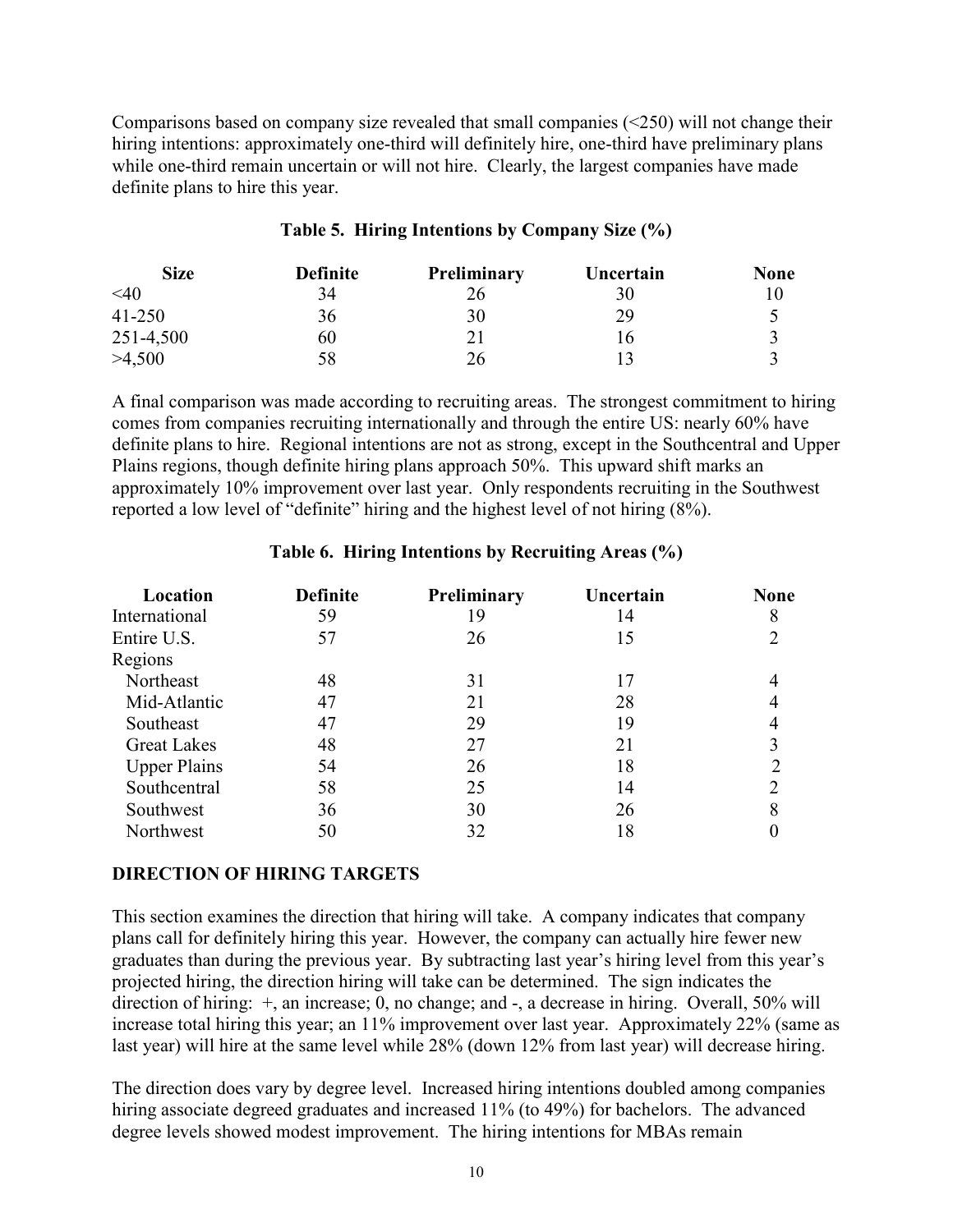Comparisons based on company size revealed that small companies (<250) will not change their hiring intentions: approximately one-third will definitely hire, one-third have preliminary plans while one-third remain uncertain or will not hire. Clearly, the largest companies have made definite plans to hire this year.

**Table 5. Hiring Intentions by Company Size (%)**

| Size | Definite | Preliminary | Uncertain | None |
|---|---|---|---|---|
| <40 | 34 | 26 | 30 | 10 |
| 41-250 | 36 | 30 | 29 | 5 |
| 251-4,500 | 60 | 21 | 16 | 3 |
| >4,500 | 58 | 26 | 13 | 3 |

A final comparison was made according to recruiting areas. The strongest commitment to hiring comes from companies recruiting internationally and through the entire US: nearly 60% have definite plans to hire. Regional intentions are not as strong, except in the Southcentral and Upper Plains regions, though definite hiring plans approach 50%. This upward shift marks an approximately 10% improvement over last year. Only respondents recruiting in the Southwest reported a low level of "definite" hiring and the highest level of not hiring (8%).

**Table 6. Hiring Intentions by Recruiting Areas (%)**

| Location | Definite | Preliminary | Uncertain | None |
|---|---|---|---|---|
| International | 59 | 19 | 14 | 8 |
| Entire U.S. | 57 | 26 | 15 | 2 |
| Regions | | | | |
| Northeast | 48 | 31 | 17 | 4 |
| Mid-Atlantic | 47 | 21 | 28 | 4 |
| Southeast | 47 | 29 | 19 | 4 |
| Great Lakes | 48 | 27 | 21 | 3 |
| Upper Plains | 54 | 26 | 18 | 2 |
| Southcentral | 58 | 25 | 14 | 2 |
| Southwest | 36 | 30 | 26 | 8 |
| Northwest | 50 | 32 | 18 | 0 |

## DIRECTION OF HIRING TARGETS

This section examines the direction that hiring will take. A company indicates that company plans call for definitely hiring this year. However, the company can actually hire fewer new graduates than during the previous year. By subtracting last year's hiring level from this year's projected hiring, the direction hiring will take can be determined. The sign indicates the direction of hiring: +, an increase; 0, no change; and -, a decrease in hiring. Overall, 50% will increase total hiring this year; an 11% improvement over last year. Approximately 22% (same as last year) will hire at the same level while 28% (down 12% from last year) will decrease hiring.

The direction does vary by degree level. Increased hiring intentions doubled among companies hiring associate degreed graduates and increased 11% (to 49%) for bachelors. The advanced degree levels showed modest improvement. The hiring intentions for MBAs remain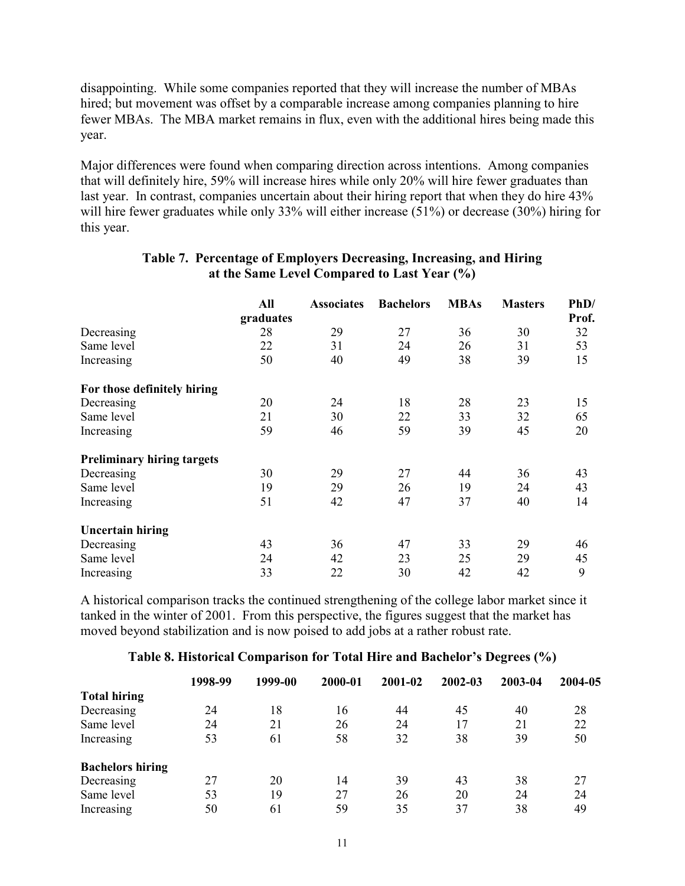disappointing. While some companies reported that they will increase the number of MBAs hired; but movement was offset by a comparable increase among companies planning to hire fewer MBAs. The MBA market remains in flux, even with the additional hires being made this year.

Major differences were found when comparing direction across intentions. Among companies that will definitely hire, 59% will increase hires while only 20% will hire fewer graduates than last year. In contrast, companies uncertain about their hiring report that when they do hire 43% will hire fewer graduates while only 33% will either increase (51%) or decrease (30%) hiring for this year.

**Table 7. Percentage of Employers Decreasing, Increasing, and Hiring at the Same Level Compared to Last Year (%)**

| | All graduates | Associates | Bachelors | MBAs | Masters | PhD/ Prof. |
|---|---|---|---|---|---|---|
| Decreasing | 28 | 29 | 27 | 36 | 30 | 32 |
| Same level | 22 | 31 | 24 | 26 | 31 | 53 |
| Increasing | 50 | 40 | 49 | 38 | 39 | 15 |
| **For those definitely hiring** | | | | | | |
| Decreasing | 20 | 24 | 18 | 28 | 23 | 15 |
| Same level | 21 | 30 | 22 | 33 | 32 | 65 |
| Increasing | 59 | 46 | 59 | 39 | 45 | 20 |
| **Preliminary hiring targets** | | | | | | |
| Decreasing | 30 | 29 | 27 | 44 | 36 | 43 |
| Same level | 19 | 29 | 26 | 19 | 24 | 43 |
| Increasing | 51 | 42 | 47 | 37 | 40 | 14 |
| **Uncertain hiring** | | | | | | |
| Decreasing | 43 | 36 | 47 | 33 | 29 | 46 |
| Same level | 24 | 42 | 23 | 25 | 29 | 45 |
| Increasing | 33 | 22 | 30 | 42 | 42 | 9 |

A historical comparison tracks the continued strengthening of the college labor market since it tanked in the winter of 2001. From this perspective, the figures suggest that the market has moved beyond stabilization and is now poised to add jobs at a rather robust rate.

**Table 8. Historical Comparison for Total Hire and Bachelor's Degrees (%)**

| | 1998-99 | 1999-00 | 2000-01 | 2001-02 | 2002-03 | 2003-04 | 2004-05 |
|---|---|---|---|---|---|---|---|
| **Total hiring** | | | | | | | |
| Decreasing | 24 | 18 | 16 | 44 | 45 | 40 | 28 |
| Same level | 24 | 21 | 26 | 24 | 17 | 21 | 22 |
| Increasing | 53 | 61 | 58 | 32 | 38 | 39 | 50 |
| **Bachelors hiring** | | | | | | | |
| Decreasing | 27 | 20 | 14 | 39 | 43 | 38 | 27 |
| Same level | 53 | 19 | 27 | 26 | 20 | 24 | 24 |
| Increasing | 50 | 61 | 59 | 35 | 37 | 38 | 49 |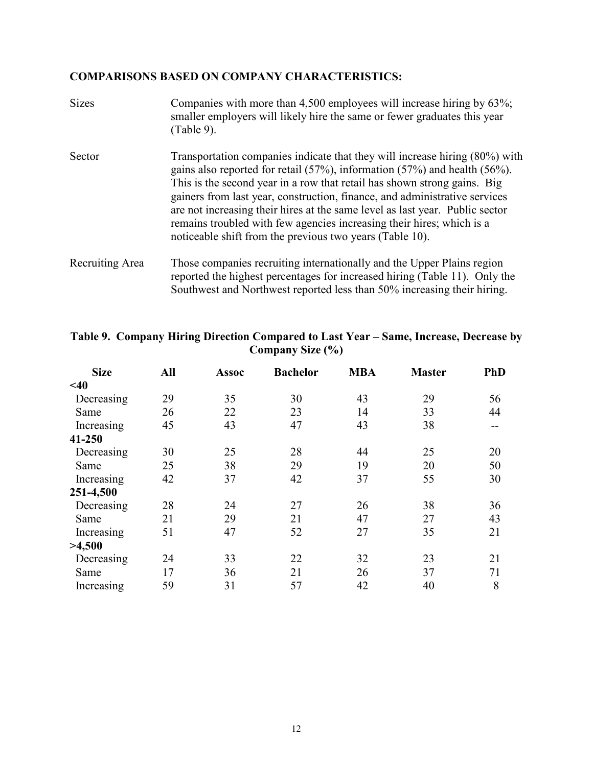## COMPARISONS BASED ON COMPANY CHARACTERISTICS:

**Sizes** — Companies with more than 4,500 employees will increase hiring by 63%; smaller employers will likely hire the same or fewer graduates this year (Table 9).

**Sector** — Transportation companies indicate that they will increase hiring (80%) with gains also reported for retail (57%), information (57%) and health (56%). This is the second year in a row that retail has shown strong gains. Big gainers from last year, construction, finance, and administrative services are not increasing their hires at the same level as last year. Public sector remains troubled with few agencies increasing their hires; which is a noticeable shift from the previous two years (Table 10).

**Recruiting Area** — Those companies recruiting internationally and the Upper Plains region reported the highest percentages for increased hiring (Table 11). Only the Southwest and Northwest reported less than 50% increasing their hiring.

### Table 9. Company Hiring Direction Compared to Last Year – Same, Increase, Decrease by Company Size (%)

| Size | All | Assoc | Bachelor | MBA | Master | PhD |
|---|---|---|---|---|---|---|
| **<40** | | | | | | |
| Decreasing | 29 | 35 | 30 | 43 | 29 | 56 |
| Same | 26 | 22 | 23 | 14 | 33 | 44 |
| Increasing | 45 | 43 | 47 | 43 | 38 | -- |
| **41-250** | | | | | | |
| Decreasing | 30 | 25 | 28 | 44 | 25 | 20 |
| Same | 25 | 38 | 29 | 19 | 20 | 50 |
| Increasing | 42 | 37 | 42 | 37 | 55 | 30 |
| **251-4,500** | | | | | | |
| Decreasing | 28 | 24 | 27 | 26 | 38 | 36 |
| Same | 21 | 29 | 21 | 47 | 27 | 43 |
| Increasing | 51 | 47 | 52 | 27 | 35 | 21 |
| **>4,500** | | | | | | |
| Decreasing | 24 | 33 | 22 | 32 | 23 | 21 |
| Same | 17 | 36 | 21 | 26 | 37 | 71 |
| Increasing | 59 | 31 | 57 | 42 | 40 | 8 |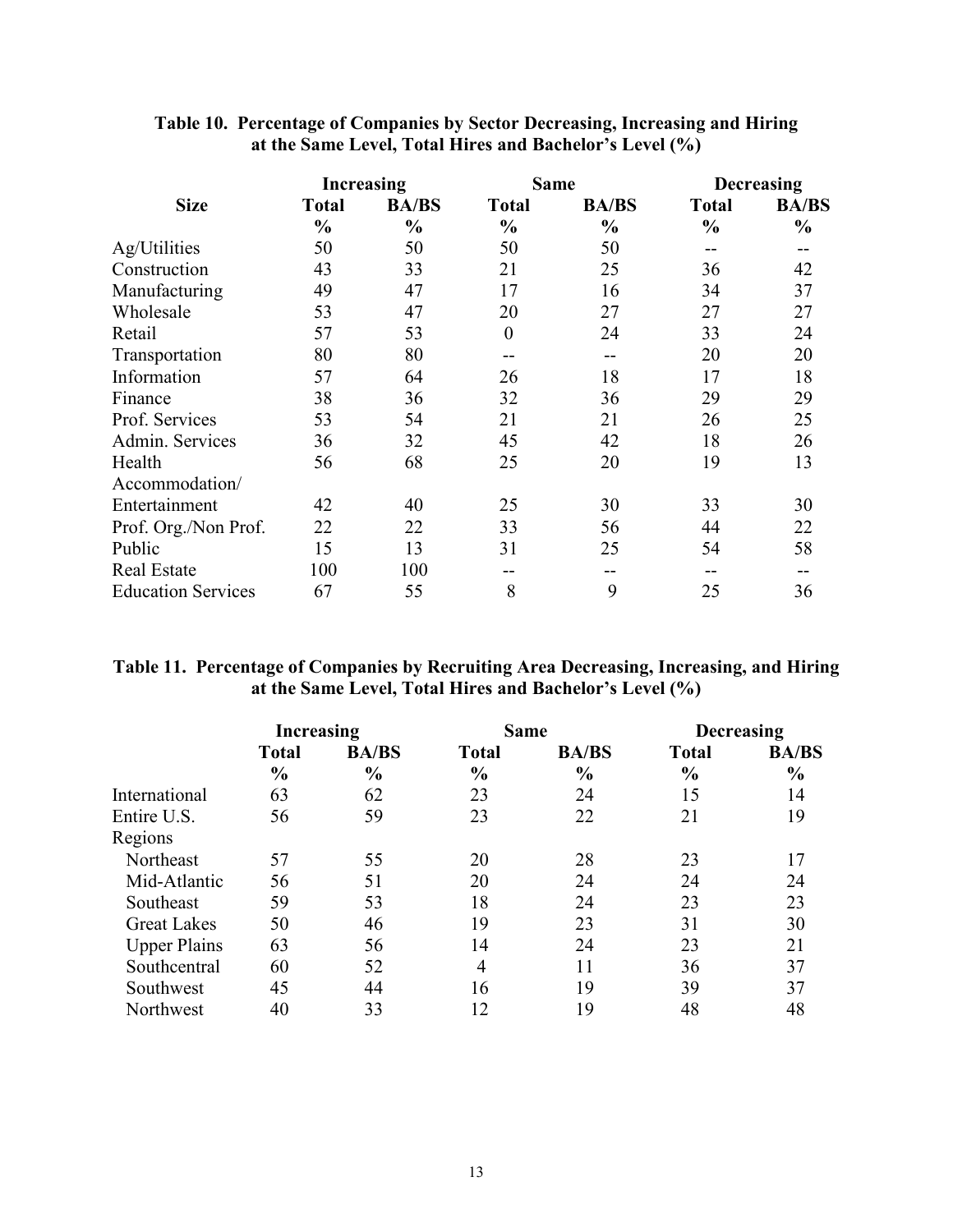**Table 10. Percentage of Companies by Sector Decreasing, Increasing and Hiring at the Same Level, Total Hires and Bachelor's Level (%)**

| | Increasing | | Same | | Decreasing | |
|---|---|---|---|---|---|---|
| **Size** | **Total %** | **BA/BS %** | **Total %** | **BA/BS %** | **Total %** | **BA/BS %** |
| Ag/Utilities | 50 | 50 | 50 | 50 | -- | -- |
| Construction | 43 | 33 | 21 | 25 | 36 | 42 |
| Manufacturing | 49 | 47 | 17 | 16 | 34 | 37 |
| Wholesale | 53 | 47 | 20 | 27 | 27 | 27 |
| Retail | 57 | 53 | 0 | 24 | 33 | 24 |
| Transportation | 80 | 80 | -- | -- | 20 | 20 |
| Information | 57 | 64 | 26 | 18 | 17 | 18 |
| Finance | 38 | 36 | 32 | 36 | 29 | 29 |
| Prof. Services | 53 | 54 | 21 | 21 | 26 | 25 |
| Admin. Services | 36 | 32 | 45 | 42 | 18 | 26 |
| Health | 56 | 68 | 25 | 20 | 19 | 13 |
| Accommodation/ Entertainment | 42 | 40 | 25 | 30 | 33 | 30 |
| Prof. Org./Non Prof. | 22 | 22 | 33 | 56 | 44 | 22 |
| Public | 15 | 13 | 31 | 25 | 54 | 58 |
| Real Estate | 100 | 100 | -- | -- | -- | -- |
| Education Services | 67 | 55 | 8 | 9 | 25 | 36 |

**Table 11. Percentage of Companies by Recruiting Area Decreasing, Increasing, and Hiring at the Same Level, Total Hires and Bachelor's Level (%)**

| | Increasing | | Same | | Decreasing | |
|---|---|---|---|---|---|---|
| | **Total %** | **BA/BS %** | **Total %** | **BA/BS %** | **Total %** | **BA/BS %** |
| International | 63 | 62 | 23 | 24 | 15 | 14 |
| Entire U.S. | 56 | 59 | 23 | 22 | 21 | 19 |
| Regions | | | | | | |
| Northeast | 57 | 55 | 20 | 28 | 23 | 17 |
| Mid-Atlantic | 56 | 51 | 20 | 24 | 24 | 24 |
| Southeast | 59 | 53 | 18 | 24 | 23 | 23 |
| Great Lakes | 50 | 46 | 19 | 23 | 31 | 30 |
| Upper Plains | 63 | 56 | 14 | 24 | 23 | 21 |
| Southcentral | 60 | 52 | 4 | 11 | 36 | 37 |
| Southwest | 45 | 44 | 16 | 19 | 39 | 37 |
| Northwest | 40 | 33 | 12 | 19 | 48 | 48 |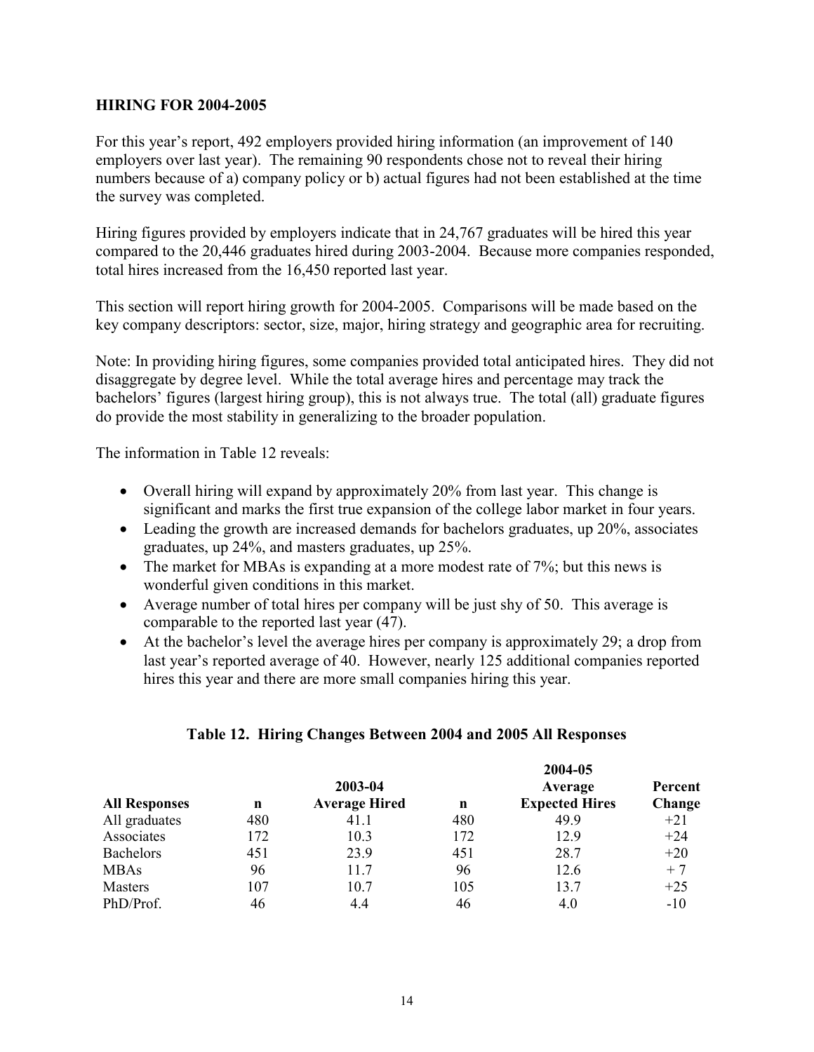**HIRING FOR 2004-2005**

For this year's report, 492 employers provided hiring information (an improvement of 140 employers over last year). The remaining 90 respondents chose not to reveal their hiring numbers because of a) company policy or b) actual figures had not been established at the time the survey was completed.

Hiring figures provided by employers indicate that in 24,767 graduates will be hired this year compared to the 20,446 graduates hired during 2003-2004. Because more companies responded, total hires increased from the 16,450 reported last year.

This section will report hiring growth for 2004-2005. Comparisons will be made based on the key company descriptors: sector, size, major, hiring strategy and geographic area for recruiting.

Note: In providing hiring figures, some companies provided total anticipated hires. They did not disaggregate by degree level. While the total average hires and percentage may track the bachelors' figures (largest hiring group), this is not always true. The total (all) graduate figures do provide the most stability in generalizing to the broader population.

The information in Table 12 reveals:

- Overall hiring will expand by approximately 20% from last year. This change is significant and marks the first true expansion of the college labor market in four years.
- Leading the growth are increased demands for bachelors graduates, up 20%, associates graduates, up 24%, and masters graduates, up 25%.
- The market for MBAs is expanding at a more modest rate of 7%; but this news is wonderful given conditions in this market.
- Average number of total hires per company will be just shy of 50. This average is comparable to the reported last year (47).
- At the bachelor's level the average hires per company is approximately 29; a drop from last year's reported average of 40. However, nearly 125 additional companies reported hires this year and there are more small companies hiring this year.

**Table 12. Hiring Changes Between 2004 and 2005 All Responses**

| All Responses | n | 2003-04 Average Hired | n | 2004-05 Average Expected Hires | Percent Change |
|---|---|---|---|---|---|
| All graduates | 480 | 41.1 | 480 | 49.9 | +21 |
| Associates | 172 | 10.3 | 172 | 12.9 | +24 |
| Bachelors | 451 | 23.9 | 451 | 28.7 | +20 |
| MBAs | 96 | 11.7 | 96 | 12.6 | + 7 |
| Masters | 107 | 10.7 | 105 | 13.7 | +25 |
| PhD/Prof. | 46 | 4.4 | 46 | 4.0 | -10 |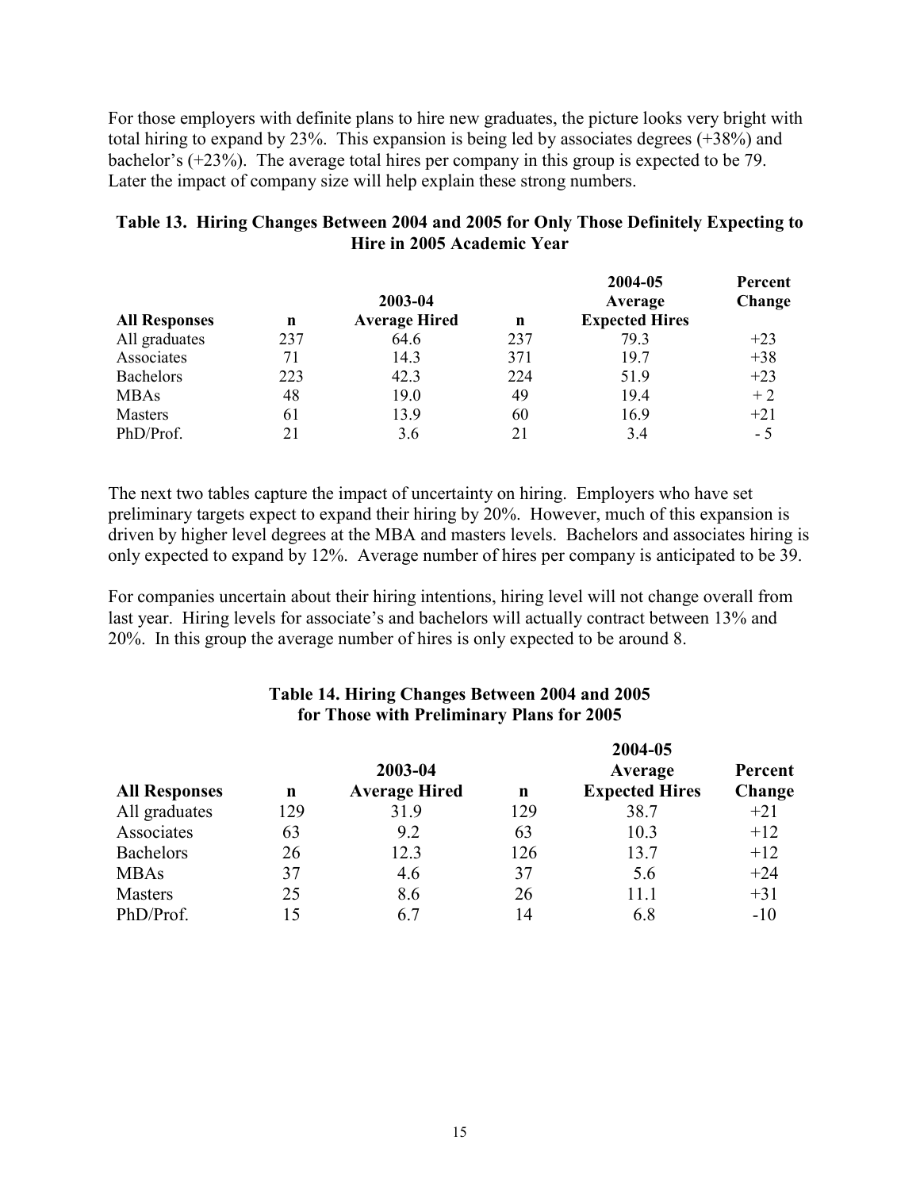For those employers with definite plans to hire new graduates, the picture looks very bright with total hiring to expand by 23%. This expansion is being led by associates degrees (+38%) and bachelor's (+23%). The average total hires per company in this group is expected to be 79. Later the impact of company size will help explain these strong numbers.

**Table 13. Hiring Changes Between 2004 and 2005 for Only Those Definitely Expecting to Hire in 2005 Academic Year**

| All Responses | n | 2003-04 Average Hired | n | 2004-05 Average Expected Hires | Percent Change |
|---|---|---|---|---|---|
| All graduates | 237 | 64.6 | 237 | 79.3 | +23 |
| Associates | 71 | 14.3 | 371 | 19.7 | +38 |
| Bachelors | 223 | 42.3 | 224 | 51.9 | +23 |
| MBAs | 48 | 19.0 | 49 | 19.4 | + 2 |
| Masters | 61 | 13.9 | 60 | 16.9 | +21 |
| PhD/Prof. | 21 | 3.6 | 21 | 3.4 | - 5 |

The next two tables capture the impact of uncertainty on hiring. Employers who have set preliminary targets expect to expand their hiring by 20%. However, much of this expansion is driven by higher level degrees at the MBA and masters levels. Bachelors and associates hiring is only expected to expand by 12%. Average number of hires per company is anticipated to be 39.

For companies uncertain about their hiring intentions, hiring level will not change overall from last year. Hiring levels for associate's and bachelors will actually contract between 13% and 20%. In this group the average number of hires is only expected to be around 8.

**Table 14. Hiring Changes Between 2004 and 2005 for Those with Preliminary Plans for 2005**

| All Responses | n | 2003-04 Average Hired | n | 2004-05 Average Expected Hires | Percent Change |
|---|---|---|---|---|---|
| All graduates | 129 | 31.9 | 129 | 38.7 | +21 |
| Associates | 63 | 9.2 | 63 | 10.3 | +12 |
| Bachelors | 26 | 12.3 | 126 | 13.7 | +12 |
| MBAs | 37 | 4.6 | 37 | 5.6 | +24 |
| Masters | 25 | 8.6 | 26 | 11.1 | +31 |
| PhD/Prof. | 15 | 6.7 | 14 | 6.8 | -10 |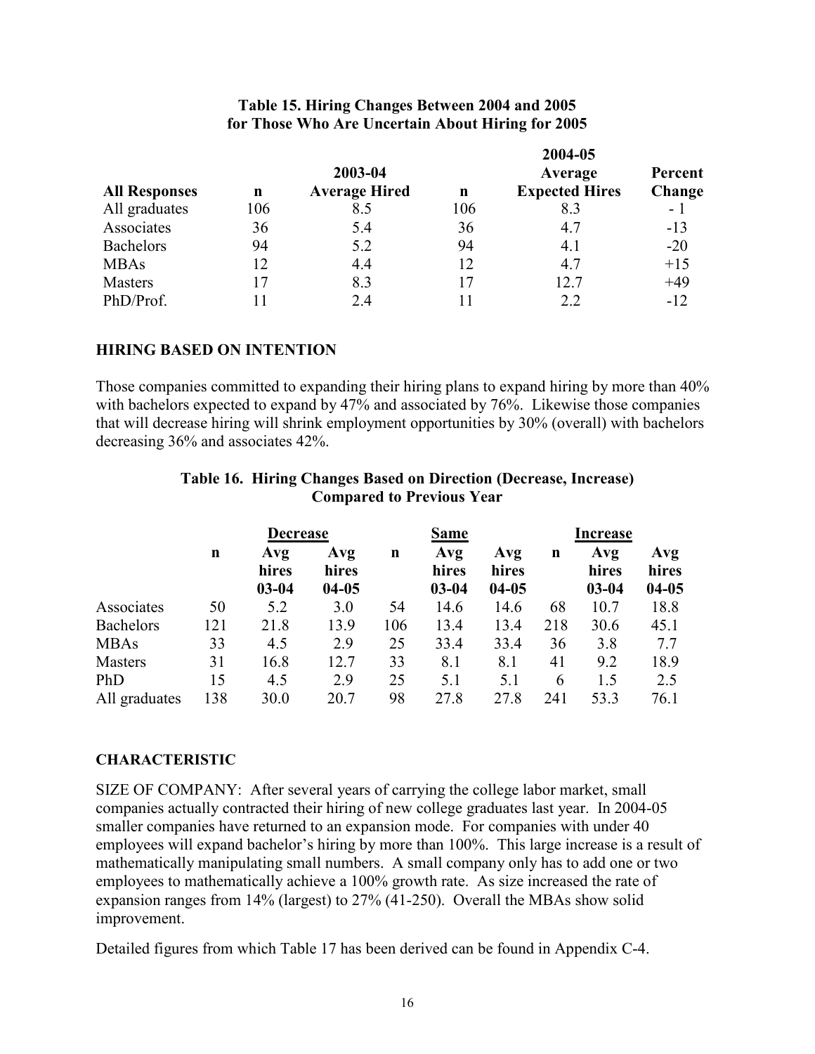**Table 15. Hiring Changes Between 2004 and 2005 for Those Who Are Uncertain About Hiring for 2005**

| All Responses | n | 2003-04 Average Hired | n | 2004-05 Average Expected Hires | Percent Change |
|---|---|---|---|---|---|
| All graduates | 106 | 8.5 | 106 | 8.3 | - 1 |
| Associates | 36 | 5.4 | 36 | 4.7 | -13 |
| Bachelors | 94 | 5.2 | 94 | 4.1 | -20 |
| MBAs | 12 | 4.4 | 12 | 4.7 | +15 |
| Masters | 17 | 8.3 | 17 | 12.7 | +49 |
| PhD/Prof. | 11 | 2.4 | 11 | 2.2 | -12 |

## HIRING BASED ON INTENTION

Those companies committed to expanding their hiring plans to expand hiring by more than 40% with bachelors expected to expand by 47% and associated by 76%. Likewise those companies that will decrease hiring will shrink employment opportunities by 30% (overall) with bachelors decreasing 36% and associates 42%.

**Table 16. Hiring Changes Based on Direction (Decrease, Increase) Compared to Previous Year**

| | Decrease | | | Same | | | Increase | | |
|---|---|---|---|---|---|---|---|---|---|
| | n | Avg hires 03-04 | Avg hires 04-05 | n | Avg hires 03-04 | Avg hires 04-05 | n | Avg hires 03-04 | Avg hires 04-05 |
| Associates | 50 | 5.2 | 3.0 | 54 | 14.6 | 14.6 | 68 | 10.7 | 18.8 |
| Bachelors | 121 | 21.8 | 13.9 | 106 | 13.4 | 13.4 | 218 | 30.6 | 45.1 |
| MBAs | 33 | 4.5 | 2.9 | 25 | 33.4 | 33.4 | 36 | 3.8 | 7.7 |
| Masters | 31 | 16.8 | 12.7 | 33 | 8.1 | 8.1 | 41 | 9.2 | 18.9 |
| PhD | 15 | 4.5 | 2.9 | 25 | 5.1 | 5.1 | 6 | 1.5 | 2.5 |
| All graduates | 138 | 30.0 | 20.7 | 98 | 27.8 | 27.8 | 241 | 53.3 | 76.1 |

## CHARACTERISTIC

SIZE OF COMPANY: After several years of carrying the college labor market, small companies actually contracted their hiring of new college graduates last year. In 2004-05 smaller companies have returned to an expansion mode. For companies with under 40 employees will expand bachelor's hiring by more than 100%. This large increase is a result of mathematically manipulating small numbers. A small company only has to add one or two employees to mathematically achieve a 100% growth rate. As size increased the rate of expansion ranges from 14% (largest) to 27% (41-250). Overall the MBAs show solid improvement.

Detailed figures from which Table 17 has been derived can be found in Appendix C-4.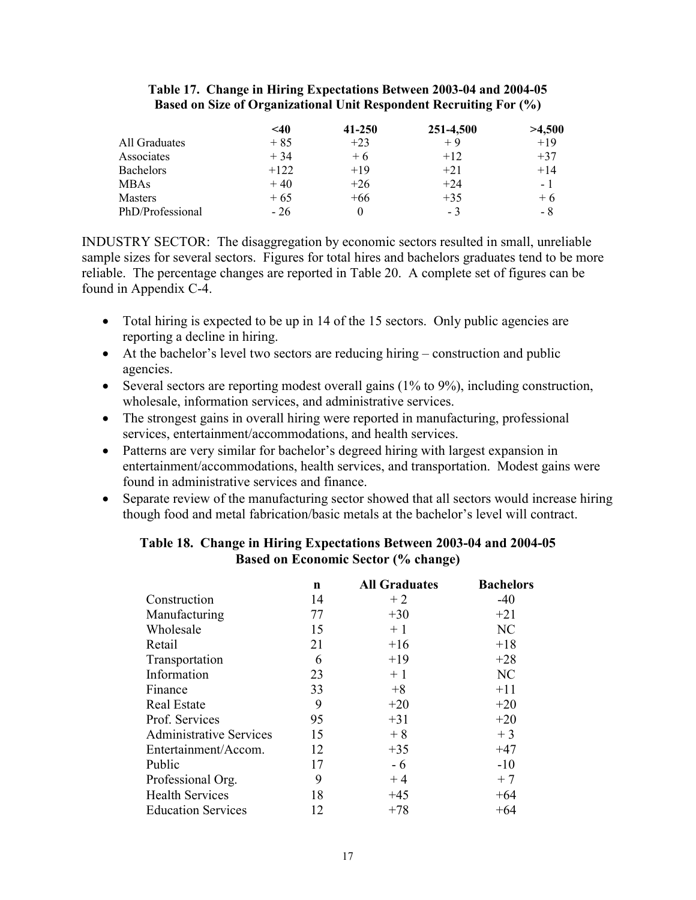**Table 17. Change in Hiring Expectations Between 2003-04 and 2004-05 Based on Size of Organizational Unit Respondent Recruiting For (%)**

| | <40 | 41-250 | 251-4,500 | >4,500 |
|---|---|---|---|---|
| All Graduates | + 85 | +23 | + 9 | +19 |
| Associates | + 34 | + 6 | +12 | +37 |
| Bachelors | +122 | +19 | +21 | +14 |
| MBAs | + 40 | +26 | +24 | - 1 |
| Masters | + 65 | +66 | +35 | + 6 |
| PhD/Professional | - 26 | 0 | - 3 | - 8 |

INDUSTRY SECTOR: The disaggregation by economic sectors resulted in small, unreliable sample sizes for several sectors. Figures for total hires and bachelors graduates tend to be more reliable. The percentage changes are reported in Table 20. A complete set of figures can be found in Appendix C-4.

- Total hiring is expected to be up in 14 of the 15 sectors. Only public agencies are reporting a decline in hiring.
- At the bachelor's level two sectors are reducing hiring – construction and public agencies.
- Several sectors are reporting modest overall gains (1% to 9%), including construction, wholesale, information services, and administrative services.
- The strongest gains in overall hiring were reported in manufacturing, professional services, entertainment/accommodations, and health services.
- Patterns are very similar for bachelor's degreed hiring with largest expansion in entertainment/accommodations, health services, and transportation. Modest gains were found in administrative services and finance.
- Separate review of the manufacturing sector showed that all sectors would increase hiring though food and metal fabrication/basic metals at the bachelor's level will contract.

**Table 18. Change in Hiring Expectations Between 2003-04 and 2004-05 Based on Economic Sector (% change)**

| | n | All Graduates | Bachelors |
|---|---|---|---|
| Construction | 14 | + 2 | -40 |
| Manufacturing | 77 | +30 | +21 |
| Wholesale | 15 | + 1 | NC |
| Retail | 21 | +16 | +18 |
| Transportation | 6 | +19 | +28 |
| Information | 23 | + 1 | NC |
| Finance | 33 | +8 | +11 |
| Real Estate | 9 | +20 | +20 |
| Prof. Services | 95 | +31 | +20 |
| Administrative Services | 15 | + 8 | + 3 |
| Entertainment/Accom. | 12 | +35 | +47 |
| Public | 17 | - 6 | -10 |
| Professional Org. | 9 | + 4 | + 7 |
| Health Services | 18 | +45 | +64 |
| Education Services | 12 | +78 | +64 |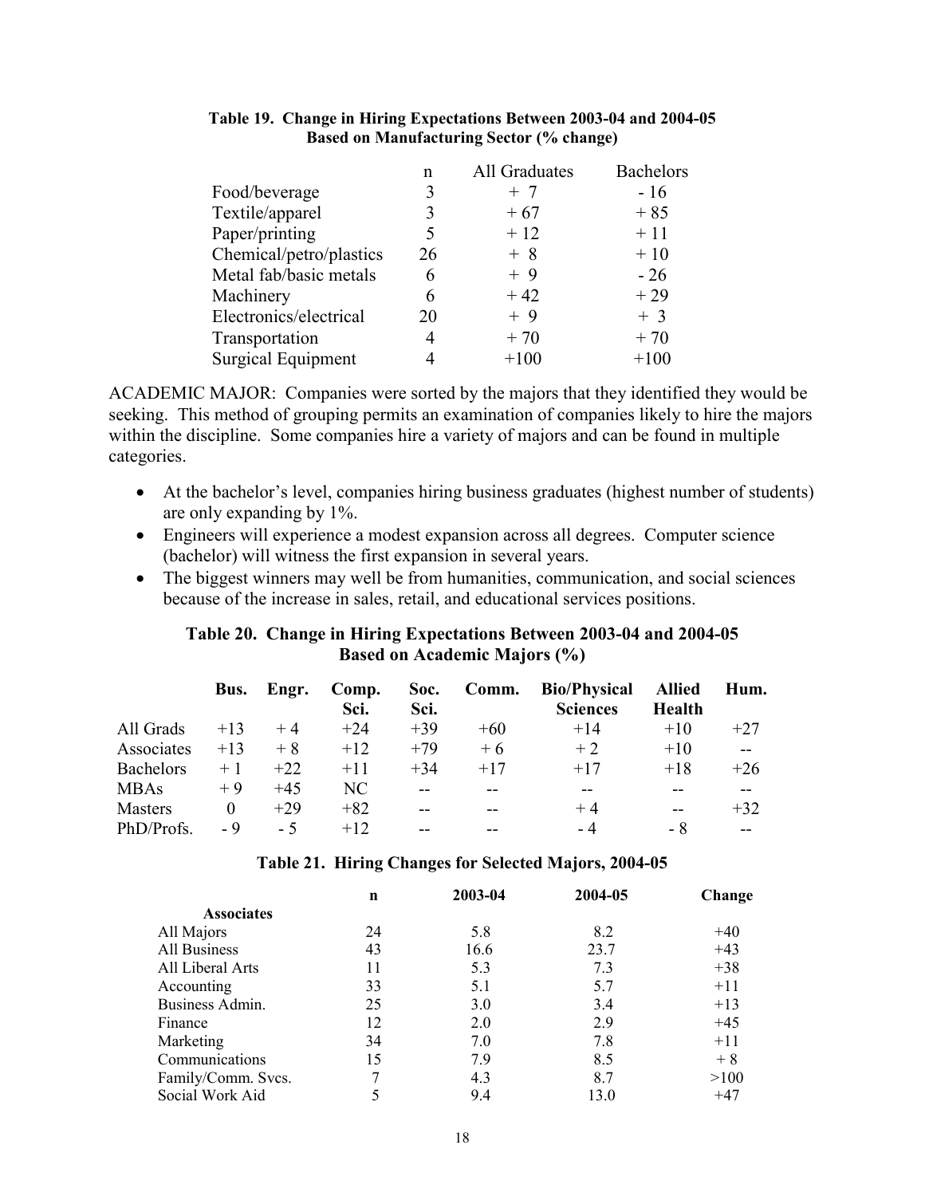**Table 19. Change in Hiring Expectations Between 2003-04 and 2004-05 Based on Manufacturing Sector (% change)**

| | n | All Graduates | Bachelors |
|---|---|---|---|
| Food/beverage | 3 | + 7 | - 16 |
| Textile/apparel | 3 | + 67 | + 85 |
| Paper/printing | 5 | + 12 | + 11 |
| Chemical/petro/plastics | 26 | + 8 | + 10 |
| Metal fab/basic metals | 6 | + 9 | - 26 |
| Machinery | 6 | + 42 | + 29 |
| Electronics/electrical | 20 | + 9 | + 3 |
| Transportation | 4 | + 70 | + 70 |
| Surgical Equipment | 4 | +100 | +100 |

ACADEMIC MAJOR: Companies were sorted by the majors that they identified they would be seeking. This method of grouping permits an examination of companies likely to hire the majors within the discipline. Some companies hire a variety of majors and can be found in multiple categories.

- At the bachelor's level, companies hiring business graduates (highest number of students) are only expanding by 1%.
- Engineers will experience a modest expansion across all degrees. Computer science (bachelor) will witness the first expansion in several years.
- The biggest winners may well be from humanities, communication, and social sciences because of the increase in sales, retail, and educational services positions.

**Table 20. Change in Hiring Expectations Between 2003-04 and 2004-05 Based on Academic Majors (%)**

| | Bus. | Engr. | Comp. Sci. | Soc. Sci. | Comm. | Bio/Physical Sciences | Allied Health | Hum. |
|---|---|---|---|---|---|---|---|---|
| All Grads | +13 | + 4 | +24 | +39 | +60 | +14 | +10 | +27 |
| Associates | +13 | + 8 | +12 | +79 | + 6 | + 2 | +10 | -- |
| Bachelors | + 1 | +22 | +11 | +34 | +17 | +17 | +18 | +26 |
| MBAs | + 9 | +45 | NC | -- | -- | -- | -- | -- |
| Masters | 0 | +29 | +82 | -- | -- | + 4 | -- | +32 |
| PhD/Profs. | - 9 | - 5 | +12 | -- | -- | - 4 | - 8 | -- |

**Table 21. Hiring Changes for Selected Majors, 2004-05**

| | n | 2003-04 | 2004-05 | Change |
|---|---|---|---|---|
| **Associates** | | | | |
| All Majors | 24 | 5.8 | 8.2 | +40 |
| All Business | 43 | 16.6 | 23.7 | +43 |
| All Liberal Arts | 11 | 5.3 | 7.3 | +38 |
| Accounting | 33 | 5.1 | 5.7 | +11 |
| Business Admin. | 25 | 3.0 | 3.4 | +13 |
| Finance | 12 | 2.0 | 2.9 | +45 |
| Marketing | 34 | 7.0 | 7.8 | +11 |
| Communications | 15 | 7.9 | 8.5 | + 8 |
| Family/Comm. Svcs. | 7 | 4.3 | 8.7 | >100 |
| Social Work Aid | 5 | 9.4 | 13.0 | +47 |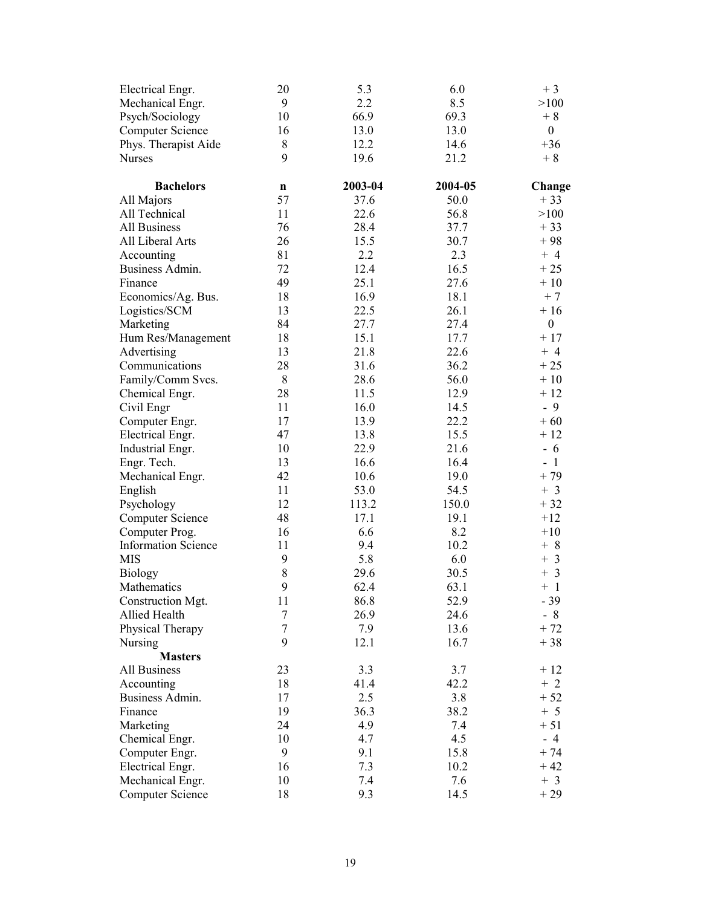| | | | | |
|---|---|---|---|---|
| Electrical Engr. | 20 | 5.3 | 6.0 | + 3 |
| Mechanical Engr. | 9 | 2.2 | 8.5 | >100 |
| Psych/Sociology | 10 | 66.9 | 69.3 | + 8 |
| Computer Science | 16 | 13.0 | 13.0 | 0 |
| Phys. Therapist Aide | 8 | 12.2 | 14.6 | +36 |
| Nurses | 9 | 19.6 | 21.2 | + 8 |

| **Bachelors** | **n** | **2003-04** | **2004-05** | **Change** |
|---|---|---|---|---|
| All Majors | 57 | 37.6 | 50.0 | + 33 |
| All Technical | 11 | 22.6 | 56.8 | >100 |
| All Business | 76 | 28.4 | 37.7 | + 33 |
| All Liberal Arts | 26 | 15.5 | 30.7 | + 98 |
| Accounting | 81 | 2.2 | 2.3 | + 4 |
| Business Admin. | 72 | 12.4 | 16.5 | + 25 |
| Finance | 49 | 25.1 | 27.6 | + 10 |
| Economics/Ag. Bus. | 18 | 16.9 | 18.1 | + 7 |
| Logistics/SCM | 13 | 22.5 | 26.1 | + 16 |
| Marketing | 84 | 27.7 | 27.4 | 0 |
| Hum Res/Management | 18 | 15.1 | 17.7 | + 17 |
| Advertising | 13 | 21.8 | 22.6 | + 4 |
| Communications | 28 | 31.6 | 36.2 | + 25 |
| Family/Comm Svcs. | 8 | 28.6 | 56.0 | + 10 |
| Chemical Engr. | 28 | 11.5 | 12.9 | + 12 |
| Civil Engr | 11 | 16.0 | 14.5 | - 9 |
| Computer Engr. | 17 | 13.9 | 22.2 | + 60 |
| Electrical Engr. | 47 | 13.8 | 15.5 | + 12 |
| Industrial Engr. | 10 | 22.9 | 21.6 | - 6 |
| Engr. Tech. | 13 | 16.6 | 16.4 | - 1 |
| Mechanical Engr. | 42 | 10.6 | 19.0 | + 79 |
| English | 11 | 53.0 | 54.5 | + 3 |
| Psychology | 12 | 113.2 | 150.0 | + 32 |
| Computer Science | 48 | 17.1 | 19.1 | +12 |
| Computer Prog. | 16 | 6.6 | 8.2 | +10 |
| Information Science | 11 | 9.4 | 10.2 | + 8 |
| MIS | 9 | 5.8 | 6.0 | + 3 |
| Biology | 8 | 29.6 | 30.5 | + 3 |
| Mathematics | 9 | 62.4 | 63.1 | + 1 |
| Construction Mgt. | 11 | 86.8 | 52.9 | - 39 |
| Allied Health | 7 | 26.9 | 24.6 | - 8 |
| Physical Therapy | 7 | 7.9 | 13.6 | + 72 |
| Nursing | 9 | 12.1 | 16.7 | + 38 |
| **Masters** | | | | |
| All Business | 23 | 3.3 | 3.7 | + 12 |
| Accounting | 18 | 41.4 | 42.2 | + 2 |
| Business Admin. | 17 | 2.5 | 3.8 | + 52 |
| Finance | 19 | 36.3 | 38.2 | + 5 |
| Marketing | 24 | 4.9 | 7.4 | + 51 |
| Chemical Engr. | 10 | 4.7 | 4.5 | - 4 |
| Computer Engr. | 9 | 9.1 | 15.8 | + 74 |
| Electrical Engr. | 16 | 7.3 | 10.2 | + 42 |
| Mechanical Engr. | 10 | 7.4 | 7.6 | + 3 |
| Computer Science | 18 | 9.3 | 14.5 | + 29 |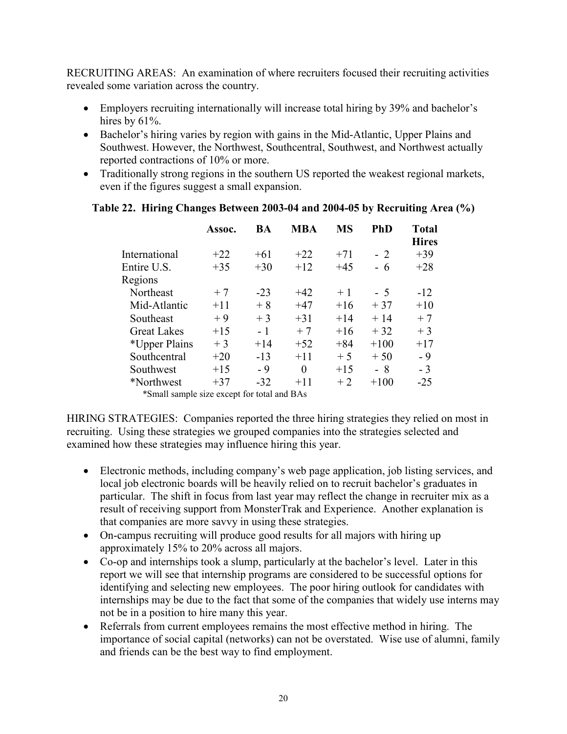RECRUITING AREAS: An examination of where recruiters focused their recruiting activities revealed some variation across the country.

- Employers recruiting internationally will increase total hiring by 39% and bachelor's hires by 61%.
- Bachelor's hiring varies by region with gains in the Mid-Atlantic, Upper Plains and Southwest. However, the Northwest, Southcentral, Southwest, and Northwest actually reported contractions of 10% or more.
- Traditionally strong regions in the southern US reported the weakest regional markets, even if the figures suggest a small expansion.

**Table 22. Hiring Changes Between 2003-04 and 2004-05 by Recruiting Area (%)**

| | Assoc. | BA | MBA | MS | PhD | Total Hires |
|---|---|---|---|---|---|---|
| International | +22 | +61 | +22 | +71 | - 2 | +39 |
| Entire U.S. | +35 | +30 | +12 | +45 | - 6 | +28 |
| Regions | | | | | | |
| Northeast | + 7 | -23 | +42 | + 1 | - 5 | -12 |
| Mid-Atlantic | +11 | + 8 | +47 | +16 | + 37 | +10 |
| Southeast | + 9 | + 3 | +31 | +14 | + 14 | + 7 |
| Great Lakes | +15 | - 1 | + 7 | +16 | + 32 | + 3 |
| *Upper Plains | + 3 | +14 | +52 | +84 | +100 | +17 |
| Southcentral | +20 | -13 | +11 | + 5 | + 50 | - 9 |
| Southwest | +15 | - 9 | 0 | +15 | - 8 | - 3 |
| *Northwest | +37 | -32 | +11 | + 2 | +100 | -25 |

*Small sample size except for total and BAs

HIRING STRATEGIES: Companies reported the three hiring strategies they relied on most in recruiting. Using these strategies we grouped companies into the strategies selected and examined how these strategies may influence hiring this year.

- Electronic methods, including company's web page application, job listing services, and local job electronic boards will be heavily relied on to recruit bachelor's graduates in particular. The shift in focus from last year may reflect the change in recruiter mix as a result of receiving support from MonsterTrak and Experience. Another explanation is that companies are more savvy in using these strategies.
- On-campus recruiting will produce good results for all majors with hiring up approximately 15% to 20% across all majors.
- Co-op and internships took a slump, particularly at the bachelor's level. Later in this report we will see that internship programs are considered to be successful options for identifying and selecting new employees. The poor hiring outlook for candidates with internships may be due to the fact that some of the companies that widely use interns may not be in a position to hire many this year.
- Referrals from current employees remains the most effective method in hiring. The importance of social capital (networks) can not be overstated. Wise use of alumni, family and friends can be the best way to find employment.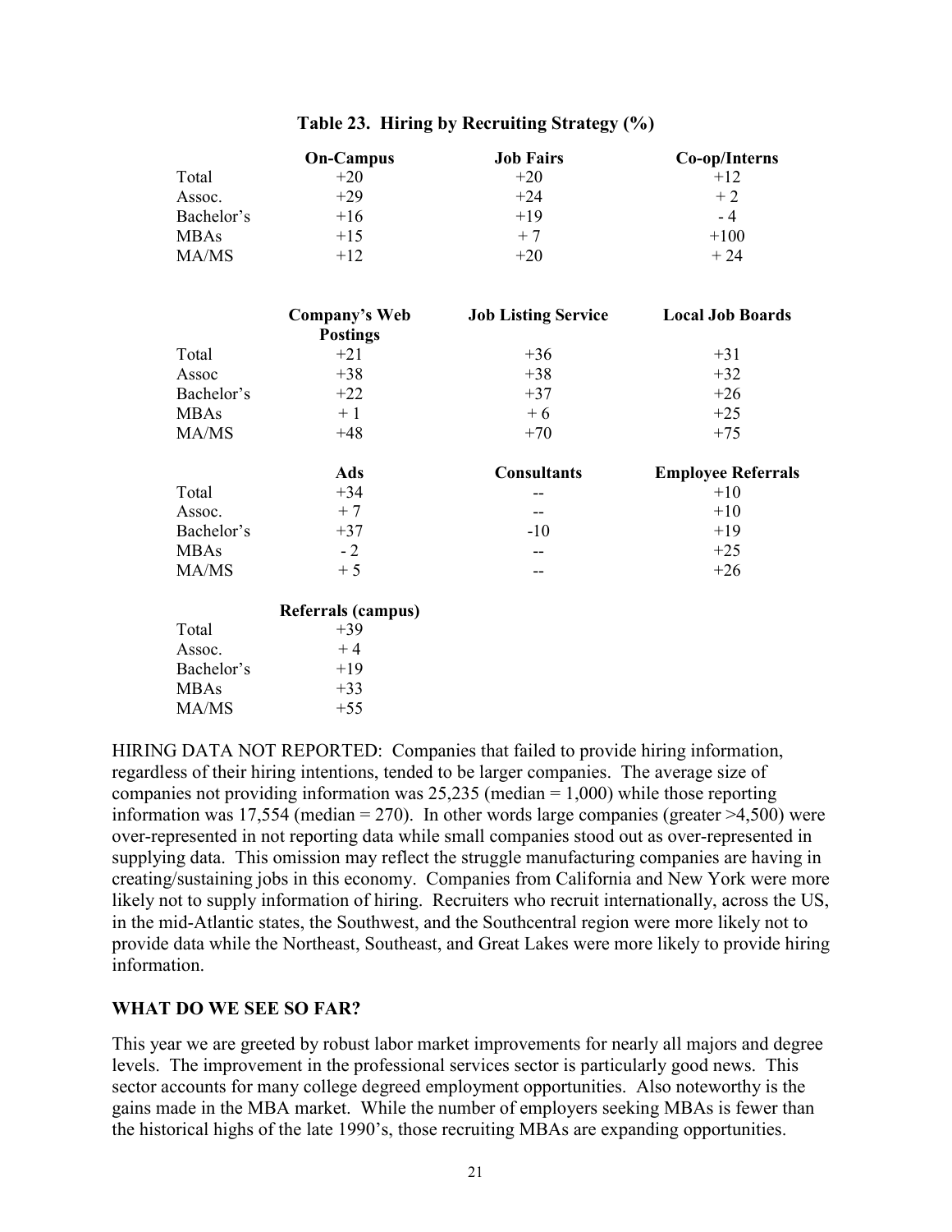**Table 23. Hiring by Recruiting Strategy (%)**

| | On-Campus | Job Fairs | Co-op/Interns |
|---|---|---|---|
| Total | +20 | +20 | +12 |
| Assoc. | +29 | +24 | + 2 |
| Bachelor's | +16 | +19 | - 4 |
| MBAs | +15 | + 7 | +100 |
| MA/MS | +12 | +20 | + 24 |

| | Company's Web Postings | Job Listing Service | Local Job Boards |
|---|---|---|---|
| Total | +21 | +36 | +31 |
| Assoc | +38 | +38 | +32 |
| Bachelor's | +22 | +37 | +26 |
| MBAs | + 1 | + 6 | +25 |
| MA/MS | +48 | +70 | +75 |

| | Ads | Consultants | Employee Referrals |
|---|---|---|---|
| Total | +34 | -- | +10 |
| Assoc. | + 7 | -- | +10 |
| Bachelor's | +37 | -10 | +19 |
| MBAs | - 2 | -- | +25 |
| MA/MS | + 5 | -- | +26 |

| | Referrals (campus) |
|---|---|
| Total | +39 |
| Assoc. | + 4 |
| Bachelor's | +19 |
| MBAs | +33 |
| MA/MS | +55 |

HIRING DATA NOT REPORTED: Companies that failed to provide hiring information, regardless of their hiring intentions, tended to be larger companies. The average size of companies not providing information was 25,235 (median = 1,000) while those reporting information was 17,554 (median = 270). In other words large companies (greater >4,500) were over-represented in not reporting data while small companies stood out as over-represented in supplying data. This omission may reflect the struggle manufacturing companies are having in creating/sustaining jobs in this economy. Companies from California and New York were more likely not to supply information of hiring. Recruiters who recruit internationally, across the US, in the mid-Atlantic states, the Southwest, and the Southcentral region were more likely not to provide data while the Northeast, Southeast, and Great Lakes were more likely to provide hiring information.

## WHAT DO WE SEE SO FAR?

This year we are greeted by robust labor market improvements for nearly all majors and degree levels. The improvement in the professional services sector is particularly good news. This sector accounts for many college degreed employment opportunities. Also noteworthy is the gains made in the MBA market. While the number of employers seeking MBAs is fewer than the historical highs of the late 1990's, those recruiting MBAs are expanding opportunities.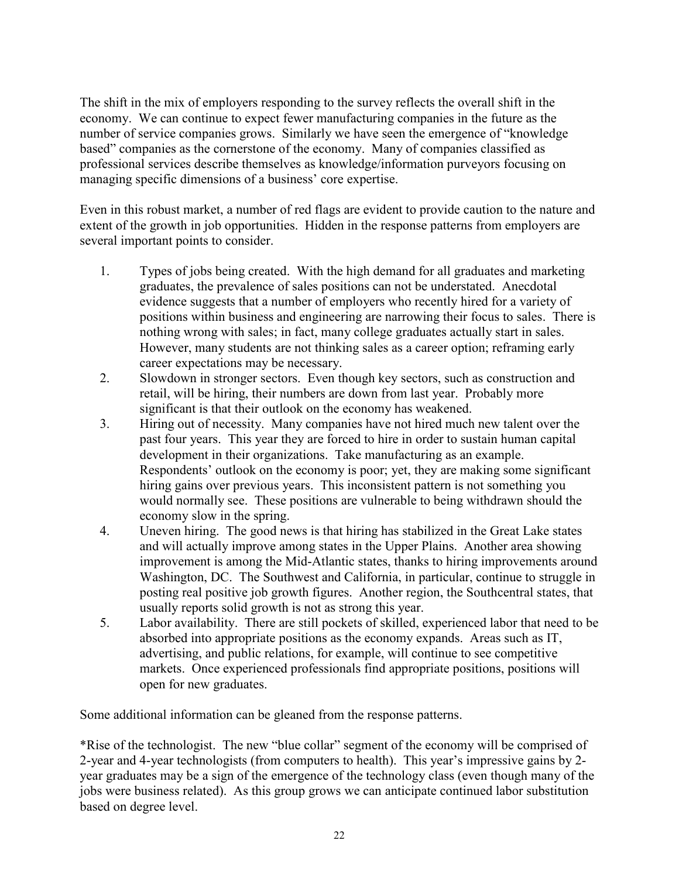The shift in the mix of employers responding to the survey reflects the overall shift in the economy. We can continue to expect fewer manufacturing companies in the future as the number of service companies grows. Similarly we have seen the emergence of "knowledge based" companies as the cornerstone of the economy. Many of companies classified as professional services describe themselves as knowledge/information purveyors focusing on managing specific dimensions of a business' core expertise.

Even in this robust market, a number of red flags are evident to provide caution to the nature and extent of the growth in job opportunities. Hidden in the response patterns from employers are several important points to consider.

1. Types of jobs being created. With the high demand for all graduates and marketing graduates, the prevalence of sales positions can not be understated. Anecdotal evidence suggests that a number of employers who recently hired for a variety of positions within business and engineering are narrowing their focus to sales. There is nothing wrong with sales; in fact, many college graduates actually start in sales. However, many students are not thinking sales as a career option; reframing early career expectations may be necessary.
2. Slowdown in stronger sectors. Even though key sectors, such as construction and retail, will be hiring, their numbers are down from last year. Probably more significant is that their outlook on the economy has weakened.
3. Hiring out of necessity. Many companies have not hired much new talent over the past four years. This year they are forced to hire in order to sustain human capital development in their organizations. Take manufacturing as an example. Respondents' outlook on the economy is poor; yet, they are making some significant hiring gains over previous years. This inconsistent pattern is not something you would normally see. These positions are vulnerable to being withdrawn should the economy slow in the spring.
4. Uneven hiring. The good news is that hiring has stabilized in the Great Lake states and will actually improve among states in the Upper Plains. Another area showing improvement is among the Mid-Atlantic states, thanks to hiring improvements around Washington, DC. The Southwest and California, in particular, continue to struggle in posting real positive job growth figures. Another region, the Southcentral states, that usually reports solid growth is not as strong this year.
5. Labor availability. There are still pockets of skilled, experienced labor that need to be absorbed into appropriate positions as the economy expands. Areas such as IT, advertising, and public relations, for example, will continue to see competitive markets. Once experienced professionals find appropriate positions, positions will open for new graduates.

Some additional information can be gleaned from the response patterns.

*Rise of the technologist. The new "blue collar" segment of the economy will be comprised of 2-year and 4-year technologists (from computers to health). This year's impressive gains by 2-year graduates may be a sign of the emergence of the technology class (even though many of the jobs were business related). As this group grows we can anticipate continued labor substitution based on degree level.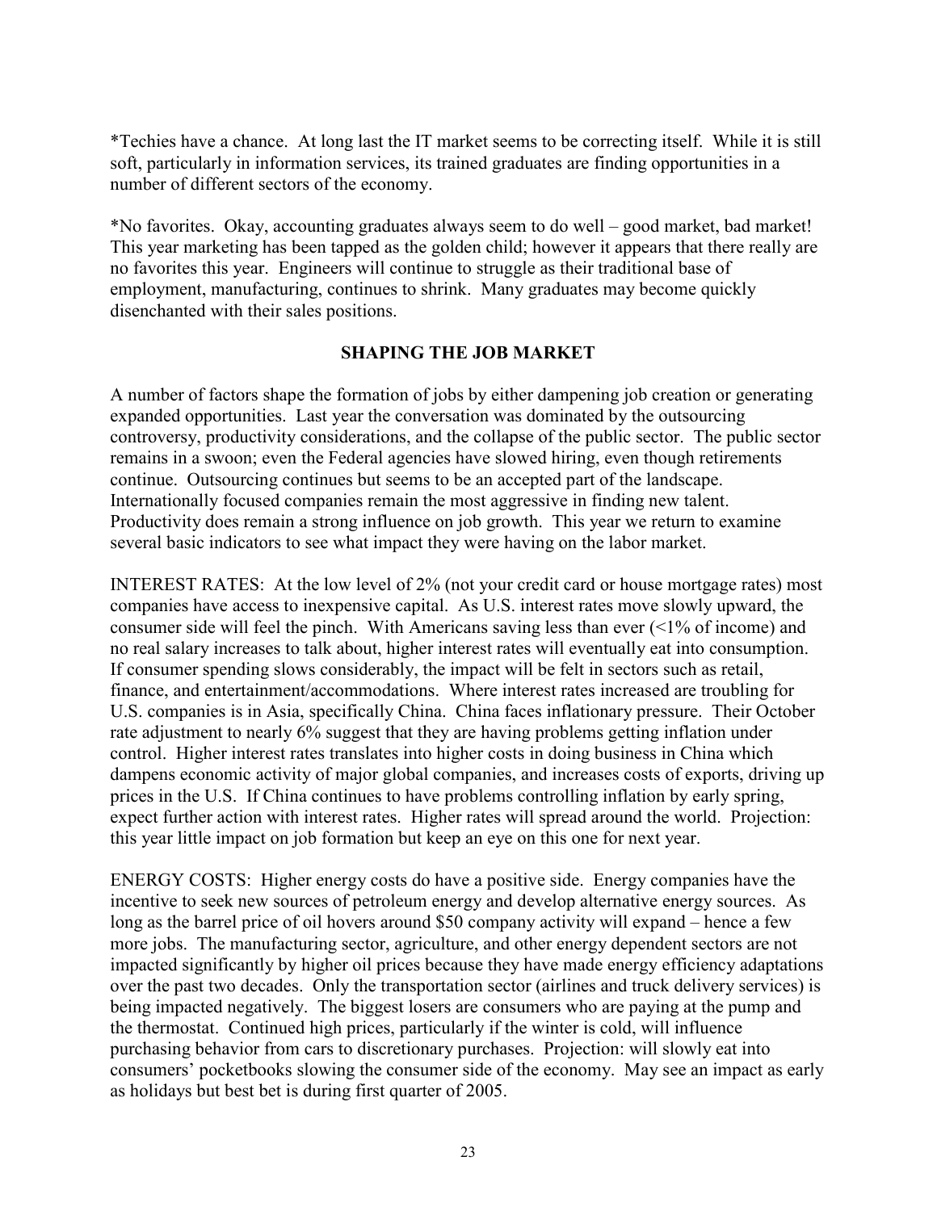*Techies have a chance. At long last the IT market seems to be correcting itself. While it is still soft, particularly in information services, its trained graduates are finding opportunities in a number of different sectors of the economy.

*No favorites. Okay, accounting graduates always seem to do well – good market, bad market! This year marketing has been tapped as the golden child; however it appears that there really are no favorites this year. Engineers will continue to struggle as their traditional base of employment, manufacturing, continues to shrink. Many graduates may become quickly disenchanted with their sales positions.

## SHAPING THE JOB MARKET

A number of factors shape the formation of jobs by either dampening job creation or generating expanded opportunities. Last year the conversation was dominated by the outsourcing controversy, productivity considerations, and the collapse of the public sector. The public sector remains in a swoon; even the Federal agencies have slowed hiring, even though retirements continue. Outsourcing continues but seems to be an accepted part of the landscape. Internationally focused companies remain the most aggressive in finding new talent. Productivity does remain a strong influence on job growth. This year we return to examine several basic indicators to see what impact they were having on the labor market.

INTEREST RATES: At the low level of 2% (not your credit card or house mortgage rates) most companies have access to inexpensive capital. As U.S. interest rates move slowly upward, the consumer side will feel the pinch. With Americans saving less than ever (<1% of income) and no real salary increases to talk about, higher interest rates will eventually eat into consumption. If consumer spending slows considerably, the impact will be felt in sectors such as retail, finance, and entertainment/accommodations. Where interest rates increased are troubling for U.S. companies is in Asia, specifically China. China faces inflationary pressure. Their October rate adjustment to nearly 6% suggest that they are having problems getting inflation under control. Higher interest rates translates into higher costs in doing business in China which dampens economic activity of major global companies, and increases costs of exports, driving up prices in the U.S. If China continues to have problems controlling inflation by early spring, expect further action with interest rates. Higher rates will spread around the world. Projection: this year little impact on job formation but keep an eye on this one for next year.

ENERGY COSTS: Higher energy costs do have a positive side. Energy companies have the incentive to seek new sources of petroleum energy and develop alternative energy sources. As long as the barrel price of oil hovers around $50 company activity will expand – hence a few more jobs. The manufacturing sector, agriculture, and other energy dependent sectors are not impacted significantly by higher oil prices because they have made energy efficiency adaptations over the past two decades. Only the transportation sector (airlines and truck delivery services) is being impacted negatively. The biggest losers are consumers who are paying at the pump and the thermostat. Continued high prices, particularly if the winter is cold, will influence purchasing behavior from cars to discretionary purchases. Projection: will slowly eat into consumers' pocketbooks slowing the consumer side of the economy. May see an impact as early as holidays but best bet is during first quarter of 2005.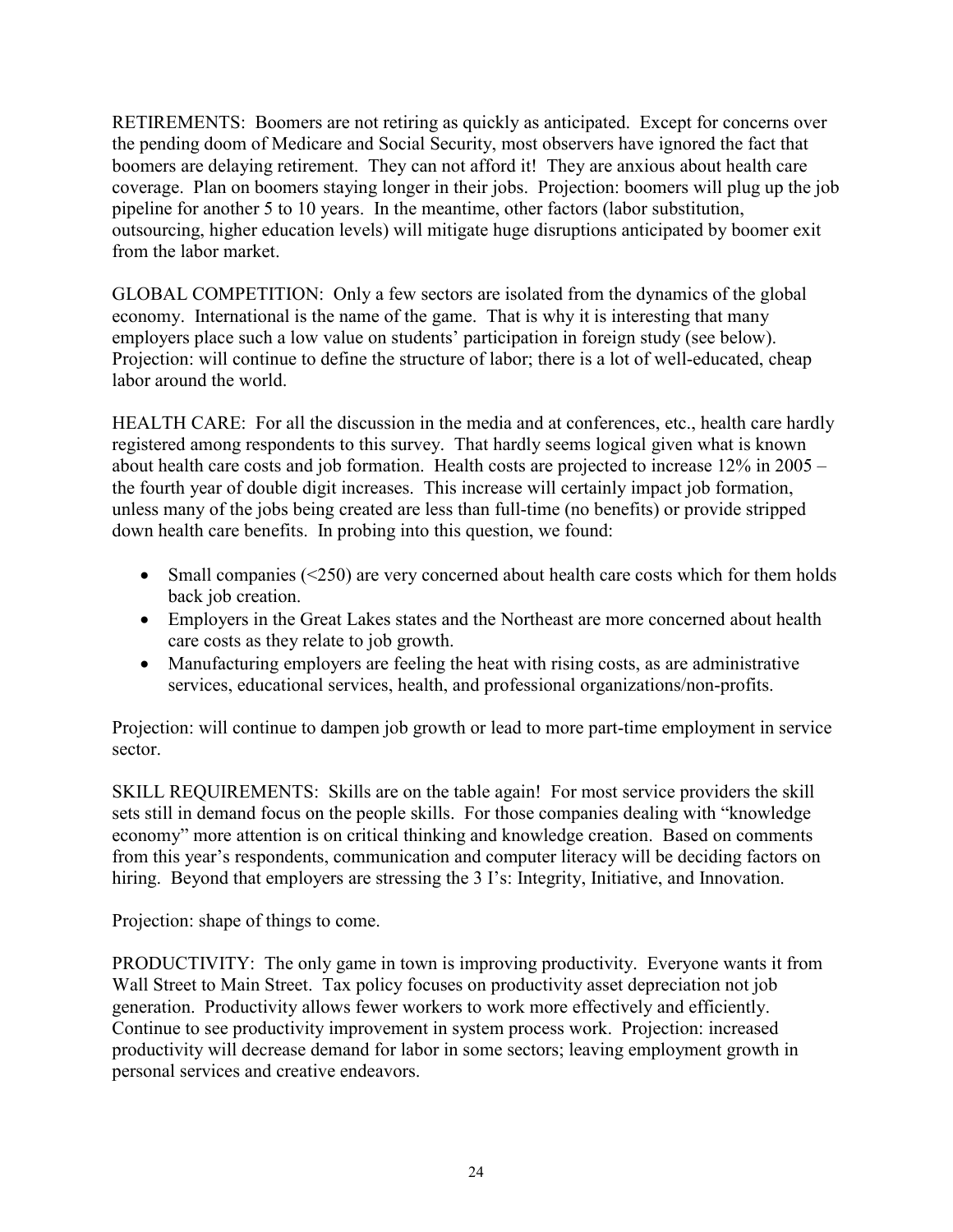RETIREMENTS: Boomers are not retiring as quickly as anticipated. Except for concerns over the pending doom of Medicare and Social Security, most observers have ignored the fact that boomers are delaying retirement. They can not afford it! They are anxious about health care coverage. Plan on boomers staying longer in their jobs. Projection: boomers will plug up the job pipeline for another 5 to 10 years. In the meantime, other factors (labor substitution, outsourcing, higher education levels) will mitigate huge disruptions anticipated by boomer exit from the labor market.

GLOBAL COMPETITION: Only a few sectors are isolated from the dynamics of the global economy. International is the name of the game. That is why it is interesting that many employers place such a low value on students' participation in foreign study (see below). Projection: will continue to define the structure of labor; there is a lot of well-educated, cheap labor around the world.

HEALTH CARE: For all the discussion in the media and at conferences, etc., health care hardly registered among respondents to this survey. That hardly seems logical given what is known about health care costs and job formation. Health costs are projected to increase 12% in 2005 – the fourth year of double digit increases. This increase will certainly impact job formation, unless many of the jobs being created are less than full-time (no benefits) or provide stripped down health care benefits. In probing into this question, we found:

- Small companies (<250) are very concerned about health care costs which for them holds back job creation.
- Employers in the Great Lakes states and the Northeast are more concerned about health care costs as they relate to job growth.
- Manufacturing employers are feeling the heat with rising costs, as are administrative services, educational services, health, and professional organizations/non-profits.

Projection: will continue to dampen job growth or lead to more part-time employment in service sector.

SKILL REQUIREMENTS: Skills are on the table again! For most service providers the skill sets still in demand focus on the people skills. For those companies dealing with "knowledge economy" more attention is on critical thinking and knowledge creation. Based on comments from this year's respondents, communication and computer literacy will be deciding factors on hiring. Beyond that employers are stressing the 3 I's: Integrity, Initiative, and Innovation.

Projection: shape of things to come.

PRODUCTIVITY: The only game in town is improving productivity. Everyone wants it from Wall Street to Main Street. Tax policy focuses on productivity asset depreciation not job generation. Productivity allows fewer workers to work more effectively and efficiently. Continue to see productivity improvement in system process work. Projection: increased productivity will decrease demand for labor in some sectors; leaving employment growth in personal services and creative endeavors.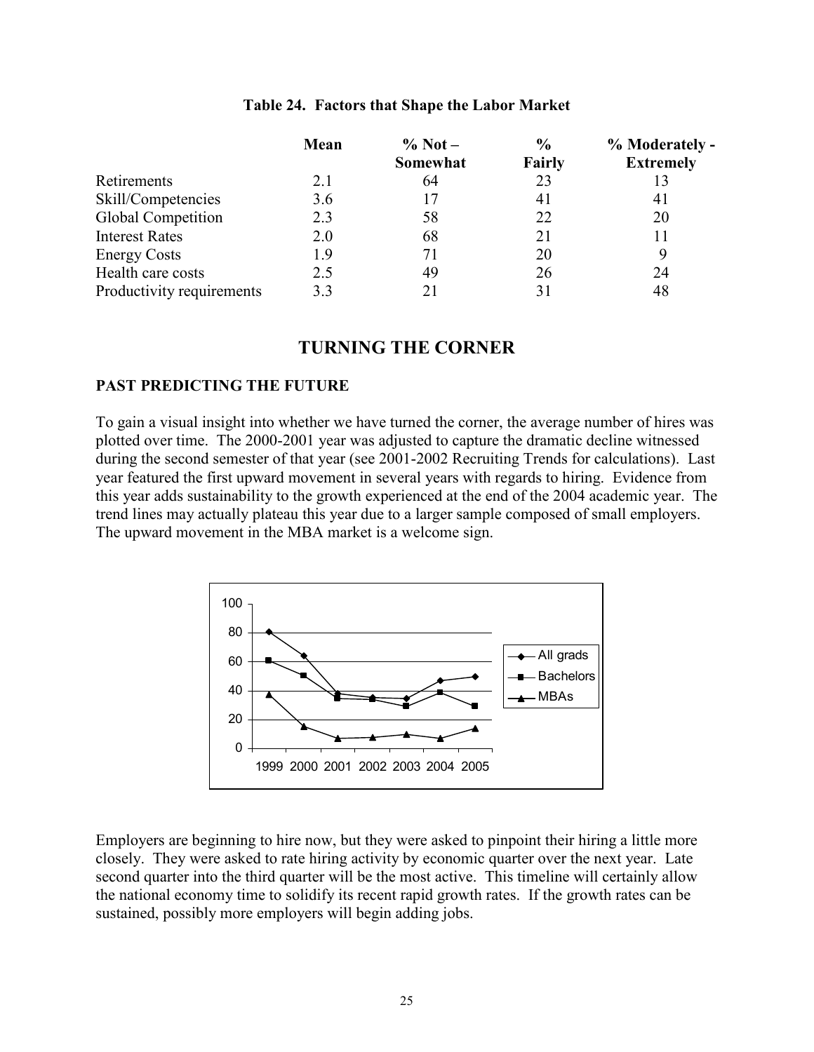**Table 24. Factors that Shape the Labor Market**

| | Mean | % Not – Somewhat | % Fairly | % Moderately - Extremely |
|---|---|---|---|---|
| Retirements | 2.1 | 64 | 23 | 13 |
| Skill/Competencies | 3.6 | 17 | 41 | 41 |
| Global Competition | 2.3 | 58 | 22 | 20 |
| Interest Rates | 2.0 | 68 | 21 | 11 |
| Energy Costs | 1.9 | 71 | 20 | 9 |
| Health care costs | 2.5 | 49 | 26 | 24 |
| Productivity requirements | 3.3 | 21 | 31 | 48 |

# TURNING THE CORNER

## PAST PREDICTING THE FUTURE

To gain a visual insight into whether we have turned the corner, the average number of hires was plotted over time. The 2000-2001 year was adjusted to capture the dramatic decline witnessed during the second semester of that year (see 2001-2002 Recruiting Trends for calculations). Last year featured the first upward movement in several years with regards to hiring. Evidence from this year adds sustainability to the growth experienced at the end of the 2004 academic year. The trend lines may actually plateau this year due to a larger sample composed of small employers. The upward movement in the MBA market is a welcome sign.

Employers are beginning to hire now, but they were asked to pinpoint their hiring a little more closely. They were asked to rate hiring activity by economic quarter over the next year. Late second quarter into the third quarter will be the most active. This timeline will certainly allow the national economy time to solidify its recent rapid growth rates. If the growth rates can be sustained, possibly more employers will begin adding jobs.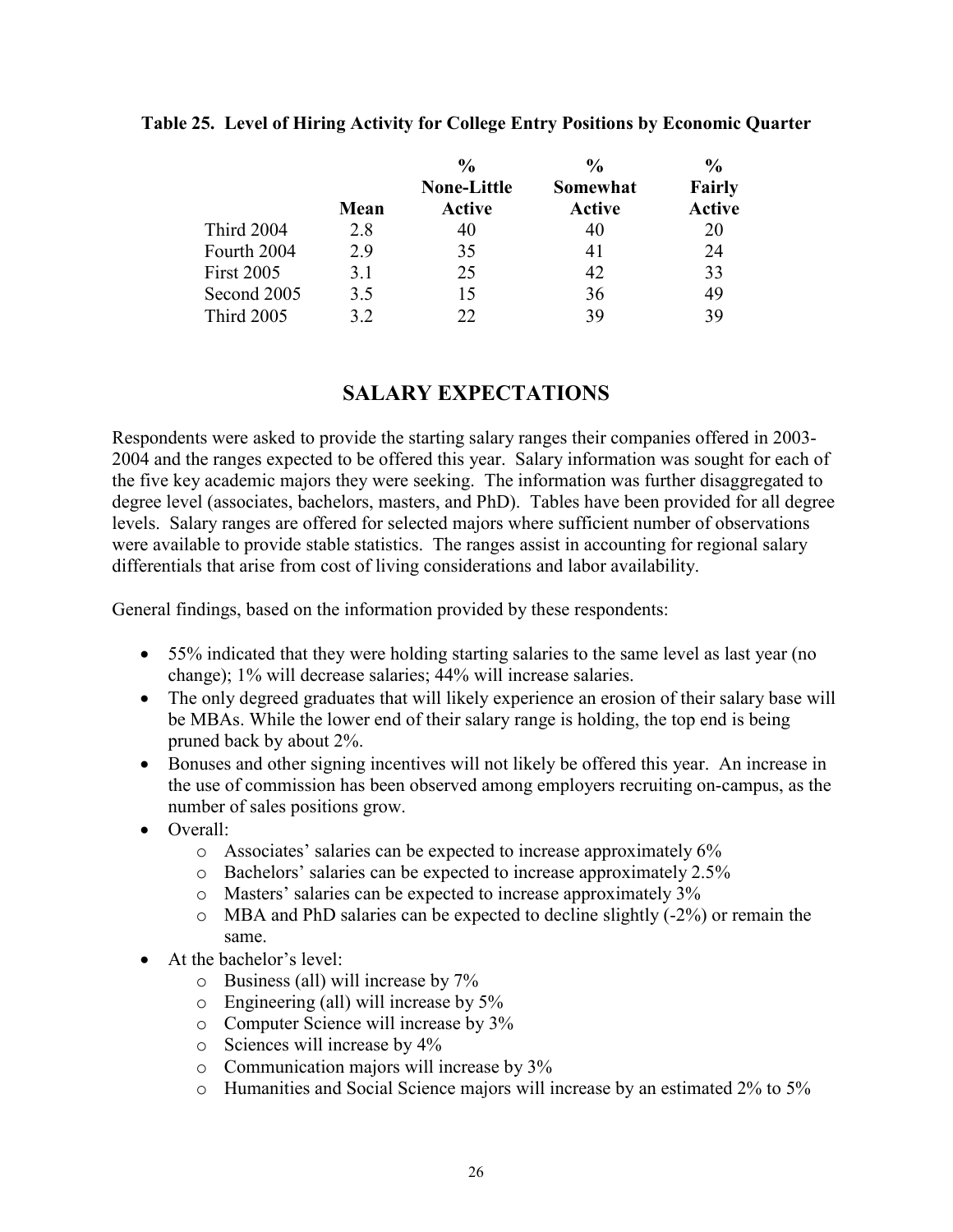**Table 25. Level of Hiring Activity for College Entry Positions by Economic Quarter**

| | Mean | % None-Little Active | % Somewhat Active | % Fairly Active |
|---|---|---|---|---|
| Third 2004 | 2.8 | 40 | 40 | 20 |
| Fourth 2004 | 2.9 | 35 | 41 | 24 |
| First 2005 | 3.1 | 25 | 42 | 33 |
| Second 2005 | 3.5 | 15 | 36 | 49 |
| Third 2005 | 3.2 | 22 | 39 | 39 |

## SALARY EXPECTATIONS

Respondents were asked to provide the starting salary ranges their companies offered in 2003-2004 and the ranges expected to be offered this year. Salary information was sought for each of the five key academic majors they were seeking. The information was further disaggregated to degree level (associates, bachelors, masters, and PhD). Tables have been provided for all degree levels. Salary ranges are offered for selected majors where sufficient number of observations were available to provide stable statistics. The ranges assist in accounting for regional salary differentials that arise from cost of living considerations and labor availability.

General findings, based on the information provided by these respondents:

- 55% indicated that they were holding starting salaries to the same level as last year (no change); 1% will decrease salaries; 44% will increase salaries.
- The only degreed graduates that will likely experience an erosion of their salary base will be MBAs. While the lower end of their salary range is holding, the top end is being pruned back by about 2%.
- Bonuses and other signing incentives will not likely be offered this year. An increase in the use of commission has been observed among employers recruiting on-campus, as the number of sales positions grow.
- Overall:
  - Associates' salaries can be expected to increase approximately 6%
  - Bachelors' salaries can be expected to increase approximately 2.5%
  - Masters' salaries can be expected to increase approximately 3%
  - MBA and PhD salaries can be expected to decline slightly (-2%) or remain the same.
- At the bachelor's level:
  - Business (all) will increase by 7%
  - Engineering (all) will increase by 5%
  - Computer Science will increase by 3%
  - Sciences will increase by 4%
  - Communication majors will increase by 3%
  - Humanities and Social Science majors will increase by an estimated 2% to 5%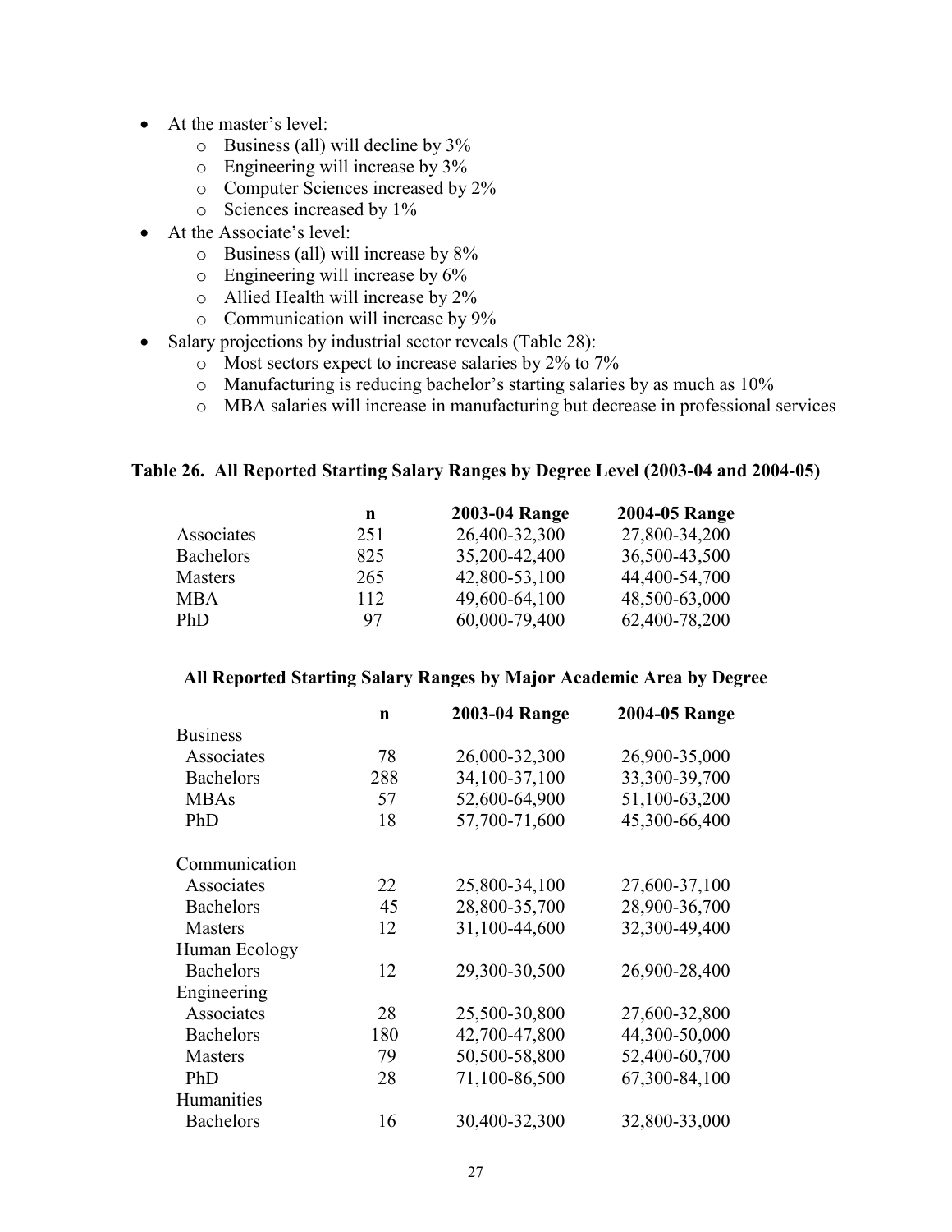- At the master's level:
  - Business (all) will decline by 3%
  - Engineering will increase by 3%
  - Computer Sciences increased by 2%
  - Sciences increased by 1%
- At the Associate's level:
  - Business (all) will increase by 8%
  - Engineering will increase by 6%
  - Allied Health will increase by 2%
  - Communication will increase by 9%
- Salary projections by industrial sector reveals (Table 28):
  - Most sectors expect to increase salaries by 2% to 7%
  - Manufacturing is reducing bachelor's starting salaries by as much as 10%
  - MBA salaries will increase in manufacturing but decrease in professional services

**Table 26. All Reported Starting Salary Ranges by Degree Level (2003-04 and 2004-05)**

| | n | 2003-04 Range | 2004-05 Range |
|---|---|---|---|
| Associates | 251 | 26,400-32,300 | 27,800-34,200 |
| Bachelors | 825 | 35,200-42,400 | 36,500-43,500 |
| Masters | 265 | 42,800-53,100 | 44,400-54,700 |
| MBA | 112 | 49,600-64,100 | 48,500-63,000 |
| PhD | 97 | 60,000-79,400 | 62,400-78,200 |

**All Reported Starting Salary Ranges by Major Academic Area by Degree**

| | n | 2003-04 Range | 2004-05 Range |
|---|---|---|---|
| Business | | | |
| Associates | 78 | 26,000-32,300 | 26,900-35,000 |
| Bachelors | 288 | 34,100-37,100 | 33,300-39,700 |
| MBAs | 57 | 52,600-64,900 | 51,100-63,200 |
| PhD | 18 | 57,700-71,600 | 45,300-66,400 |
| Communication | | | |
| Associates | 22 | 25,800-34,100 | 27,600-37,100 |
| Bachelors | 45 | 28,800-35,700 | 28,900-36,700 |
| Masters | 12 | 31,100-44,600 | 32,300-49,400 |
| Human Ecology | | | |
| Bachelors | 12 | 29,300-30,500 | 26,900-28,400 |
| Engineering | | | |
| Associates | 28 | 25,500-30,800 | 27,600-32,800 |
| Bachelors | 180 | 42,700-47,800 | 44,300-50,000 |
| Masters | 79 | 50,500-58,800 | 52,400-60,700 |
| PhD | 28 | 71,100-86,500 | 67,300-84,100 |
| Humanities | | | |
| Bachelors | 16 | 30,400-32,300 | 32,800-33,000 |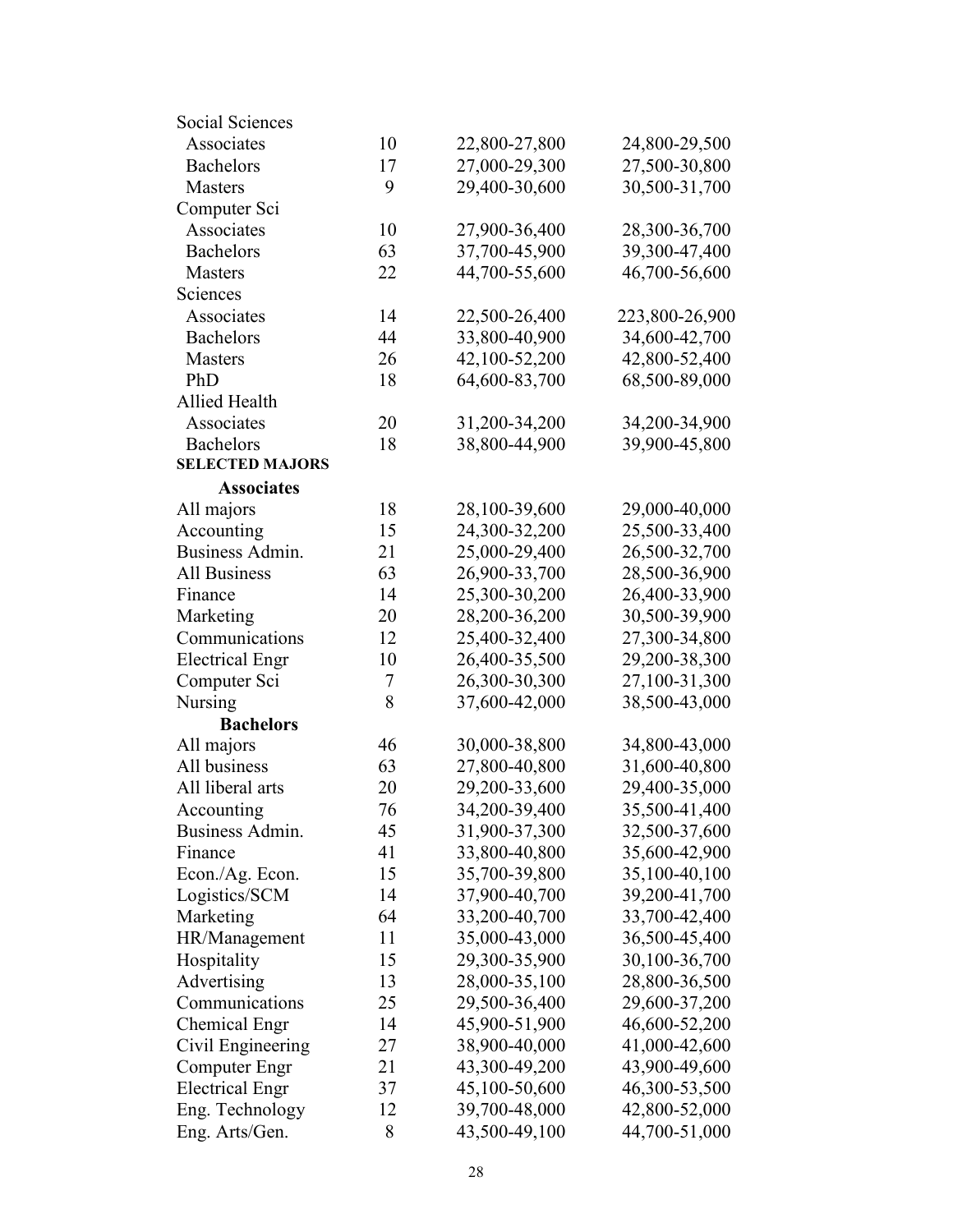| | | | |
|---|---|---|---|
| Social Sciences | | | |
| Associates | 10 | 22,800-27,800 | 24,800-29,500 |
| Bachelors | 17 | 27,000-29,300 | 27,500-30,800 |
| Masters | 9 | 29,400-30,600 | 30,500-31,700 |
| Computer Sci | | | |
| Associates | 10 | 27,900-36,400 | 28,300-36,700 |
| Bachelors | 63 | 37,700-45,900 | 39,300-47,400 |
| Masters | 22 | 44,700-55,600 | 46,700-56,600 |
| Sciences | | | |
| Associates | 14 | 22,500-26,400 | 223,800-26,900 |
| Bachelors | 44 | 33,800-40,900 | 34,600-42,700 |
| Masters | 26 | 42,100-52,200 | 42,800-52,400 |
| PhD | 18 | 64,600-83,700 | 68,500-89,000 |
| Allied Health | | | |
| Associates | 20 | 31,200-34,200 | 34,200-34,900 |
| Bachelors | 18 | 38,800-44,900 | 39,900-45,800 |
| **SELECTED MAJORS** | | | |
| **Associates** | | | |
| All majors | 18 | 28,100-39,600 | 29,000-40,000 |
| Accounting | 15 | 24,300-32,200 | 25,500-33,400 |
| Business Admin. | 21 | 25,000-29,400 | 26,500-32,700 |
| All Business | 63 | 26,900-33,700 | 28,500-36,900 |
| Finance | 14 | 25,300-30,200 | 26,400-33,900 |
| Marketing | 20 | 28,200-36,200 | 30,500-39,900 |
| Communications | 12 | 25,400-32,400 | 27,300-34,800 |
| Electrical Engr | 10 | 26,400-35,500 | 29,200-38,300 |
| Computer Sci | 7 | 26,300-30,300 | 27,100-31,300 |
| Nursing | 8 | 37,600-42,000 | 38,500-43,000 |
| **Bachelors** | | | |
| All majors | 46 | 30,000-38,800 | 34,800-43,000 |
| All business | 63 | 27,800-40,800 | 31,600-40,800 |
| All liberal arts | 20 | 29,200-33,600 | 29,400-35,000 |
| Accounting | 76 | 34,200-39,400 | 35,500-41,400 |
| Business Admin. | 45 | 31,900-37,300 | 32,500-37,600 |
| Finance | 41 | 33,800-40,800 | 35,600-42,900 |
| Econ./Ag. Econ. | 15 | 35,700-39,800 | 35,100-40,100 |
| Logistics/SCM | 14 | 37,900-40,700 | 39,200-41,700 |
| Marketing | 64 | 33,200-40,700 | 33,700-42,400 |
| HR/Management | 11 | 35,000-43,000 | 36,500-45,400 |
| Hospitality | 15 | 29,300-35,900 | 30,100-36,700 |
| Advertising | 13 | 28,000-35,100 | 28,800-36,500 |
| Communications | 25 | 29,500-36,400 | 29,600-37,200 |
| Chemical Engr | 14 | 45,900-51,900 | 46,600-52,200 |
| Civil Engineering | 27 | 38,900-40,000 | 41,000-42,600 |
| Computer Engr | 21 | 43,300-49,200 | 43,900-49,600 |
| Electrical Engr | 37 | 45,100-50,600 | 46,300-53,500 |
| Eng. Technology | 12 | 39,700-48,000 | 42,800-52,000 |
| Eng. Arts/Gen. | 8 | 43,500-49,100 | 44,700-51,000 |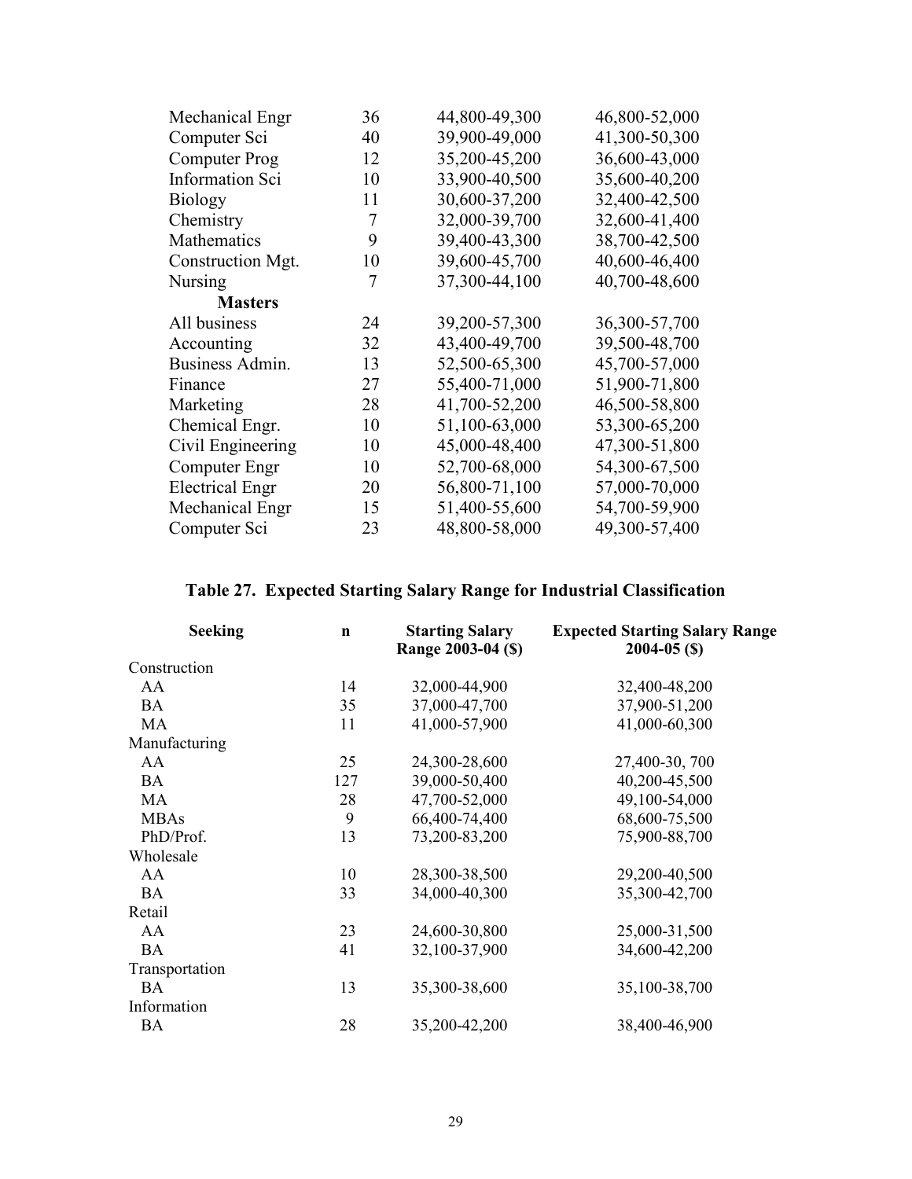| | | | |
|---|---|---|---|
| Mechanical Engr | 36 | 44,800-49,300 | 46,800-52,000 |
| Computer Sci | 40 | 39,900-49,000 | 41,300-50,300 |
| Computer Prog | 12 | 35,200-45,200 | 36,600-43,000 |
| Information Sci | 10 | 33,900-40,500 | 35,600-40,200 |
| Biology | 11 | 30,600-37,200 | 32,400-42,500 |
| Chemistry | 7 | 32,000-39,700 | 32,600-41,400 |
| Mathematics | 9 | 39,400-43,300 | 38,700-42,500 |
| Construction Mgt. | 10 | 39,600-45,700 | 40,600-46,400 |
| Nursing | 7 | 37,300-44,100 | 40,700-48,600 |
| **Masters** | | | |
| All business | 24 | 39,200-57,300 | 36,300-57,700 |
| Accounting | 32 | 43,400-49,700 | 39,500-48,700 |
| Business Admin. | 13 | 52,500-65,300 | 45,700-57,000 |
| Finance | 27 | 55,400-71,000 | 51,900-71,800 |
| Marketing | 28 | 41,700-52,200 | 46,500-58,800 |
| Chemical Engr. | 10 | 51,100-63,000 | 53,300-65,200 |
| Civil Engineering | 10 | 45,000-48,400 | 47,300-51,800 |
| Computer Engr | 10 | 52,700-68,000 | 54,300-67,500 |
| Electrical Engr | 20 | 56,800-71,100 | 57,000-70,000 |
| Mechanical Engr | 15 | 51,400-55,600 | 54,700-59,900 |
| Computer Sci | 23 | 48,800-58,000 | 49,300-57,400 |

**Table 27. Expected Starting Salary Range for Industrial Classification**

| Seeking | n | Starting Salary Range 2003-04 ($) | Expected Starting Salary Range 2004-05 ($) |
|---|---|---|---|
| Construction | | | |
| AA | 14 | 32,000-44,900 | 32,400-48,200 |
| BA | 35 | 37,000-47,700 | 37,900-51,200 |
| MA | 11 | 41,000-57,900 | 41,000-60,300 |
| Manufacturing | | | |
| AA | 25 | 24,300-28,600 | 27,400-30, 700 |
| BA | 127 | 39,000-50,400 | 40,200-45,500 |
| MA | 28 | 47,700-52,000 | 49,100-54,000 |
| MBAs | 9 | 66,400-74,400 | 68,600-75,500 |
| PhD/Prof. | 13 | 73,200-83,200 | 75,900-88,700 |
| Wholesale | | | |
| AA | 10 | 28,300-38,500 | 29,200-40,500 |
| BA | 33 | 34,000-40,300 | 35,300-42,700 |
| Retail | | | |
| AA | 23 | 24,600-30,800 | 25,000-31,500 |
| BA | 41 | 32,100-37,900 | 34,600-42,200 |
| Transportation | | | |
| BA | 13 | 35,300-38,600 | 35,100-38,700 |
| Information | | | |
| BA | 28 | 35,200-42,200 | 38,400-46,900 |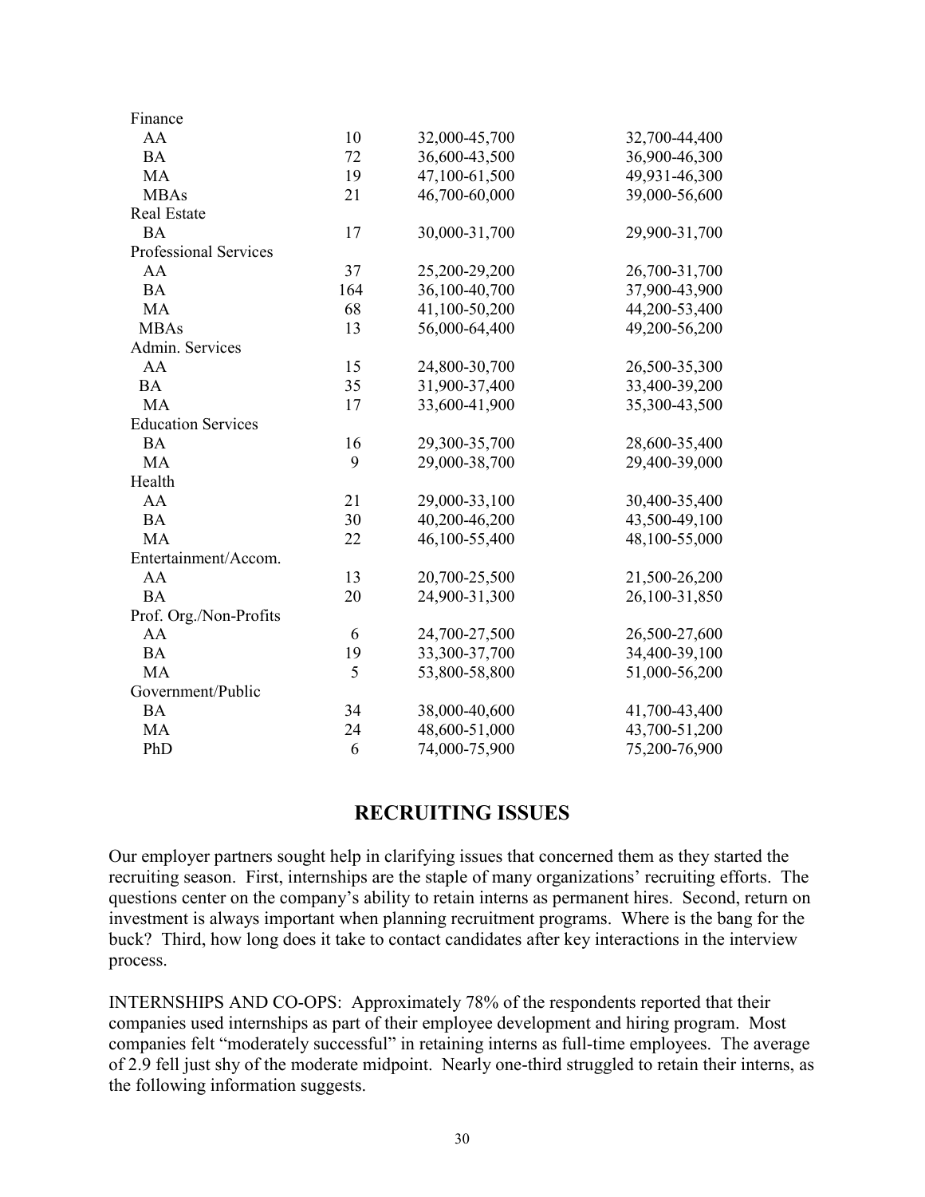| | | | |
|---|---|---|---|
| Finance | | | |
| AA | 10 | 32,000-45,700 | 32,700-44,400 |
| BA | 72 | 36,600-43,500 | 36,900-46,300 |
| MA | 19 | 47,100-61,500 | 49,931-46,300 |
| MBAs | 21 | 46,700-60,000 | 39,000-56,600 |
| Real Estate | | | |
| BA | 17 | 30,000-31,700 | 29,900-31,700 |
| Professional Services | | | |
| AA | 37 | 25,200-29,200 | 26,700-31,700 |
| BA | 164 | 36,100-40,700 | 37,900-43,900 |
| MA | 68 | 41,100-50,200 | 44,200-53,400 |
| MBAs | 13 | 56,000-64,400 | 49,200-56,200 |
| Admin. Services | | | |
| AA | 15 | 24,800-30,700 | 26,500-35,300 |
| BA | 35 | 31,900-37,400 | 33,400-39,200 |
| MA | 17 | 33,600-41,900 | 35,300-43,500 |
| Education Services | | | |
| BA | 16 | 29,300-35,700 | 28,600-35,400 |
| MA | 9 | 29,000-38,700 | 29,400-39,000 |
| Health | | | |
| AA | 21 | 29,000-33,100 | 30,400-35,400 |
| BA | 30 | 40,200-46,200 | 43,500-49,100 |
| MA | 22 | 46,100-55,400 | 48,100-55,000 |
| Entertainment/Accom. | | | |
| AA | 13 | 20,700-25,500 | 21,500-26,200 |
| BA | 20 | 24,900-31,300 | 26,100-31,850 |
| Prof. Org./Non-Profits | | | |
| AA | 6 | 24,700-27,500 | 26,500-27,600 |
| BA | 19 | 33,300-37,700 | 34,400-39,100 |
| MA | 5 | 53,800-58,800 | 51,000-56,200 |
| Government/Public | | | |
| BA | 34 | 38,000-40,600 | 41,700-43,400 |
| MA | 24 | 48,600-51,000 | 43,700-51,200 |
| PhD | 6 | 74,000-75,900 | 75,200-76,900 |

## RECRUITING ISSUES

Our employer partners sought help in clarifying issues that concerned them as they started the recruiting season. First, internships are the staple of many organizations' recruiting efforts. The questions center on the company's ability to retain interns as permanent hires. Second, return on investment is always important when planning recruitment programs. Where is the bang for the buck? Third, how long does it take to contact candidates after key interactions in the interview process.

INTERNSHIPS AND CO-OPS: Approximately 78% of the respondents reported that their companies used internships as part of their employee development and hiring program. Most companies felt "moderately successful" in retaining interns as full-time employees. The average of 2.9 fell just shy of the moderate midpoint. Nearly one-third struggled to retain their interns, as the following information suggests.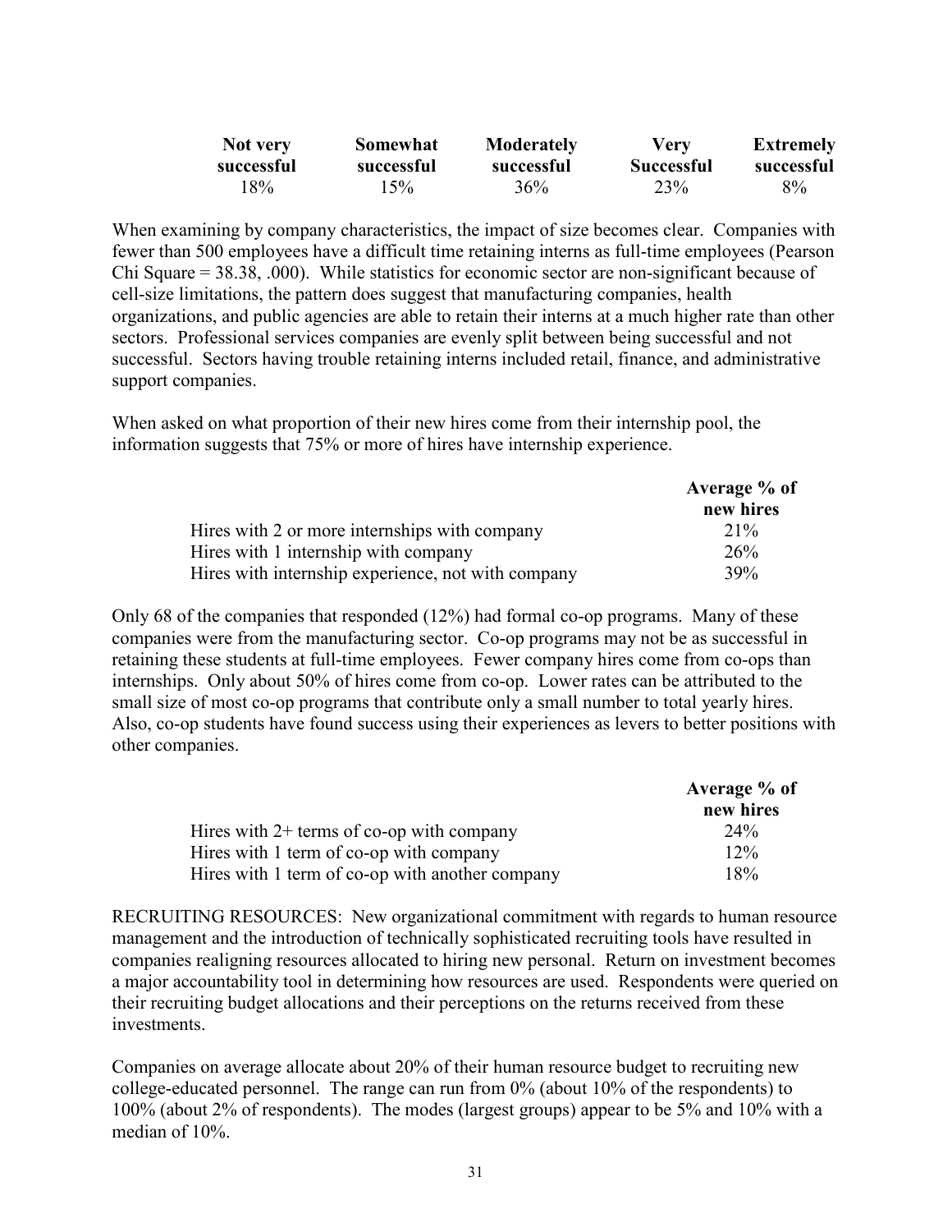| Not very successful | Somewhat successful | Moderately successful | Very Successful | Extremely successful |
|---|---|---|---|---|
| 18% | 15% | 36% | 23% | 8% |

When examining by company characteristics, the impact of size becomes clear. Companies with fewer than 500 employees have a difficult time retaining interns as full-time employees (Pearson Chi Square = 38.38, .000). While statistics for economic sector are non-significant because of cell-size limitations, the pattern does suggest that manufacturing companies, health organizations, and public agencies are able to retain their interns at a much higher rate than other sectors. Professional services companies are evenly split between being successful and not successful. Sectors having trouble retaining interns included retail, finance, and administrative support companies.

When asked on what proportion of their new hires come from their internship pool, the information suggests that 75% or more of hires have internship experience.

| | Average % of new hires |
|---|---|
| Hires with 2 or more internships with company | 21% |
| Hires with 1 internship with company | 26% |
| Hires with internship experience, not with company | 39% |

Only 68 of the companies that responded (12%) had formal co-op programs. Many of these companies were from the manufacturing sector. Co-op programs may not be as successful in retaining these students at full-time employees. Fewer company hires come from co-ops than internships. Only about 50% of hires come from co-op. Lower rates can be attributed to the small size of most co-op programs that contribute only a small number to total yearly hires. Also, co-op students have found success using their experiences as levers to better positions with other companies.

| | Average % of new hires |
|---|---|
| Hires with 2+ terms of co-op with company | 24% |
| Hires with 1 term of co-op with company | 12% |
| Hires with 1 term of co-op with another company | 18% |

RECRUITING RESOURCES: New organizational commitment with regards to human resource management and the introduction of technically sophisticated recruiting tools have resulted in companies realigning resources allocated to hiring new personal. Return on investment becomes a major accountability tool in determining how resources are used. Respondents were queried on their recruiting budget allocations and their perceptions on the returns received from these investments.

Companies on average allocate about 20% of their human resource budget to recruiting new college-educated personnel. The range can run from 0% (about 10% of the respondents) to 100% (about 2% of respondents). The modes (largest groups) appear to be 5% and 10% with a median of 10%.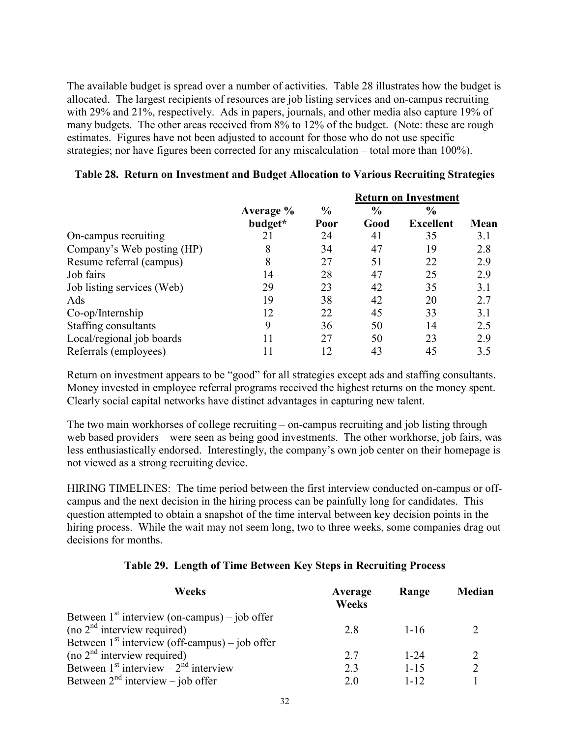The available budget is spread over a number of activities. Table 28 illustrates how the budget is allocated. The largest recipients of resources are job listing services and on-campus recruiting with 29% and 21%, respectively. Ads in papers, journals, and other media also capture 19% of many budgets. The other areas received from 8% to 12% of the budget. (Note: these are rough estimates. Figures have not been adjusted to account for those who do not use specific strategies; nor have figures been corrected for any miscalculation – total more than 100%).

**Table 28. Return on Investment and Budget Allocation to Various Recruiting Strategies**

| | | Return on Investment | | | |
|---|---|---|---|---|---|
| | Average % budget* | % Poor | % Good | % Excellent | Mean |
| On-campus recruiting | 21 | 24 | 41 | 35 | 3.1 |
| Company's Web posting (HP) | 8 | 34 | 47 | 19 | 2.8 |
| Resume referral (campus) | 8 | 27 | 51 | 22 | 2.9 |
| Job fairs | 14 | 28 | 47 | 25 | 2.9 |
| Job listing services (Web) | 29 | 23 | 42 | 35 | 3.1 |
| Ads | 19 | 38 | 42 | 20 | 2.7 |
| Co-op/Internship | 12 | 22 | 45 | 33 | 3.1 |
| Staffing consultants | 9 | 36 | 50 | 14 | 2.5 |
| Local/regional job boards | 11 | 27 | 50 | 23 | 2.9 |
| Referrals (employees) | 11 | 12 | 43 | 45 | 3.5 |

Return on investment appears to be "good" for all strategies except ads and staffing consultants. Money invested in employee referral programs received the highest returns on the money spent. Clearly social capital networks have distinct advantages in capturing new talent.

The two main workhorses of college recruiting – on-campus recruiting and job listing through web based providers – were seen as being good investments. The other workhorse, job fairs, was less enthusiastically endorsed. Interestingly, the company's own job center on their homepage is not viewed as a strong recruiting device.

HIRING TIMELINES: The time period between the first interview conducted on-campus or off-campus and the next decision in the hiring process can be painfully long for candidates. This question attempted to obtain a snapshot of the time interval between key decision points in the hiring process. While the wait may not seem long, two to three weeks, some companies drag out decisions for months.

**Table 29. Length of Time Between Key Steps in Recruiting Process**

| Weeks | Average Weeks | Range | Median |
|---|---|---|---|
| Between 1st interview (on-campus) – job offer (no 2nd interview required) | 2.8 | 1-16 | 2 |
| Between 1st interview (off-campus) – job offer (no 2nd interview required) | 2.7 | 1-24 | 2 |
| Between 1st interview – 2nd interview | 2.3 | 1-15 | 2 |
| Between 2nd interview – job offer | 2.0 | 1-12 | 1 |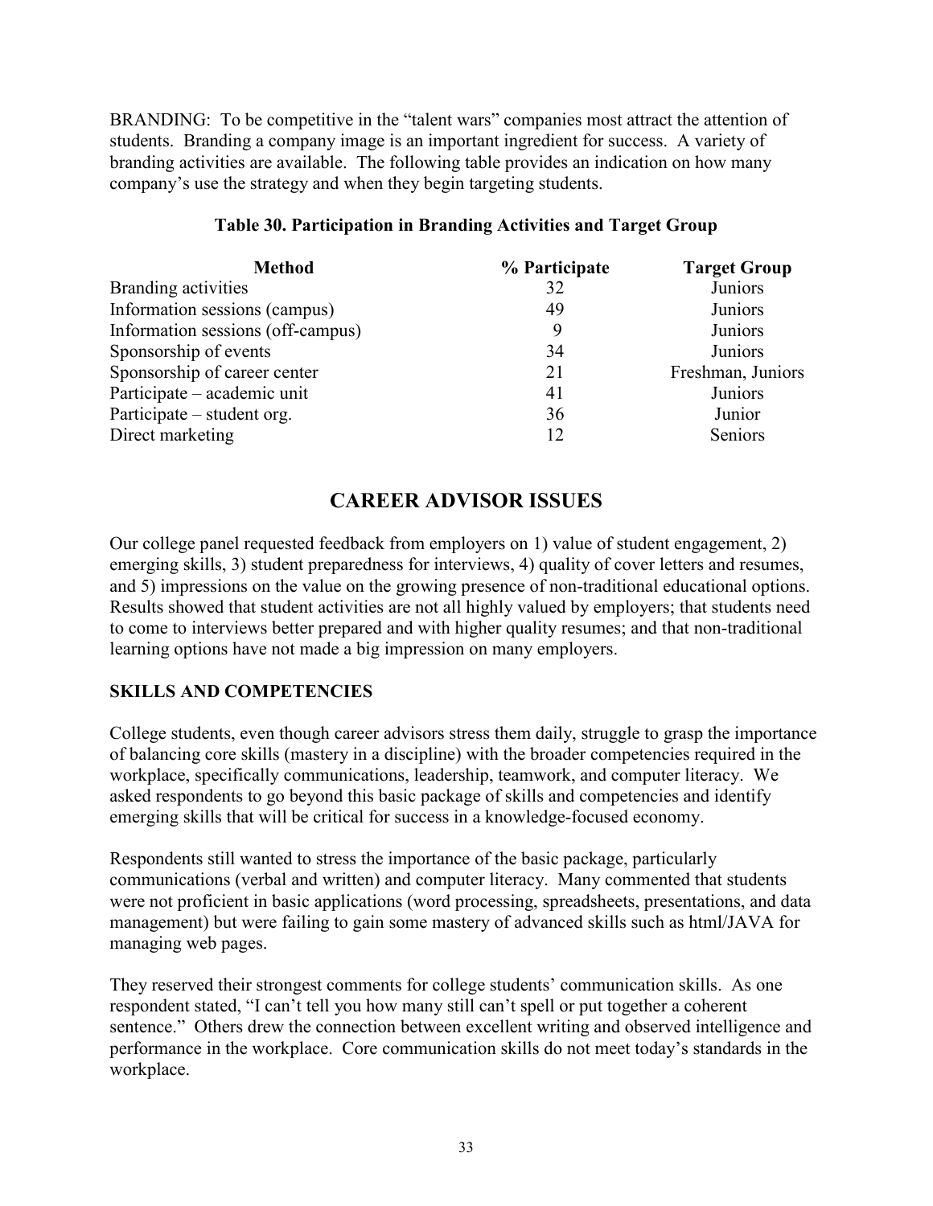BRANDING: To be competitive in the "talent wars" companies most attract the attention of students. Branding a company image is an important ingredient for success. A variety of branding activities are available. The following table provides an indication on how many company's use the strategy and when they begin targeting students.

**Table 30. Participation in Branding Activities and Target Group**

| Method | % Participate | Target Group |
|---|---|---|
| Branding activities | 32 | Juniors |
| Information sessions (campus) | 49 | Juniors |
| Information sessions (off-campus) | 9 | Juniors |
| Sponsorship of events | 34 | Juniors |
| Sponsorship of career center | 21 | Freshman, Juniors |
| Participate – academic unit | 41 | Juniors |
| Participate – student org. | 36 | Junior |
| Direct marketing | 12 | Seniors |

## CAREER ADVISOR ISSUES

Our college panel requested feedback from employers on 1) value of student engagement, 2) emerging skills, 3) student preparedness for interviews, 4) quality of cover letters and resumes, and 5) impressions on the value on the growing presence of non-traditional educational options. Results showed that student activities are not all highly valued by employers; that students need to come to interviews better prepared and with higher quality resumes; and that non-traditional learning options have not made a big impression on many employers.

### SKILLS AND COMPETENCIES

College students, even though career advisors stress them daily, struggle to grasp the importance of balancing core skills (mastery in a discipline) with the broader competencies required in the workplace, specifically communications, leadership, teamwork, and computer literacy. We asked respondents to go beyond this basic package of skills and competencies and identify emerging skills that will be critical for success in a knowledge-focused economy.

Respondents still wanted to stress the importance of the basic package, particularly communications (verbal and written) and computer literacy. Many commented that students were not proficient in basic applications (word processing, spreadsheets, presentations, and data management) but were failing to gain some mastery of advanced skills such as html/JAVA for managing web pages.

They reserved their strongest comments for college students' communication skills. As one respondent stated, "I can't tell you how many still can't spell or put together a coherent sentence." Others drew the connection between excellent writing and observed intelligence and performance in the workplace. Core communication skills do not meet today's standards in the workplace.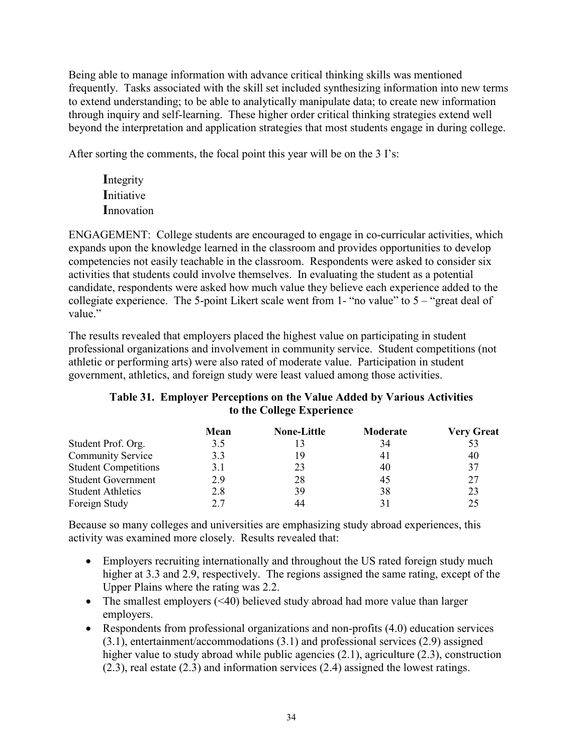Being able to manage information with advance critical thinking skills was mentioned frequently. Tasks associated with the skill set included synthesizing information into new terms to extend understanding; to be able to analytically manipulate data; to create new information through inquiry and self-learning. These higher order critical thinking strategies extend well beyond the interpretation and application strategies that most students engage in during college.

After sorting the comments, the focal point this year will be on the 3 I's:

**I**ntegrity
**I**nitiative
**I**nnovation

ENGAGEMENT: College students are encouraged to engage in co-curricular activities, which expands upon the knowledge learned in the classroom and provides opportunities to develop competencies not easily teachable in the classroom. Respondents were asked to consider six activities that students could involve themselves. In evaluating the student as a potential candidate, respondents were asked how much value they believe each experience added to the collegiate experience. The 5-point Likert scale went from 1- "no value" to 5 – "great deal of value."

The results revealed that employers placed the highest value on participating in student professional organizations and involvement in community service. Student competitions (not athletic or performing arts) were also rated of moderate value. Participation in student government, athletics, and foreign study were least valued among those activities.

**Table 31. Employer Perceptions on the Value Added by Various Activities to the College Experience**

| | Mean | None-Little | Moderate | Very Great |
|---|---|---|---|---|
| Student Prof. Org. | 3.5 | 13 | 34 | 53 |
| Community Service | 3.3 | 19 | 41 | 40 |
| Student Competitions | 3.1 | 23 | 40 | 37 |
| Student Government | 2.9 | 28 | 45 | 27 |
| Student Athletics | 2.8 | 39 | 38 | 23 |
| Foreign Study | 2.7 | 44 | 31 | 25 |

Because so many colleges and universities are emphasizing study abroad experiences, this activity was examined more closely. Results revealed that:

- Employers recruiting internationally and throughout the US rated foreign study much higher at 3.3 and 2.9, respectively. The regions assigned the same rating, except of the Upper Plains where the rating was 2.2.
- The smallest employers (<40) believed study abroad had more value than larger employers.
- Respondents from professional organizations and non-profits (4.0) education services (3.1), entertainment/accommodations (3.1) and professional services (2.9) assigned higher value to study abroad while public agencies (2.1), agriculture (2.3), construction (2.3), real estate (2.3) and information services (2.4) assigned the lowest ratings.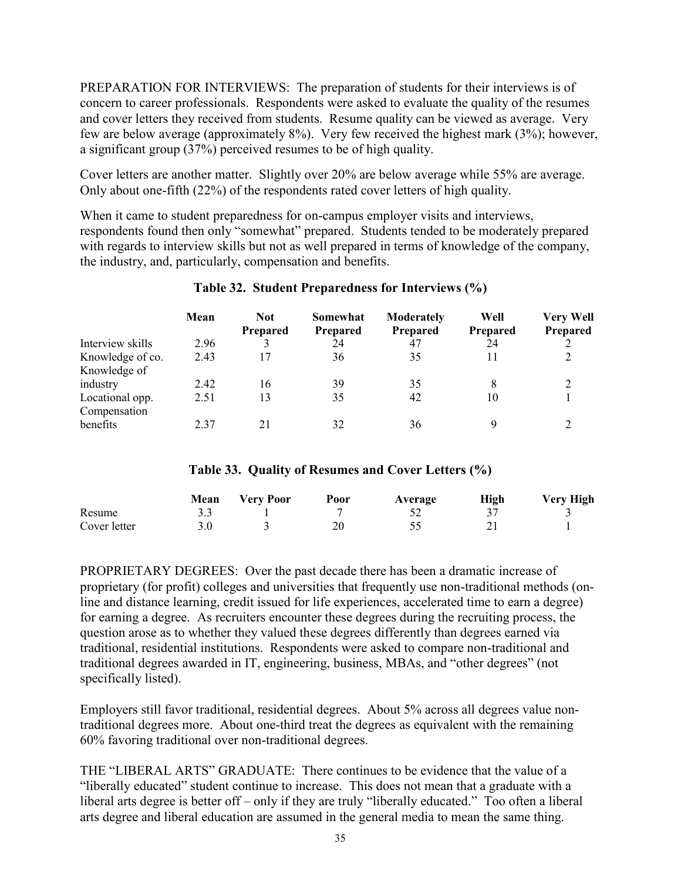PREPARATION FOR INTERVIEWS: The preparation of students for their interviews is of concern to career professionals. Respondents were asked to evaluate the quality of the resumes and cover letters they received from students. Resume quality can be viewed as average. Very few are below average (approximately 8%). Very few received the highest mark (3%); however, a significant group (37%) perceived resumes to be of high quality.

Cover letters are another matter. Slightly over 20% are below average while 55% are average. Only about one-fifth (22%) of the respondents rated cover letters of high quality.

When it came to student preparedness for on-campus employer visits and interviews, respondents found then only "somewhat" prepared. Students tended to be moderately prepared with regards to interview skills but not as well prepared in terms of knowledge of the company, the industry, and, particularly, compensation and benefits.

**Table 32. Student Preparedness for Interviews (%)**

| | Mean | Not Prepared | Somewhat Prepared | Moderately Prepared | Well Prepared | Very Well Prepared |
|---|---|---|---|---|---|---|
| Interview skills | 2.96 | 3 | 24 | 47 | 24 | 2 |
| Knowledge of co. | 2.43 | 17 | 36 | 35 | 11 | 2 |
| Knowledge of industry | 2.42 | 16 | 39 | 35 | 8 | 2 |
| Locational opp. | 2.51 | 13 | 35 | 42 | 10 | 1 |
| Compensation benefits | 2.37 | 21 | 32 | 36 | 9 | 2 |

**Table 33. Quality of Resumes and Cover Letters (%)**

| | Mean | Very Poor | Poor | Average | High | Very High |
|---|---|---|---|---|---|---|
| Resume | 3.3 | 1 | 7 | 52 | 37 | 3 |
| Cover letter | 3.0 | 3 | 20 | 55 | 21 | 1 |

PROPRIETARY DEGREES: Over the past decade there has been a dramatic increase of proprietary (for profit) colleges and universities that frequently use non-traditional methods (on-line and distance learning, credit issued for life experiences, accelerated time to earn a degree) for earning a degree. As recruiters encounter these degrees during the recruiting process, the question arose as to whether they valued these degrees differently than degrees earned via traditional, residential institutions. Respondents were asked to compare non-traditional and traditional degrees awarded in IT, engineering, business, MBAs, and "other degrees" (not specifically listed).

Employers still favor traditional, residential degrees. About 5% across all degrees value non-traditional degrees more. About one-third treat the degrees as equivalent with the remaining 60% favoring traditional over non-traditional degrees.

THE "LIBERAL ARTS" GRADUATE: There continues to be evidence that the value of a "liberally educated" student continue to increase. This does not mean that a graduate with a liberal arts degree is better off – only if they are truly "liberally educated." Too often a liberal arts degree and liberal education are assumed in the general media to mean the same thing.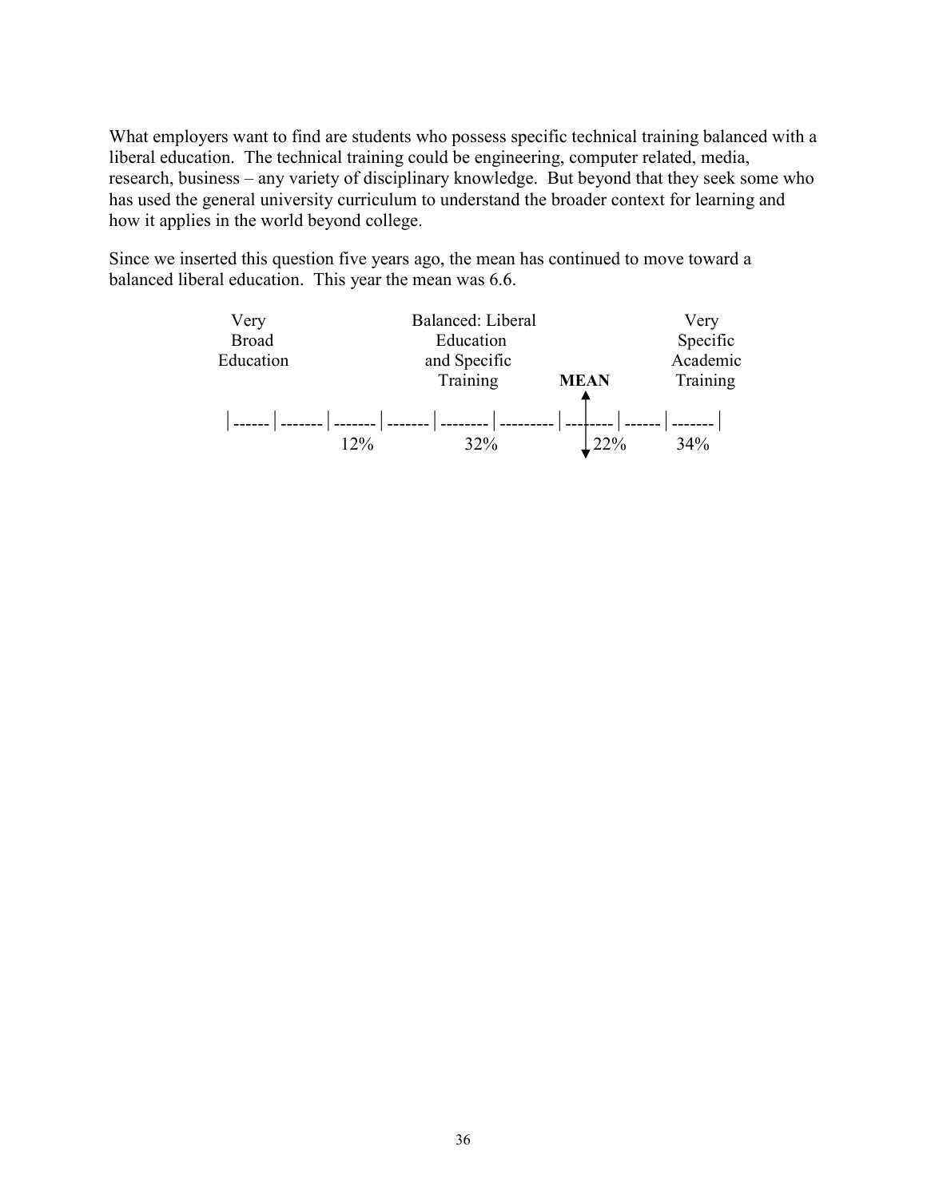What employers want to find are students who possess specific technical training balanced with a liberal education. The technical training could be engineering, computer related, media, research, business – any variety of disciplinary knowledge. But beyond that they seek some who has used the general university curriculum to understand the broader context for learning and how it applies in the world beyond college.

Since we inserted this question five years ago, the mean has continued to move toward a balanced liberal education. This year the mean was 6.6.

| Very Broad Education | | Balanced: Liberal Education and Specific Training | MEAN | Very Specific Academic Training |
|---|---|---|---|---|
| | 12% | 32% | 22% | 34% |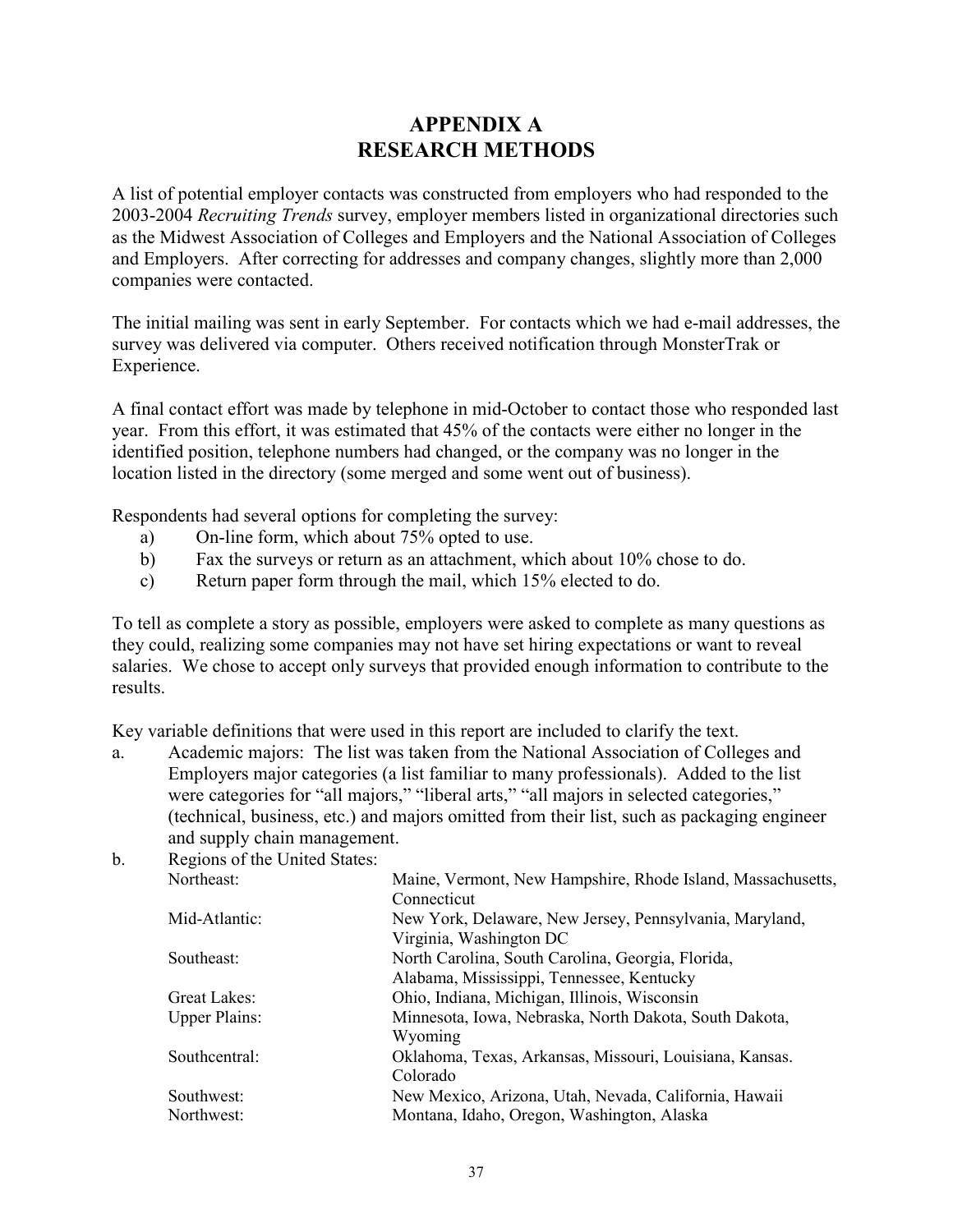# APPENDIX A
# RESEARCH METHODS

A list of potential employer contacts was constructed from employers who had responded to the 2003-2004 *Recruiting Trends* survey, employer members listed in organizational directories such as the Midwest Association of Colleges and Employers and the National Association of Colleges and Employers. After correcting for addresses and company changes, slightly more than 2,000 companies were contacted.

The initial mailing was sent in early September. For contacts which we had e-mail addresses, the survey was delivered via computer. Others received notification through MonsterTrak or Experience.

A final contact effort was made by telephone in mid-October to contact those who responded last year. From this effort, it was estimated that 45% of the contacts were either no longer in the identified position, telephone numbers had changed, or the company was no longer in the location listed in the directory (some merged and some went out of business).

Respondents had several options for completing the survey:

a) On-line form, which about 75% opted to use.
b) Fax the surveys or return as an attachment, which about 10% chose to do.
c) Return paper form through the mail, which 15% elected to do.

To tell as complete a story as possible, employers were asked to complete as many questions as they could, realizing some companies may not have set hiring expectations or want to reveal salaries. We chose to accept only surveys that provided enough information to contribute to the results.

Key variable definitions that were used in this report are included to clarify the text.

a. Academic majors: The list was taken from the National Association of Colleges and Employers major categories (a list familiar to many professionals). Added to the list were categories for "all majors," "liberal arts," "all majors in selected categories," (technical, business, etc.) and majors omitted from their list, such as packaging engineer and supply chain management.

b. Regions of the United States:

| | |
|---|---|
| Northeast: | Maine, Vermont, New Hampshire, Rhode Island, Massachusetts, Connecticut |
| Mid-Atlantic: | New York, Delaware, New Jersey, Pennsylvania, Maryland, Virginia, Washington DC |
| Southeast: | North Carolina, South Carolina, Georgia, Florida, Alabama, Mississippi, Tennessee, Kentucky |
| Great Lakes: | Ohio, Indiana, Michigan, Illinois, Wisconsin |
| Upper Plains: | Minnesota, Iowa, Nebraska, North Dakota, South Dakota, Wyoming |
| Southcentral: | Oklahoma, Texas, Arkansas, Missouri, Louisiana, Kansas. Colorado |
| Southwest: | New Mexico, Arizona, Utah, Nevada, California, Hawaii |
| Northwest: | Montana, Idaho, Oregon, Washington, Alaska |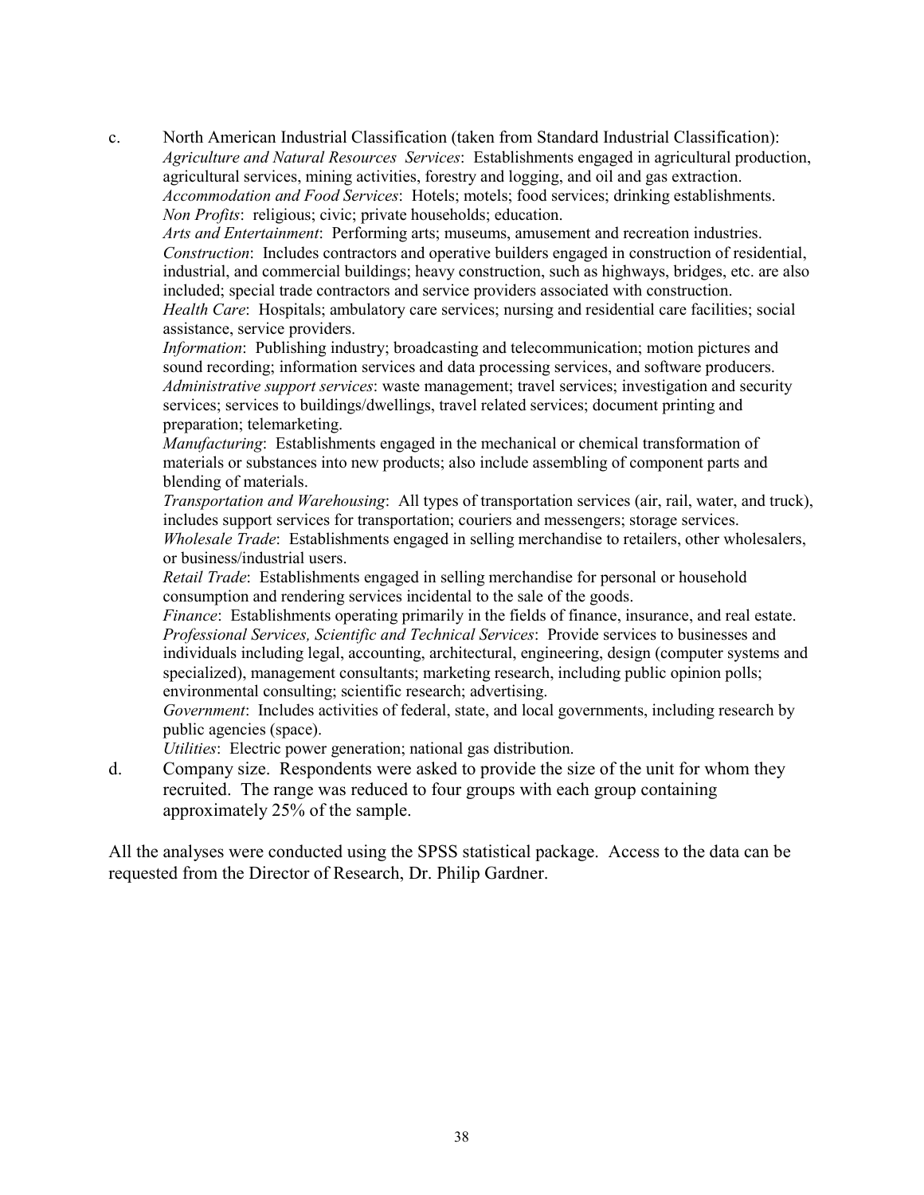c. North American Industrial Classification (taken from Standard Industrial Classification):
*Agriculture and Natural Resources Services*: Establishments engaged in agricultural production, agricultural services, mining activities, forestry and logging, and oil and gas extraction.
*Accommodation and Food Services*: Hotels; motels; food services; drinking establishments.
*Non Profits*: religious; civic; private households; education.
*Arts and Entertainment*: Performing arts; museums, amusement and recreation industries.
*Construction*: Includes contractors and operative builders engaged in construction of residential, industrial, and commercial buildings; heavy construction, such as highways, bridges, etc. are also included; special trade contractors and service providers associated with construction.
*Health Care*: Hospitals; ambulatory care services; nursing and residential care facilities; social assistance, service providers.
*Information*: Publishing industry; broadcasting and telecommunication; motion pictures and sound recording; information services and data processing services, and software producers.
*Administrative support services*: waste management; travel services; investigation and security services; services to buildings/dwellings, travel related services; document printing and preparation; telemarketing.
*Manufacturing*: Establishments engaged in the mechanical or chemical transformation of materials or substances into new products; also include assembling of component parts and blending of materials.
*Transportation and Warehousing*: All types of transportation services (air, rail, water, and truck), includes support services for transportation; couriers and messengers; storage services.
*Wholesale Trade*: Establishments engaged in selling merchandise to retailers, other wholesalers, or business/industrial users.
*Retail Trade*: Establishments engaged in selling merchandise for personal or household consumption and rendering services incidental to the sale of the goods.
*Finance*: Establishments operating primarily in the fields of finance, insurance, and real estate.
*Professional Services, Scientific and Technical Services*: Provide services to businesses and individuals including legal, accounting, architectural, engineering, design (computer systems and specialized), management consultants; marketing research, including public opinion polls; environmental consulting; scientific research; advertising.
*Government*: Includes activities of federal, state, and local governments, including research by public agencies (space).
*Utilities*: Electric power generation; national gas distribution.

d. Company size. Respondents were asked to provide the size of the unit for whom they recruited. The range was reduced to four groups with each group containing approximately 25% of the sample.

All the analyses were conducted using the SPSS statistical package. Access to the data can be requested from the Director of Research, Dr. Philip Gardner.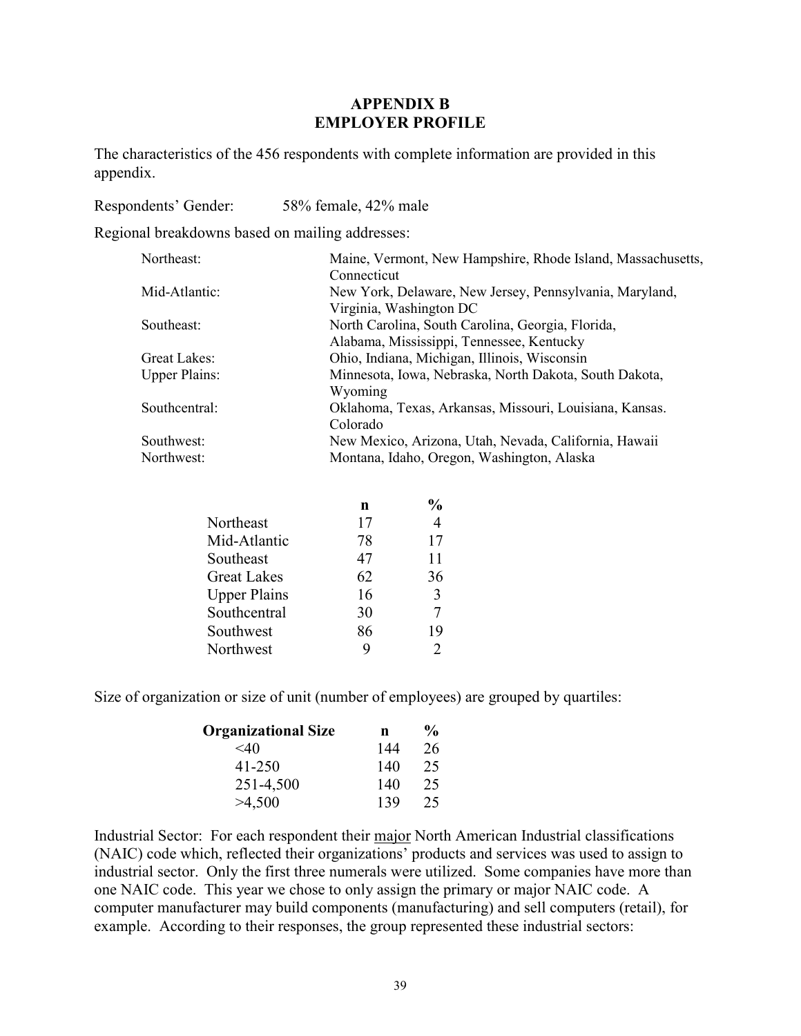## APPENDIX B
## EMPLOYER PROFILE

The characteristics of the 456 respondents with complete information are provided in this appendix.

Respondents' Gender: 58% female, 42% male

Regional breakdowns based on mailing addresses:

| | |
|---|---|
| Northeast: | Maine, Vermont, New Hampshire, Rhode Island, Massachusetts, Connecticut |
| Mid-Atlantic: | New York, Delaware, New Jersey, Pennsylvania, Maryland, Virginia, Washington DC |
| Southeast: | North Carolina, South Carolina, Georgia, Florida, Alabama, Mississippi, Tennessee, Kentucky |
| Great Lakes: | Ohio, Indiana, Michigan, Illinois, Wisconsin |
| Upper Plains: | Minnesota, Iowa, Nebraska, North Dakota, South Dakota, Wyoming |
| Southcentral: | Oklahoma, Texas, Arkansas, Missouri, Louisiana, Kansas. Colorado |
| Southwest: | New Mexico, Arizona, Utah, Nevada, California, Hawaii |
| Northwest: | Montana, Idaho, Oregon, Washington, Alaska |

| | n | % |
|---|---|---|
| Northeast | 17 | 4 |
| Mid-Atlantic | 78 | 17 |
| Southeast | 47 | 11 |
| Great Lakes | 62 | 36 |
| Upper Plains | 16 | 3 |
| Southcentral | 30 | 7 |
| Southwest | 86 | 19 |
| Northwest | 9 | 2 |

Size of organization or size of unit (number of employees) are grouped by quartiles:

| Organizational Size | n | % |
|---|---|---|
| <40 | 144 | 26 |
| 41-250 | 140 | 25 |
| 251-4,500 | 140 | 25 |
| >4,500 | 139 | 25 |

Industrial Sector: For each respondent their major North American Industrial classifications (NAIC) code which, reflected their organizations' products and services was used to assign to industrial sector. Only the first three numerals were utilized. Some companies have more than one NAIC code. This year we chose to only assign the primary or major NAIC code. A computer manufacturer may build components (manufacturing) and sell computers (retail), for example. According to their responses, the group represented these industrial sectors: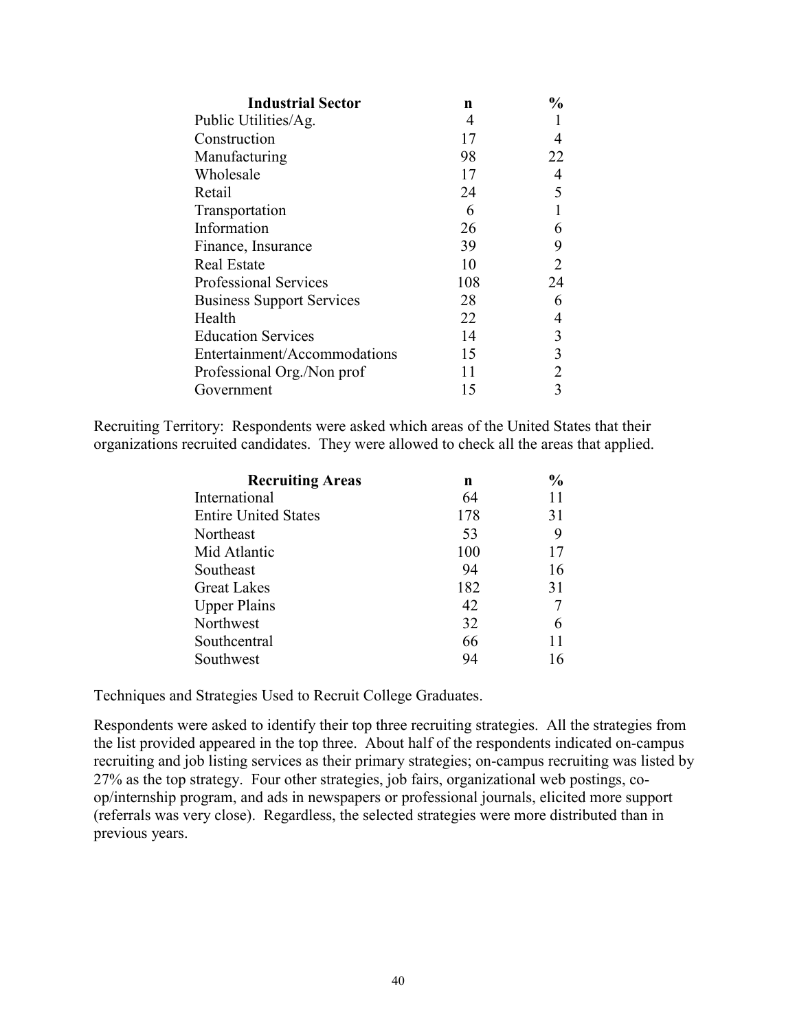| Industrial Sector | n | % |
|---|---|---|
| Public Utilities/Ag. | 4 | 1 |
| Construction | 17 | 4 |
| Manufacturing | 98 | 22 |
| Wholesale | 17 | 4 |
| Retail | 24 | 5 |
| Transportation | 6 | 1 |
| Information | 26 | 6 |
| Finance, Insurance | 39 | 9 |
| Real Estate | 10 | 2 |
| Professional Services | 108 | 24 |
| Business Support Services | 28 | 6 |
| Health | 22 | 4 |
| Education Services | 14 | 3 |
| Entertainment/Accommodations | 15 | 3 |
| Professional Org./Non prof | 11 | 2 |
| Government | 15 | 3 |

Recruiting Territory: Respondents were asked which areas of the United States that their organizations recruited candidates. They were allowed to check all the areas that applied.

| Recruiting Areas | n | % |
|---|---|---|
| International | 64 | 11 |
| Entire United States | 178 | 31 |
| Northeast | 53 | 9 |
| Mid Atlantic | 100 | 17 |
| Southeast | 94 | 16 |
| Great Lakes | 182 | 31 |
| Upper Plains | 42 | 7 |
| Northwest | 32 | 6 |
| Southcentral | 66 | 11 |
| Southwest | 94 | 16 |

Techniques and Strategies Used to Recruit College Graduates.

Respondents were asked to identify their top three recruiting strategies. All the strategies from the list provided appeared in the top three. About half of the respondents indicated on-campus recruiting and job listing services as their primary strategies; on-campus recruiting was listed by 27% as the top strategy. Four other strategies, job fairs, organizational web postings, co-op/internship program, and ads in newspapers or professional journals, elicited more support (referrals was very close). Regardless, the selected strategies were more distributed than in previous years.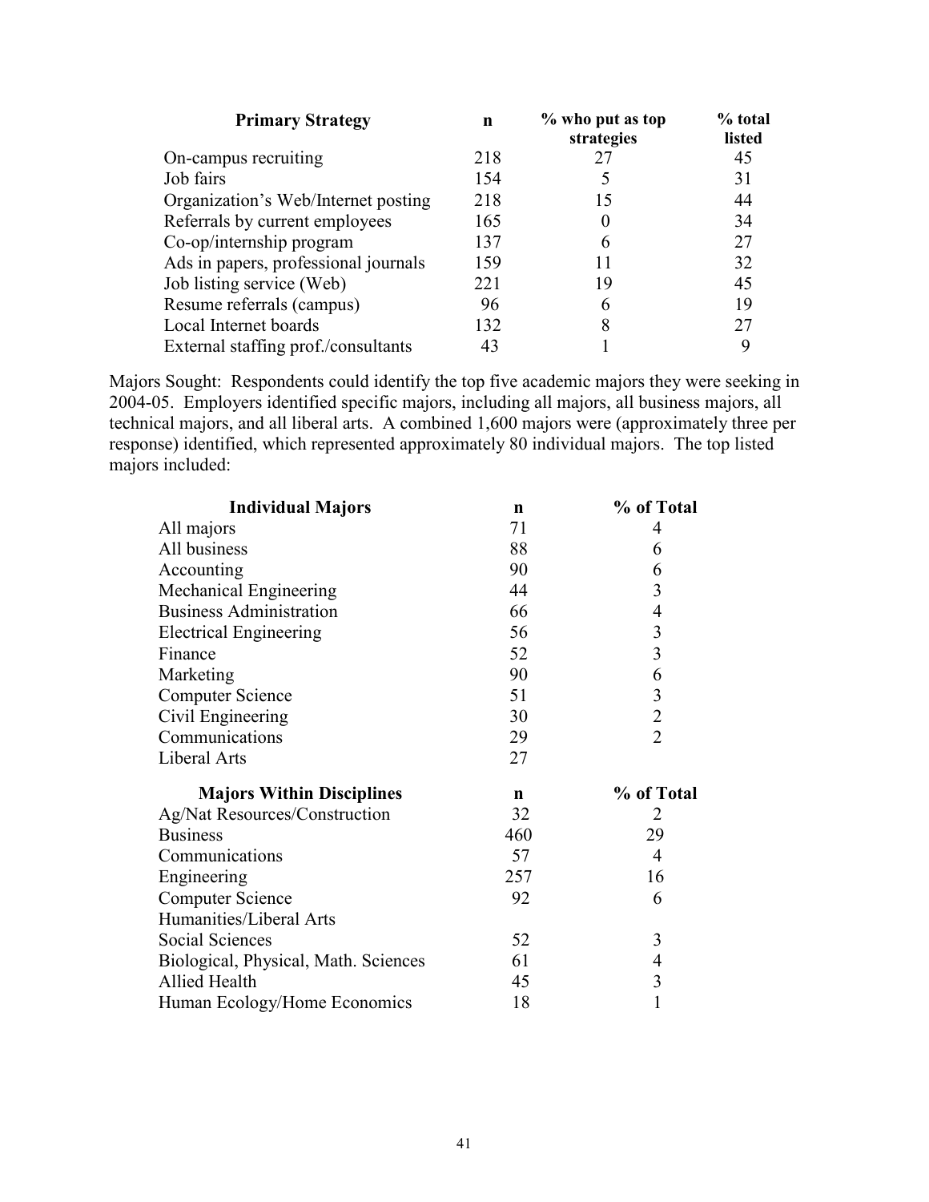| Primary Strategy | n | % who put as top strategies | % total listed |
|---|---|---|---|
| On-campus recruiting | 218 | 27 | 45 |
| Job fairs | 154 | 5 | 31 |
| Organization's Web/Internet posting | 218 | 15 | 44 |
| Referrals by current employees | 165 | 0 | 34 |
| Co-op/internship program | 137 | 6 | 27 |
| Ads in papers, professional journals | 159 | 11 | 32 |
| Job listing service (Web) | 221 | 19 | 45 |
| Resume referrals (campus) | 96 | 6 | 19 |
| Local Internet boards | 132 | 8 | 27 |
| External staffing prof./consultants | 43 | 1 | 9 |

Majors Sought: Respondents could identify the top five academic majors they were seeking in 2004-05. Employers identified specific majors, including all majors, all business majors, all technical majors, and all liberal arts. A combined 1,600 majors were (approximately three per response) identified, which represented approximately 80 individual majors. The top listed majors included:

| Individual Majors | n | % of Total |
|---|---|---|
| All majors | 71 | 4 |
| All business | 88 | 6 |
| Accounting | 90 | 6 |
| Mechanical Engineering | 44 | 3 |
| Business Administration | 66 | 4 |
| Electrical Engineering | 56 | 3 |
| Finance | 52 | 3 |
| Marketing | 90 | 6 |
| Computer Science | 51 | 3 |
| Civil Engineering | 30 | 2 |
| Communications | 29 | 2 |
| Liberal Arts | 27 | |
| **Majors Within Disciplines** | **n** | **% of Total** |
| Ag/Nat Resources/Construction | 32 | 2 |
| Business | 460 | 29 |
| Communications | 57 | 4 |
| Engineering | 257 | 16 |
| Computer Science | 92 | 6 |
| Humanities/Liberal Arts | | |
| Social Sciences | 52 | 3 |
| Biological, Physical, Math. Sciences | 61 | 4 |
| Allied Health | 45 | 3 |
| Human Ecology/Home Economics | 18 | 1 |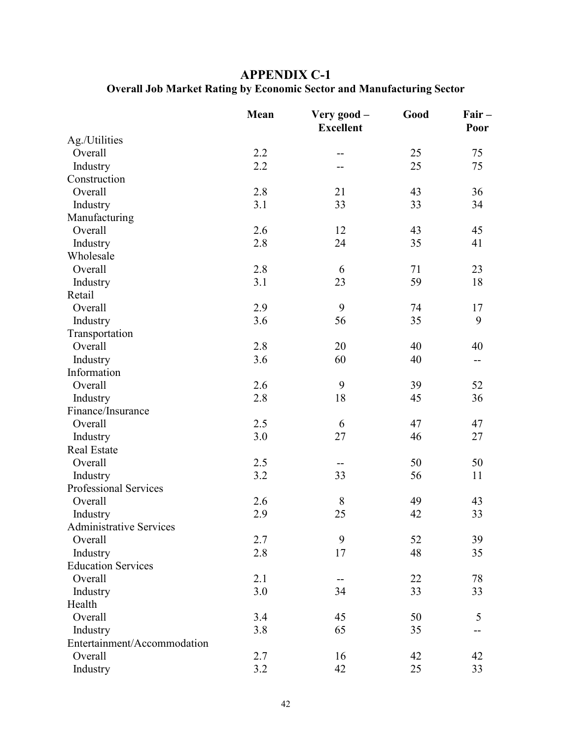# APPENDIX C-1

## Overall Job Market Rating by Economic Sector and Manufacturing Sector

| | Mean | Very good – Excellent | Good | Fair – Poor |
|---|---|---|---|---|
| Ag./Utilities | | | | |
| Overall | 2.2 | -- | 25 | 75 |
| Industry | 2.2 | -- | 25 | 75 |
| Construction | | | | |
| Overall | 2.8 | 21 | 43 | 36 |
| Industry | 3.1 | 33 | 33 | 34 |
| Manufacturing | | | | |
| Overall | 2.6 | 12 | 43 | 45 |
| Industry | 2.8 | 24 | 35 | 41 |
| Wholesale | | | | |
| Overall | 2.8 | 6 | 71 | 23 |
| Industry | 3.1 | 23 | 59 | 18 |
| Retail | | | | |
| Overall | 2.9 | 9 | 74 | 17 |
| Industry | 3.6 | 56 | 35 | 9 |
| Transportation | | | | |
| Overall | 2.8 | 20 | 40 | 40 |
| Industry | 3.6 | 60 | 40 | -- |
| Information | | | | |
| Overall | 2.6 | 9 | 39 | 52 |
| Industry | 2.8 | 18 | 45 | 36 |
| Finance/Insurance | | | | |
| Overall | 2.5 | 6 | 47 | 47 |
| Industry | 3.0 | 27 | 46 | 27 |
| Real Estate | | | | |
| Overall | 2.5 | -- | 50 | 50 |
| Industry | 3.2 | 33 | 56 | 11 |
| Professional Services | | | | |
| Overall | 2.6 | 8 | 49 | 43 |
| Industry | 2.9 | 25 | 42 | 33 |
| Administrative Services | | | | |
| Overall | 2.7 | 9 | 52 | 39 |
| Industry | 2.8 | 17 | 48 | 35 |
| Education Services | | | | |
| Overall | 2.1 | -- | 22 | 78 |
| Industry | 3.0 | 34 | 33 | 33 |
| Health | | | | |
| Overall | 3.4 | 45 | 50 | 5 |
| Industry | 3.8 | 65 | 35 | -- |
| Entertainment/Accommodation | | | | |
| Overall | 2.7 | 16 | 42 | 42 |
| Industry | 3.2 | 42 | 25 | 33 |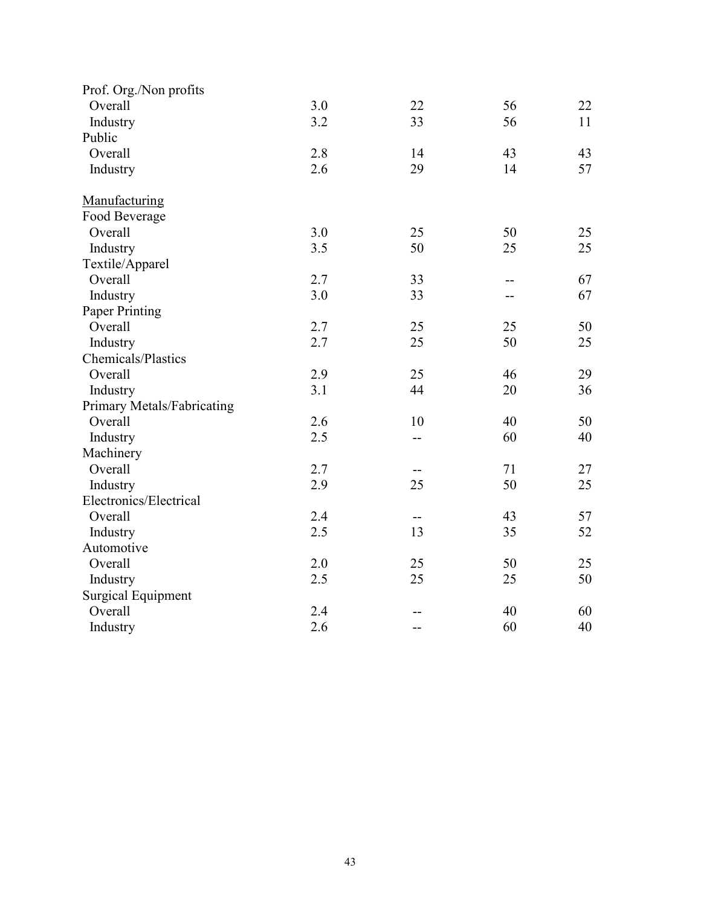| | | | | |
|---|---|---|---|---|
| Prof. Org./Non profits | | | | |
| Overall | 3.0 | 22 | 56 | 22 |
| Industry | 3.2 | 33 | 56 | 11 |
| Public | | | | |
| Overall | 2.8 | 14 | 43 | 43 |
| Industry | 2.6 | 29 | 14 | 57 |
| Manufacturing | | | | |
| Food Beverage | | | | |
| Overall | 3.0 | 25 | 50 | 25 |
| Industry | 3.5 | 50 | 25 | 25 |
| Textile/Apparel | | | | |
| Overall | 2.7 | 33 | -- | 67 |
| Industry | 3.0 | 33 | -- | 67 |
| Paper Printing | | | | |
| Overall | 2.7 | 25 | 25 | 50 |
| Industry | 2.7 | 25 | 50 | 25 |
| Chemicals/Plastics | | | | |
| Overall | 2.9 | 25 | 46 | 29 |
| Industry | 3.1 | 44 | 20 | 36 |
| Primary Metals/Fabricating | | | | |
| Overall | 2.6 | 10 | 40 | 50 |
| Industry | 2.5 | -- | 60 | 40 |
| Machinery | | | | |
| Overall | 2.7 | -- | 71 | 27 |
| Industry | 2.9 | 25 | 50 | 25 |
| Electronics/Electrical | | | | |
| Overall | 2.4 | -- | 43 | 57 |
| Industry | 2.5 | 13 | 35 | 52 |
| Automotive | | | | |
| Overall | 2.0 | 25 | 50 | 25 |
| Industry | 2.5 | 25 | 25 | 50 |
| Surgical Equipment | | | | |
| Overall | 2.4 | -- | 40 | 60 |
| Industry | 2.6 | -- | 60 | 40 |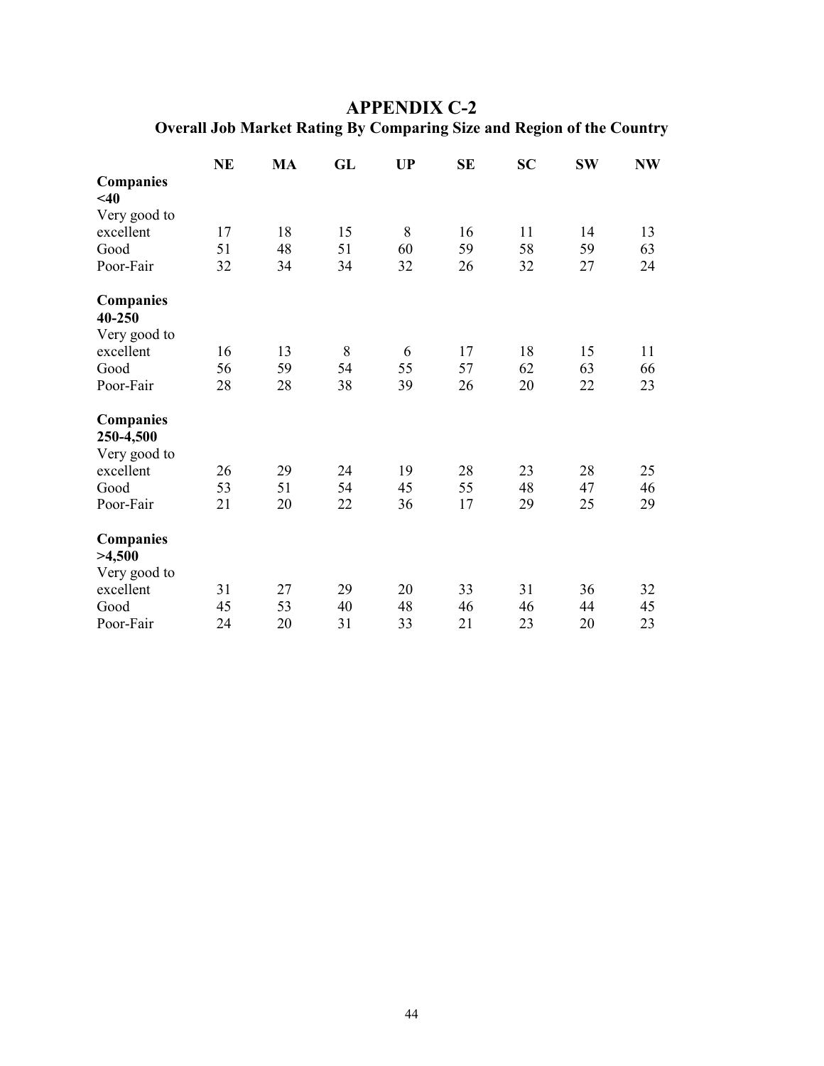# APPENDIX C-2

## Overall Job Market Rating By Comparing Size and Region of the Country

| | NE | MA | GL | UP | SE | SC | SW | NW |
|---|---|---|---|---|---|---|---|---|
| **Companies <40** | | | | | | | | |
| Very good to excellent | 17 | 18 | 15 | 8 | 16 | 11 | 14 | 13 |
| Good | 51 | 48 | 51 | 60 | 59 | 58 | 59 | 63 |
| Poor-Fair | 32 | 34 | 34 | 32 | 26 | 32 | 27 | 24 |
| **Companies 40-250** | | | | | | | | |
| Very good to excellent | 16 | 13 | 8 | 6 | 17 | 18 | 15 | 11 |
| Good | 56 | 59 | 54 | 55 | 57 | 62 | 63 | 66 |
| Poor-Fair | 28 | 28 | 38 | 39 | 26 | 20 | 22 | 23 |
| **Companies 250-4,500** | | | | | | | | |
| Very good to excellent | 26 | 29 | 24 | 19 | 28 | 23 | 28 | 25 |
| Good | 53 | 51 | 54 | 45 | 55 | 48 | 47 | 46 |
| Poor-Fair | 21 | 20 | 22 | 36 | 17 | 29 | 25 | 29 |
| **Companies >4,500** | | | | | | | | |
| Very good to excellent | 31 | 27 | 29 | 20 | 33 | 31 | 36 | 32 |
| Good | 45 | 53 | 40 | 48 | 46 | 46 | 44 | 45 |
| Poor-Fair | 24 | 20 | 31 | 33 | 21 | 23 | 20 | 23 |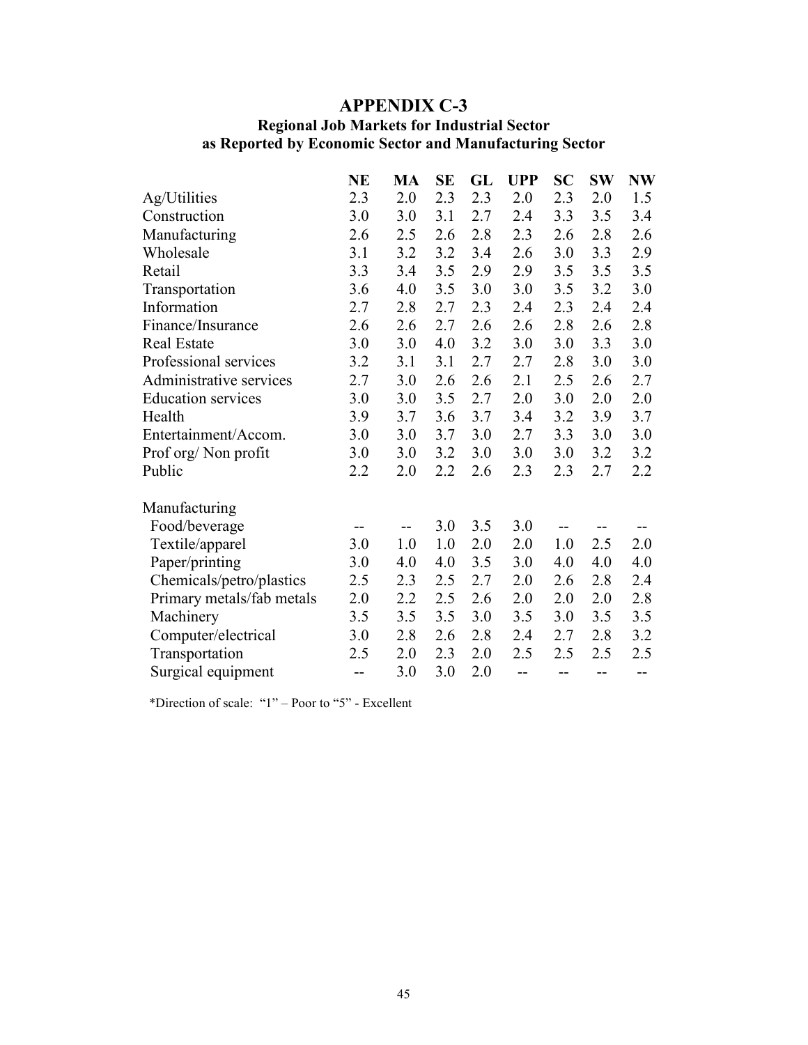# APPENDIX C-3

### Regional Job Markets for Industrial Sector as Reported by Economic Sector and Manufacturing Sector

| | NE | MA | SE | GL | UPP | SC | SW | NW |
|---|---|---|---|---|---|---|---|---|
| Ag/Utilities | 2.3 | 2.0 | 2.3 | 2.3 | 2.0 | 2.3 | 2.0 | 1.5 |
| Construction | 3.0 | 3.0 | 3.1 | 2.7 | 2.4 | 3.3 | 3.5 | 3.4 |
| Manufacturing | 2.6 | 2.5 | 2.6 | 2.8 | 2.3 | 2.6 | 2.8 | 2.6 |
| Wholesale | 3.1 | 3.2 | 3.2 | 3.4 | 2.6 | 3.0 | 3.3 | 2.9 |
| Retail | 3.3 | 3.4 | 3.5 | 2.9 | 2.9 | 3.5 | 3.5 | 3.5 |
| Transportation | 3.6 | 4.0 | 3.5 | 3.0 | 3.0 | 3.5 | 3.2 | 3.0 |
| Information | 2.7 | 2.8 | 2.7 | 2.3 | 2.4 | 2.3 | 2.4 | 2.4 |
| Finance/Insurance | 2.6 | 2.6 | 2.7 | 2.6 | 2.6 | 2.8 | 2.6 | 2.8 |
| Real Estate | 3.0 | 3.0 | 4.0 | 3.2 | 3.0 | 3.0 | 3.3 | 3.0 |
| Professional services | 3.2 | 3.1 | 3.1 | 2.7 | 2.7 | 2.8 | 3.0 | 3.0 |
| Administrative services | 2.7 | 3.0 | 2.6 | 2.6 | 2.1 | 2.5 | 2.6 | 2.7 |
| Education services | 3.0 | 3.0 | 3.5 | 2.7 | 2.0 | 3.0 | 2.0 | 2.0 |
| Health | 3.9 | 3.7 | 3.6 | 3.7 | 3.4 | 3.2 | 3.9 | 3.7 |
| Entertainment/Accom. | 3.0 | 3.0 | 3.7 | 3.0 | 2.7 | 3.3 | 3.0 | 3.0 |
| Prof org/ Non profit | 3.0 | 3.0 | 3.2 | 3.0 | 3.0 | 3.0 | 3.2 | 3.2 |
| Public | 2.2 | 2.0 | 2.2 | 2.6 | 2.3 | 2.3 | 2.7 | 2.2 |
| Manufacturing | | | | | | | | |
| Food/beverage | -- | -- | 3.0 | 3.5 | 3.0 | -- | -- | -- |
| Textile/apparel | 3.0 | 1.0 | 1.0 | 2.0 | 2.0 | 1.0 | 2.5 | 2.0 |
| Paper/printing | 3.0 | 4.0 | 4.0 | 3.5 | 3.0 | 4.0 | 4.0 | 4.0 |
| Chemicals/petro/plastics | 2.5 | 2.3 | 2.5 | 2.7 | 2.0 | 2.6 | 2.8 | 2.4 |
| Primary metals/fab metals | 2.0 | 2.2 | 2.5 | 2.6 | 2.0 | 2.0 | 2.0 | 2.8 |
| Machinery | 3.5 | 3.5 | 3.5 | 3.0 | 3.5 | 3.0 | 3.5 | 3.5 |
| Computer/electrical | 3.0 | 2.8 | 2.6 | 2.8 | 2.4 | 2.7 | 2.8 | 3.2 |
| Transportation | 2.5 | 2.0 | 2.3 | 2.0 | 2.5 | 2.5 | 2.5 | 2.5 |
| Surgical equipment | -- | 3.0 | 3.0 | 2.0 | -- | -- | -- | -- |

*Direction of scale: "1" – Poor to "5" - Excellent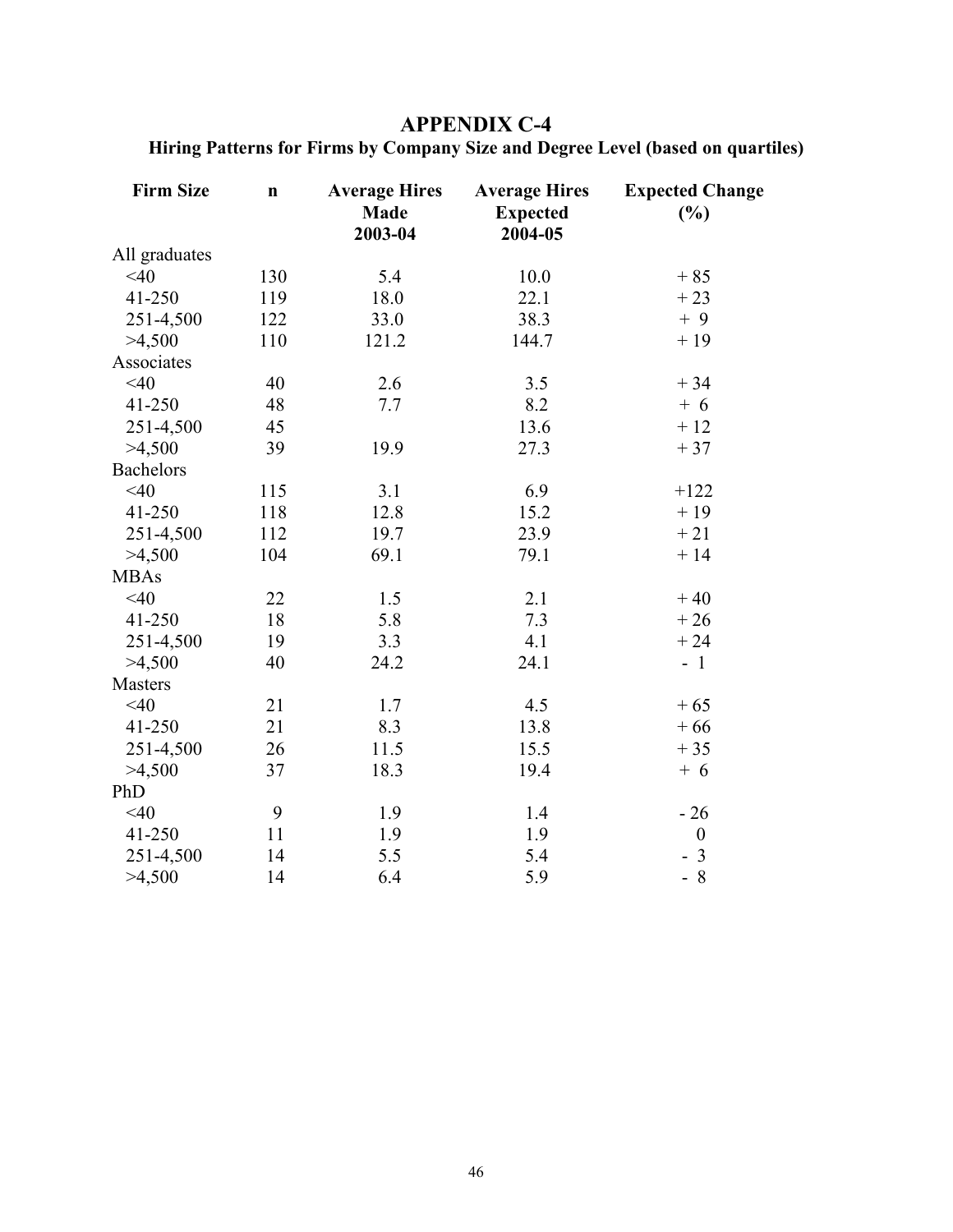## APPENDIX C-4

### Hiring Patterns for Firms by Company Size and Degree Level (based on quartiles)

| Firm Size | n | Average Hires Made 2003-04 | Average Hires Expected 2004-05 | Expected Change (%) |
|---|---|---|---|---|
| All graduates | | | | |
| <40 | 130 | 5.4 | 10.0 | + 85 |
| 41-250 | 119 | 18.0 | 22.1 | + 23 |
| 251-4,500 | 122 | 33.0 | 38.3 | + 9 |
| >4,500 | 110 | 121.2 | 144.7 | + 19 |
| Associates | | | | |
| <40 | 40 | 2.6 | 3.5 | + 34 |
| 41-250 | 48 | 7.7 | 8.2 | + 6 |
| 251-4,500 | 45 | | 13.6 | + 12 |
| >4,500 | 39 | 19.9 | 27.3 | + 37 |
| Bachelors | | | | |
| <40 | 115 | 3.1 | 6.9 | +122 |
| 41-250 | 118 | 12.8 | 15.2 | + 19 |
| 251-4,500 | 112 | 19.7 | 23.9 | + 21 |
| >4,500 | 104 | 69.1 | 79.1 | + 14 |
| MBAs | | | | |
| <40 | 22 | 1.5 | 2.1 | + 40 |
| 41-250 | 18 | 5.8 | 7.3 | + 26 |
| 251-4,500 | 19 | 3.3 | 4.1 | + 24 |
| >4,500 | 40 | 24.2 | 24.1 | - 1 |
| Masters | | | | |
| <40 | 21 | 1.7 | 4.5 | + 65 |
| 41-250 | 21 | 8.3 | 13.8 | + 66 |
| 251-4,500 | 26 | 11.5 | 15.5 | + 35 |
| >4,500 | 37 | 18.3 | 19.4 | + 6 |
| PhD | | | | |
| <40 | 9 | 1.9 | 1.4 | - 26 |
| 41-250 | 11 | 1.9 | 1.9 | 0 |
| 251-4,500 | 14 | 5.5 | 5.4 | - 3 |
| >4,500 | 14 | 6.4 | 5.9 | - 8 |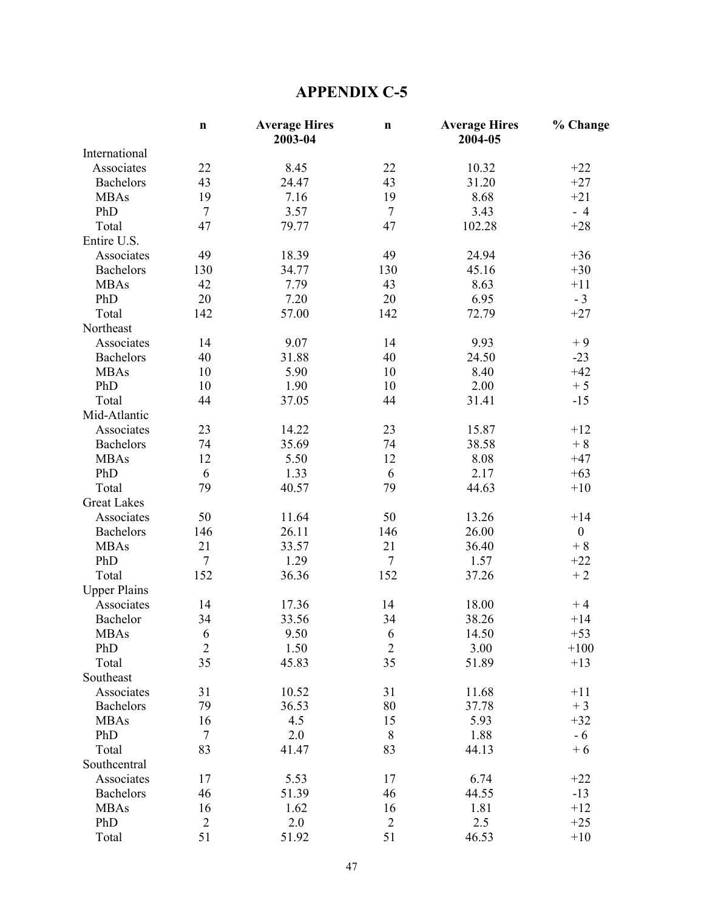# APPENDIX C-5

| | n | Average Hires 2003-04 | n | Average Hires 2004-05 | % Change |
|---|---|---|---|---|---|
| International | | | | | |
| Associates | 22 | 8.45 | 22 | 10.32 | +22 |
| Bachelors | 43 | 24.47 | 43 | 31.20 | +27 |
| MBAs | 19 | 7.16 | 19 | 8.68 | +21 |
| PhD | 7 | 3.57 | 7 | 3.43 | - 4 |
| Total | 47 | 79.77 | 47 | 102.28 | +28 |
| Entire U.S. | | | | | |
| Associates | 49 | 18.39 | 49 | 24.94 | +36 |
| Bachelors | 130 | 34.77 | 130 | 45.16 | +30 |
| MBAs | 42 | 7.79 | 43 | 8.63 | +11 |
| PhD | 20 | 7.20 | 20 | 6.95 | - 3 |
| Total | 142 | 57.00 | 142 | 72.79 | +27 |
| Northeast | | | | | |
| Associates | 14 | 9.07 | 14 | 9.93 | + 9 |
| Bachelors | 40 | 31.88 | 40 | 24.50 | -23 |
| MBAs | 10 | 5.90 | 10 | 8.40 | +42 |
| PhD | 10 | 1.90 | 10 | 2.00 | + 5 |
| Total | 44 | 37.05 | 44 | 31.41 | -15 |
| Mid-Atlantic | | | | | |
| Associates | 23 | 14.22 | 23 | 15.87 | +12 |
| Bachelors | 74 | 35.69 | 74 | 38.58 | + 8 |
| MBAs | 12 | 5.50 | 12 | 8.08 | +47 |
| PhD | 6 | 1.33 | 6 | 2.17 | +63 |
| Total | 79 | 40.57 | 79 | 44.63 | +10 |
| Great Lakes | | | | | |
| Associates | 50 | 11.64 | 50 | 13.26 | +14 |
| Bachelors | 146 | 26.11 | 146 | 26.00 | 0 |
| MBAs | 21 | 33.57 | 21 | 36.40 | + 8 |
| PhD | 7 | 1.29 | 7 | 1.57 | +22 |
| Total | 152 | 36.36 | 152 | 37.26 | + 2 |
| Upper Plains | | | | | |
| Associates | 14 | 17.36 | 14 | 18.00 | + 4 |
| Bachelor | 34 | 33.56 | 34 | 38.26 | +14 |
| MBAs | 6 | 9.50 | 6 | 14.50 | +53 |
| PhD | 2 | 1.50 | 2 | 3.00 | +100 |
| Total | 35 | 45.83 | 35 | 51.89 | +13 |
| Southeast | | | | | |
| Associates | 31 | 10.52 | 31 | 11.68 | +11 |
| Bachelors | 79 | 36.53 | 80 | 37.78 | + 3 |
| MBAs | 16 | 4.5 | 15 | 5.93 | +32 |
| PhD | 7 | 2.0 | 8 | 1.88 | - 6 |
| Total | 83 | 41.47 | 83 | 44.13 | + 6 |
| Southcentral | | | | | |
| Associates | 17 | 5.53 | 17 | 6.74 | +22 |
| Bachelors | 46 | 51.39 | 46 | 44.55 | -13 |
| MBAs | 16 | 1.62 | 16 | 1.81 | +12 |
| PhD | 2 | 2.0 | 2 | 2.5 | +25 |
| Total | 51 | 51.92 | 51 | 46.53 | +10 |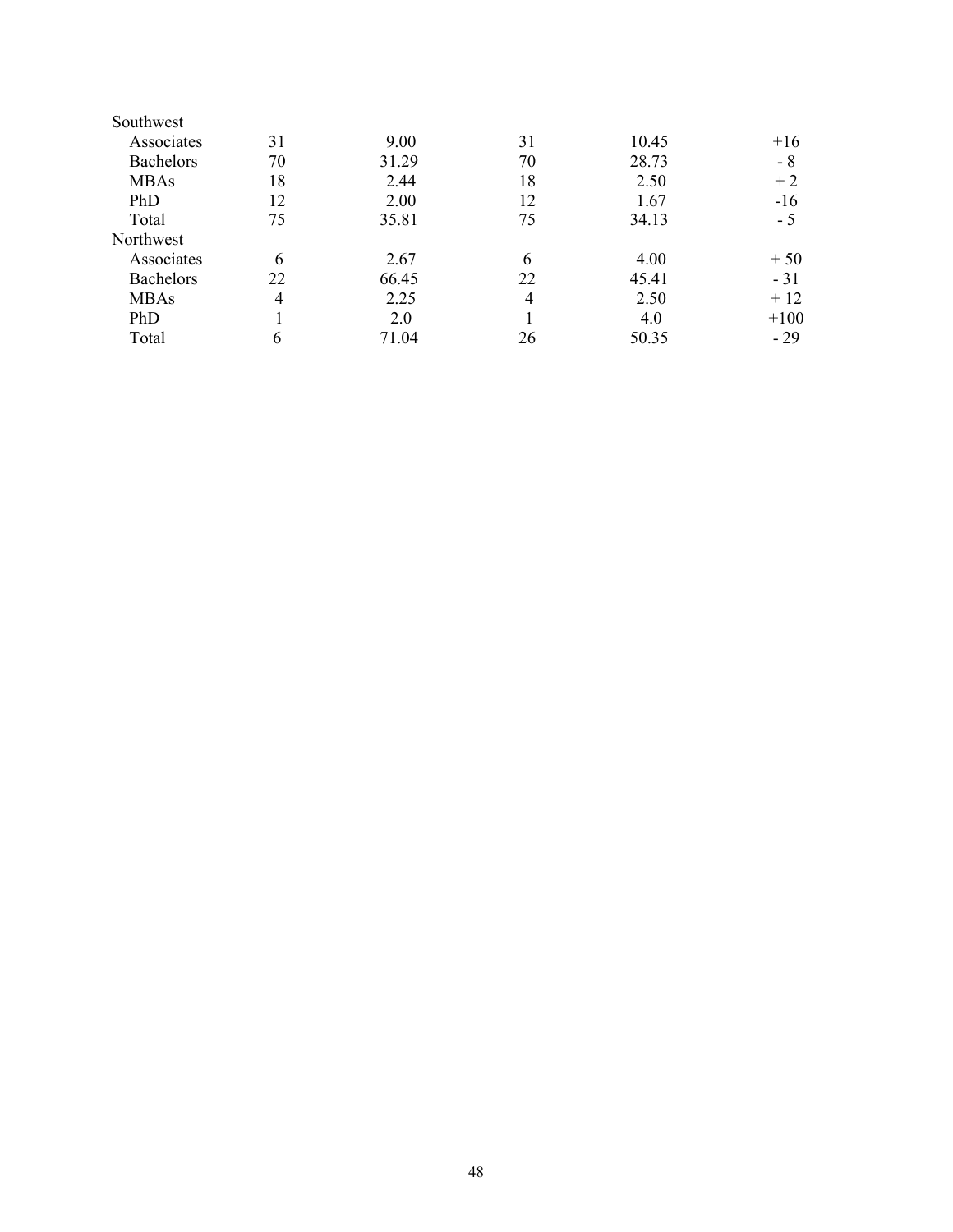| | | | | | |
|---|---|---|---|---|---|
| Southwest | | | | | |
| Associates | 31 | 9.00 | 31 | 10.45 | +16 |
| Bachelors | 70 | 31.29 | 70 | 28.73 | - 8 |
| MBAs | 18 | 2.44 | 18 | 2.50 | + 2 |
| PhD | 12 | 2.00 | 12 | 1.67 | -16 |
| Total | 75 | 35.81 | 75 | 34.13 | - 5 |
| Northwest | | | | | |
| Associates | 6 | 2.67 | 6 | 4.00 | + 50 |
| Bachelors | 22 | 66.45 | 22 | 45.41 | - 31 |
| MBAs | 4 | 2.25 | 4 | 2.50 | + 12 |
| PhD | 1 | 2.0 | 1 | 4.0 | +100 |
| Total | 6 | 71.04 | 26 | 50.35 | - 29 |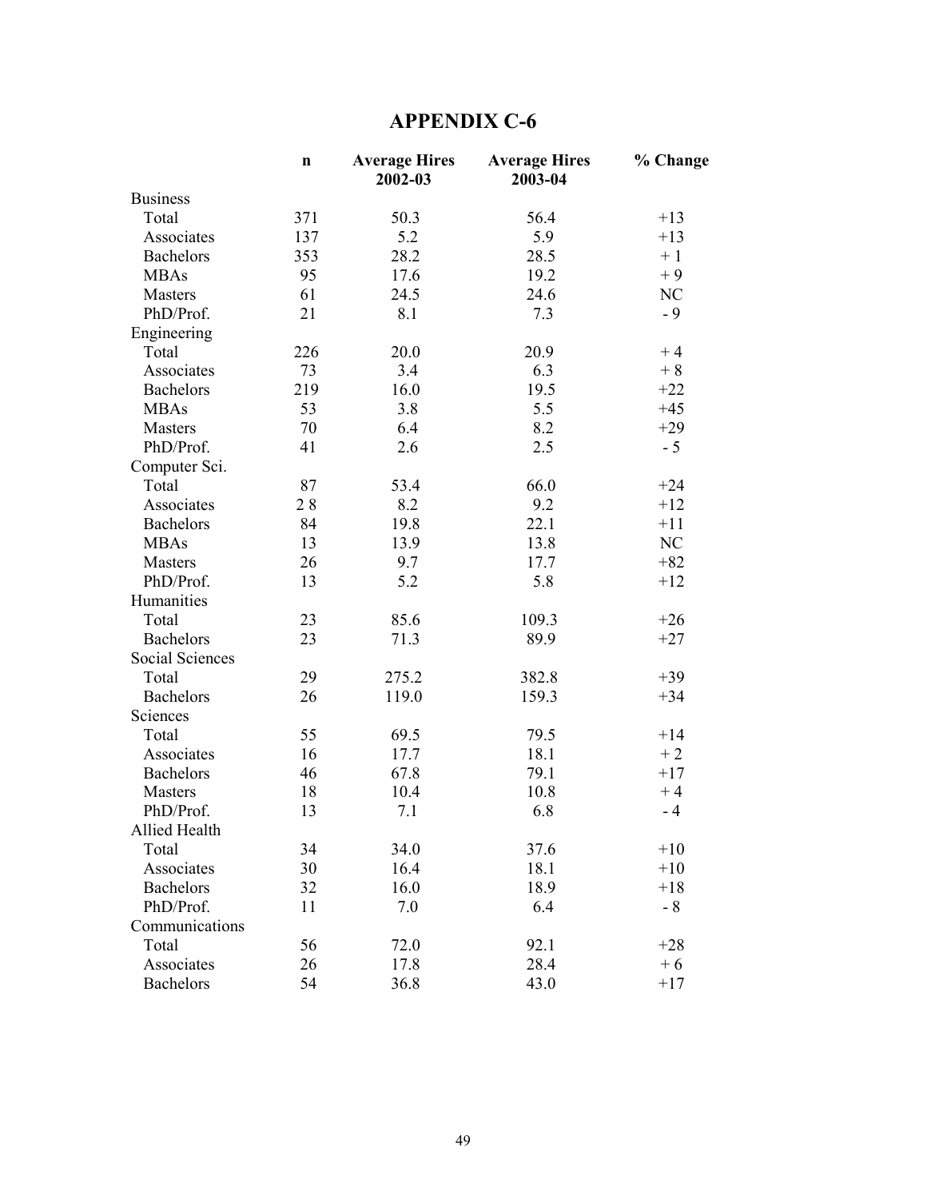# APPENDIX C-6

| | n | Average Hires 2002-03 | Average Hires 2003-04 | % Change |
|---|---|---|---|---|
| Business | | | | |
| Total | 371 | 50.3 | 56.4 | +13 |
| Associates | 137 | 5.2 | 5.9 | +13 |
| Bachelors | 353 | 28.2 | 28.5 | + 1 |
| MBAs | 95 | 17.6 | 19.2 | + 9 |
| Masters | 61 | 24.5 | 24.6 | NC |
| PhD/Prof. | 21 | 8.1 | 7.3 | - 9 |
| Engineering | | | | |
| Total | 226 | 20.0 | 20.9 | + 4 |
| Associates | 73 | 3.4 | 6.3 | + 8 |
| Bachelors | 219 | 16.0 | 19.5 | +22 |
| MBAs | 53 | 3.8 | 5.5 | +45 |
| Masters | 70 | 6.4 | 8.2 | +29 |
| PhD/Prof. | 41 | 2.6 | 2.5 | - 5 |
| Computer Sci. | | | | |
| Total | 87 | 53.4 | 66.0 | +24 |
| Associates | 2 8 | 8.2 | 9.2 | +12 |
| Bachelors | 84 | 19.8 | 22.1 | +11 |
| MBAs | 13 | 13.9 | 13.8 | NC |
| Masters | 26 | 9.7 | 17.7 | +82 |
| PhD/Prof. | 13 | 5.2 | 5.8 | +12 |
| Humanities | | | | |
| Total | 23 | 85.6 | 109.3 | +26 |
| Bachelors | 23 | 71.3 | 89.9 | +27 |
| Social Sciences | | | | |
| Total | 29 | 275.2 | 382.8 | +39 |
| Bachelors | 26 | 119.0 | 159.3 | +34 |
| Sciences | | | | |
| Total | 55 | 69.5 | 79.5 | +14 |
| Associates | 16 | 17.7 | 18.1 | + 2 |
| Bachelors | 46 | 67.8 | 79.1 | +17 |
| Masters | 18 | 10.4 | 10.8 | + 4 |
| PhD/Prof. | 13 | 7.1 | 6.8 | - 4 |
| Allied Health | | | | |
| Total | 34 | 34.0 | 37.6 | +10 |
| Associates | 30 | 16.4 | 18.1 | +10 |
| Bachelors | 32 | 16.0 | 18.9 | +18 |
| PhD/Prof. | 11 | 7.0 | 6.4 | - 8 |
| Communications | | | | |
| Total | 56 | 72.0 | 92.1 | +28 |
| Associates | 26 | 17.8 | 28.4 | + 6 |
| Bachelors | 54 | 36.8 | 43.0 | +17 |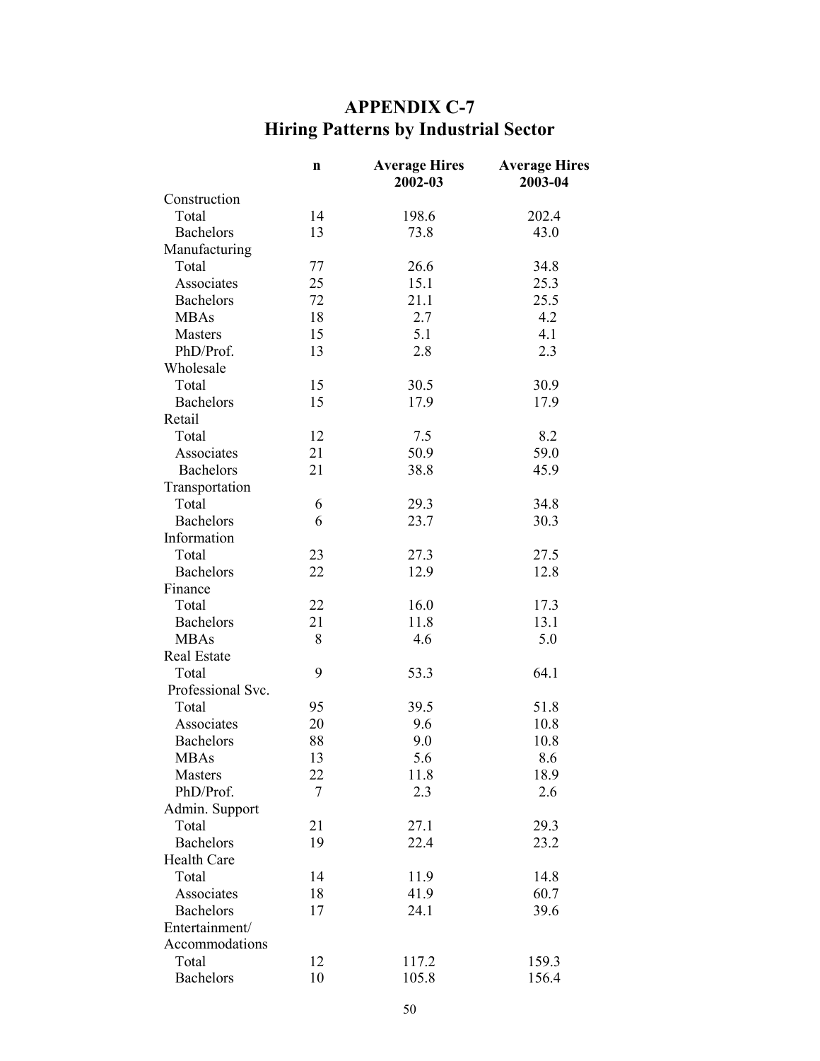# APPENDIX C-7
# Hiring Patterns by Industrial Sector

| | n | Average Hires 2002-03 | Average Hires 2003-04 |
|---|---|---|---|
| Construction | | | |
| Total | 14 | 198.6 | 202.4 |
| Bachelors | 13 | 73.8 | 43.0 |
| Manufacturing | | | |
| Total | 77 | 26.6 | 34.8 |
| Associates | 25 | 15.1 | 25.3 |
| Bachelors | 72 | 21.1 | 25.5 |
| MBAs | 18 | 2.7 | 4.2 |
| Masters | 15 | 5.1 | 4.1 |
| PhD/Prof. | 13 | 2.8 | 2.3 |
| Wholesale | | | |
| Total | 15 | 30.5 | 30.9 |
| Bachelors | 15 | 17.9 | 17.9 |
| Retail | | | |
| Total | 12 | 7.5 | 8.2 |
| Associates | 21 | 50.9 | 59.0 |
| Bachelors | 21 | 38.8 | 45.9 |
| Transportation | | | |
| Total | 6 | 29.3 | 34.8 |
| Bachelors | 6 | 23.7 | 30.3 |
| Information | | | |
| Total | 23 | 27.3 | 27.5 |
| Bachelors | 22 | 12.9 | 12.8 |
| Finance | | | |
| Total | 22 | 16.0 | 17.3 |
| Bachelors | 21 | 11.8 | 13.1 |
| MBAs | 8 | 4.6 | 5.0 |
| Real Estate | | | |
| Total | 9 | 53.3 | 64.1 |
| Professional Svc. | | | |
| Total | 95 | 39.5 | 51.8 |
| Associates | 20 | 9.6 | 10.8 |
| Bachelors | 88 | 9.0 | 10.8 |
| MBAs | 13 | 5.6 | 8.6 |
| Masters | 22 | 11.8 | 18.9 |
| PhD/Prof. | 7 | 2.3 | 2.6 |
| Admin. Support | | | |
| Total | 21 | 27.1 | 29.3 |
| Bachelors | 19 | 22.4 | 23.2 |
| Health Care | | | |
| Total | 14 | 11.9 | 14.8 |
| Associates | 18 | 41.9 | 60.7 |
| Bachelors | 17 | 24.1 | 39.6 |
| Entertainment/ Accommodations | | | |
| Total | 12 | 117.2 | 159.3 |
| Bachelors | 10 | 105.8 | 156.4 |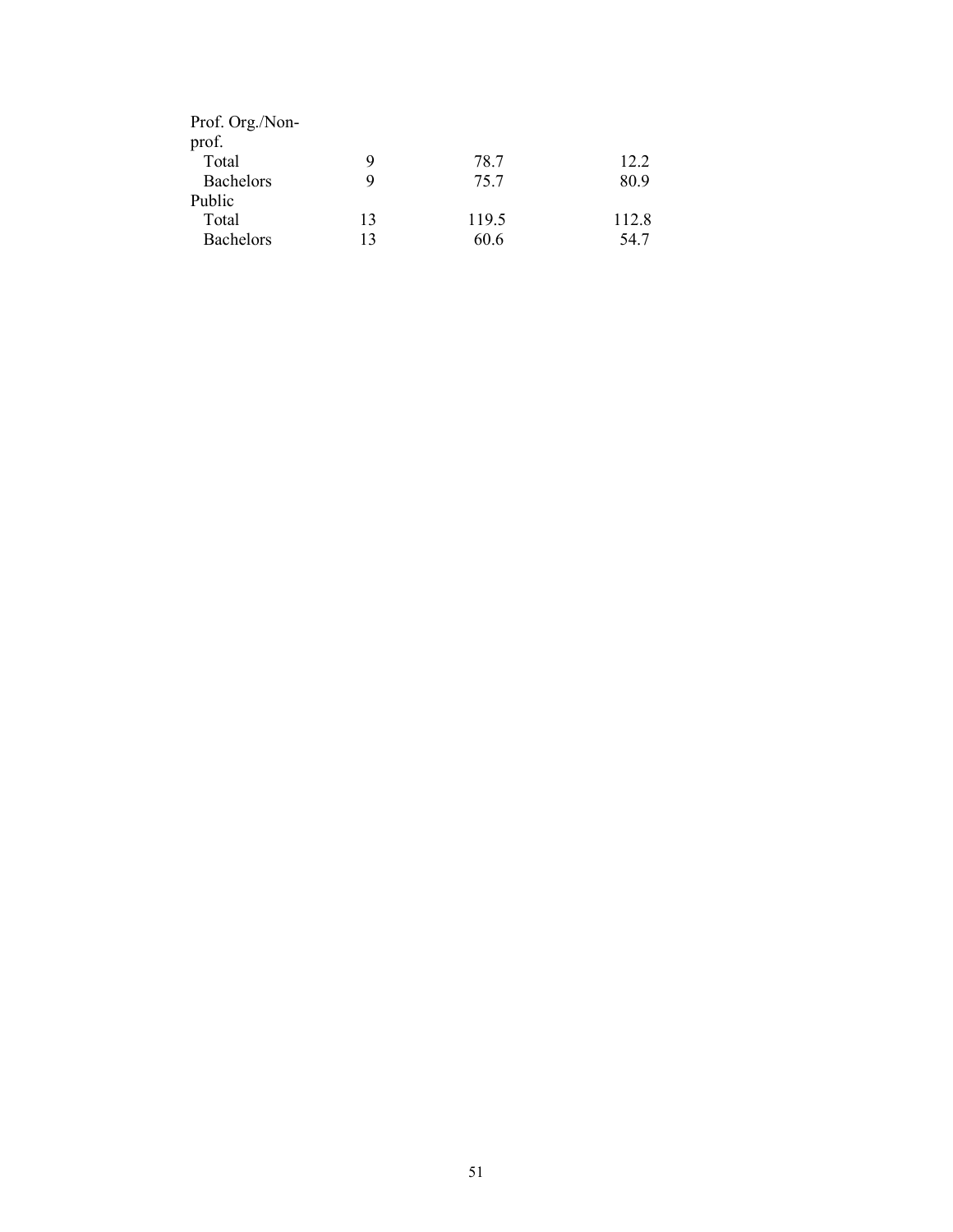| | | | |
|---|---|---|---|
| Prof. Org./Non-prof. | | | |
| Total | 9 | 78.7 | 12.2 |
| Bachelors | 9 | 75.7 | 80.9 |
| Public | | | |
| Total | 13 | 119.5 | 112.8 |
| Bachelors | 13 | 60.6 | 54.7 |